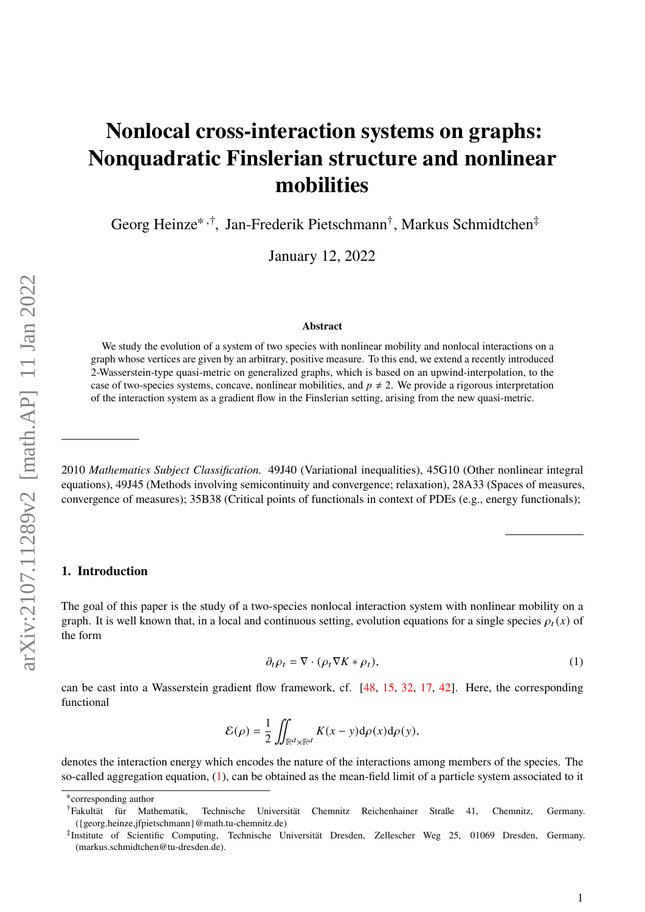# Nonlocal cross-interaction systems on graphs: Nonquadratic Finslerian structure and nonlinear mobilities

Georg Heinze[*,†], Jan-Frederik Pietschmann[†], Markus Schmidtchen[‡]

January 12, 2022

### Abstract

We study the evolution of a system of two species with nonlinear mobility and nonlocal interactions on a graph whose vertices are given by an arbitrary, positive measure. To this end, we extend a recently introduced 2-Wasserstein-type quasi-metric on generalized graphs, which is based on an upwind-interpolation, to the case of two-species systems, concave, nonlinear mobilities, and $p \neq 2$. We provide a rigorous interpretation of the interaction system as a gradient flow in the Finslerian setting, arising from the new quasi-metric.

---

2010 *Mathematics Subject Classification.* 49J40 (Variational inequalities), 45G10 (Other nonlinear integral equations), 49J45 (Methods involving semicontinuity and convergence; relaxation), 28A33 (Spaces of measures, convergence of measures); 35B38 (Critical points of functionals in context of PDEs (e.g., energy functionals);

---

## 1. Introduction

The goal of this paper is the study of a two-species nonlocal interaction system with nonlinear mobility on a graph. It is well known that, in a local and continuous setting, evolution equations for a single species $\rho_t(x)$ of the form

$$\partial_t \rho_t = \nabla \cdot (\rho_t \nabla K * \rho_t), \tag{1}$$

can be cast into a Wasserstein gradient flow framework, cf. [48, 15, 32, 17, 42]. Here, the corresponding functional

$$\mathcal{E}(\rho) = \frac{1}{2} \iint_{\mathbb{R}^d \times \mathbb{R}^d} K(x - y) \mathrm{d}\rho(x) \mathrm{d}\rho(y),$$

denotes the interaction energy which encodes the nature of the interactions among members of the species. The so-called aggregation equation, (1), can be obtained as the mean-field limit of a particle system associated to it

---

*corresponding author

†Fakultät für Mathematik, Technische Universität Chemnitz Reichenhainer Straße 41, Chemnitz, Germany. ({georg.heinze,jfpietschmann}@math.tu-chemnitz.de)

‡Institute of Scientific Computing, Technische Universität Dresden, Zellescher Weg 25, 01069 Dresden, Germany. (markus.schmidtchen@tu-dresden.de).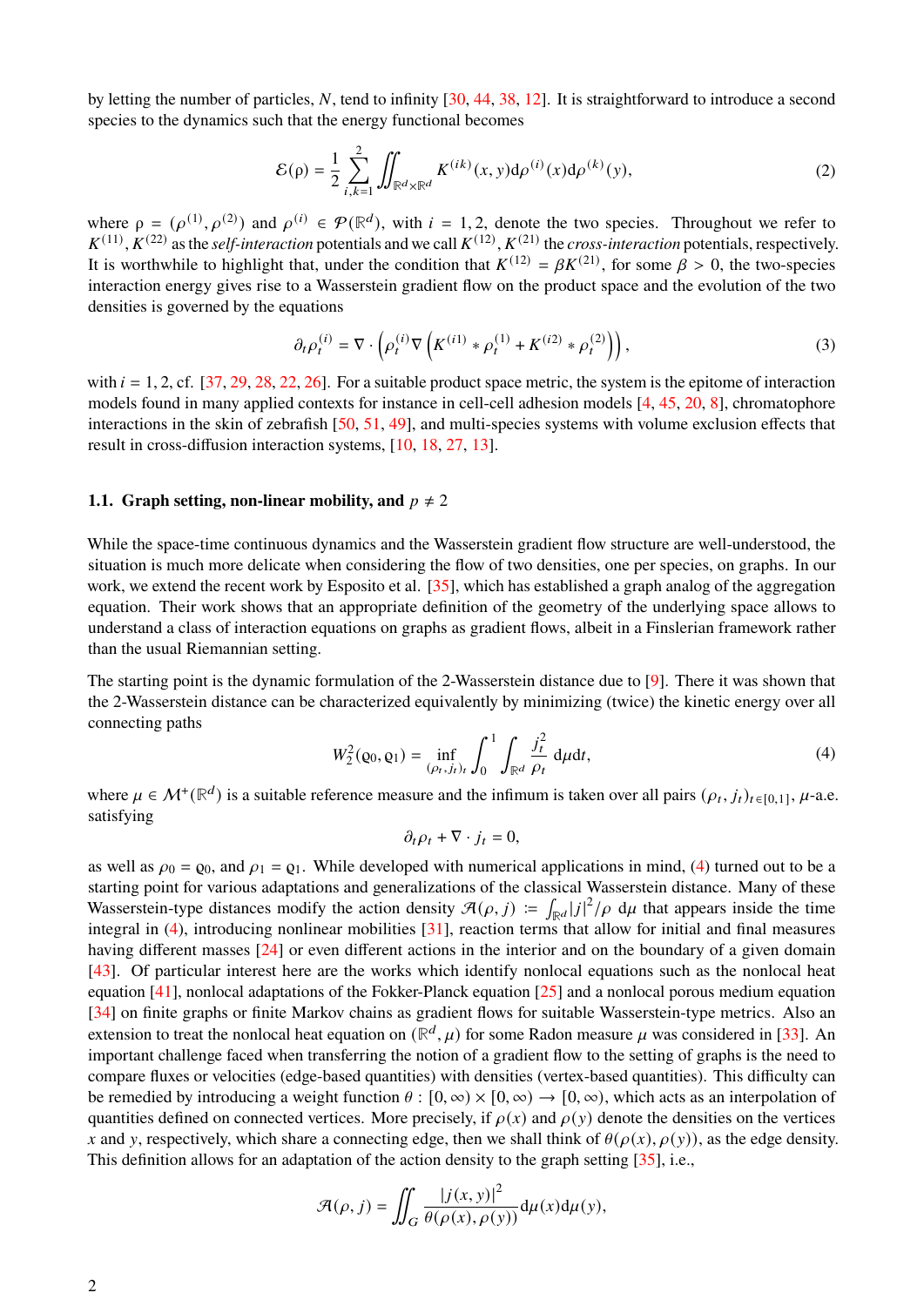by letting the number of particles, $N$, tend to infinity [30, 44, 38, 12]. It is straightforward to introduce a second species to the dynamics such that the energy functional becomes

$$\mathcal{E}(\mathrm{\rho}) = \frac{1}{2}\sum_{i,k=1}^{2}\iint_{\mathbb{R}^d\times\mathbb{R}^d} K^{(ik)}(x,y)\mathrm{d}\rho^{(i)}(x)\mathrm{d}\rho^{(k)}(y), \tag{2}$$

where $\mathrm{\rho} = (\rho^{(1)}, \rho^{(2)})$ and $\rho^{(i)} \in \mathcal{P}(\mathbb{R}^d)$, with $i = 1, 2$, denote the two species. Throughout we refer to $K^{(11)}, K^{(22)}$ as the *self-interaction* potentials and we call $K^{(12)}, K^{(21)}$ the *cross-interaction* potentials, respectively. It is worthwhile to highlight that, under the condition that $K^{(12)} = \beta K^{(21)}$, for some $\beta > 0$, the two-species interaction energy gives rise to a Wasserstein gradient flow on the product space and the evolution of the two densities is governed by the equations

$$\partial_t \rho_t^{(i)} = \nabla\cdot\left(\rho_t^{(i)}\nabla\left(K^{(i1)} * \rho_t^{(1)} + K^{(i2)} * \rho_t^{(2)}\right)\right), \tag{3}$$

with $i = 1, 2$, cf. [37, 29, 28, 22, 26]. For a suitable product space metric, the system is the epitome of interaction models found in many applied contexts for instance in cell-cell adhesion models [4, 45, 20, 8], chromatophore interactions in the skin of zebrafish [50, 51, 49], and multi-species systems with volume exclusion effects that result in cross-diffusion interaction systems, [10, 18, 27, 13].

### 1.1. Graph setting, non-linear mobility, and $p \neq 2$

While the space-time continuous dynamics and the Wasserstein gradient flow structure are well-understood, the situation is much more delicate when considering the flow of two densities, one per species, on graphs. In our work, we extend the recent work by Esposito et al. [35], which has established a graph analog of the aggregation equation. Their work shows that an appropriate definition of the geometry of the underlying space allows to understand a class of interaction equations on graphs as gradient flows, albeit in a Finslerian framework rather than the usual Riemannian setting.

The starting point is the dynamic formulation of the 2-Wasserstein distance due to [9]. There it was shown that the 2-Wasserstein distance can be characterized equivalently by minimizing (twice) the kinetic energy over all connecting paths

$$W_2^2(\varrho_0, \varrho_1) = \inf_{(\rho_t, j_t)_t}\int_0^1\int_{\mathbb{R}^d}\frac{j_t^2}{\rho_t}\,\mathrm{d}\mu\mathrm{d}t, \tag{4}$$

where $\mu \in \mathcal{M}^+(\mathbb{R}^d)$ is a suitable reference measure and the infimum is taken over all pairs $(\rho_t, j_t)_{t\in[0,1]}$, $\mu$-a.e. satisfying

$$\partial_t\rho_t + \nabla\cdot j_t = 0,$$

as well as $\rho_0 = \varrho_0$, and $\rho_1 = \varrho_1$. While developed with numerical applications in mind, (4) turned out to be a starting point for various adaptations and generalizations of the classical Wasserstein distance. Many of these Wasserstein-type distances modify the action density $\mathcal{A}(\rho, j) := \int_{\mathbb{R}^d}|j|^2/\rho\,\mathrm{d}\mu$ that appears inside the time integral in (4), introducing nonlinear mobilities [31], reaction terms that allow for initial and final measures having different masses [24] or even different actions in the interior and on the boundary of a given domain [43]. Of particular interest here are the works which identify nonlocal equations such as the nonlocal heat equation [41], nonlocal adaptations of the Fokker-Planck equation [25] and a nonlocal porous medium equation [34] on finite graphs or finite Markov chains as gradient flows for suitable Wasserstein-type metrics. Also an extension to treat the nonlocal heat equation on $(\mathbb{R}^d, \mu)$ for some Radon measure $\mu$ was considered in [33]. An important challenge faced when transferring the notion of a gradient flow to the setting of graphs is the need to compare fluxes or velocities (edge-based quantities) with densities (vertex-based quantities). This difficulty can be remedied by introducing a weight function $\theta : [0,\infty)\times[0,\infty)\to[0,\infty)$, which acts as an interpolation of quantities defined on connected vertices. More precisely, if $\rho(x)$ and $\rho(y)$ denote the densities on the vertices $x$ and $y$, respectively, which share a connecting edge, then we shall think of $\theta(\rho(x), \rho(y))$, as the edge density. This definition allows for an adaptation of the action density to the graph setting [35], i.e.,

$$\mathcal{A}(\rho, j) = \iint_G \frac{|j(x,y)|^2}{\theta(\rho(x), \rho(y))}\mathrm{d}\mu(x)\mathrm{d}\mu(y),$$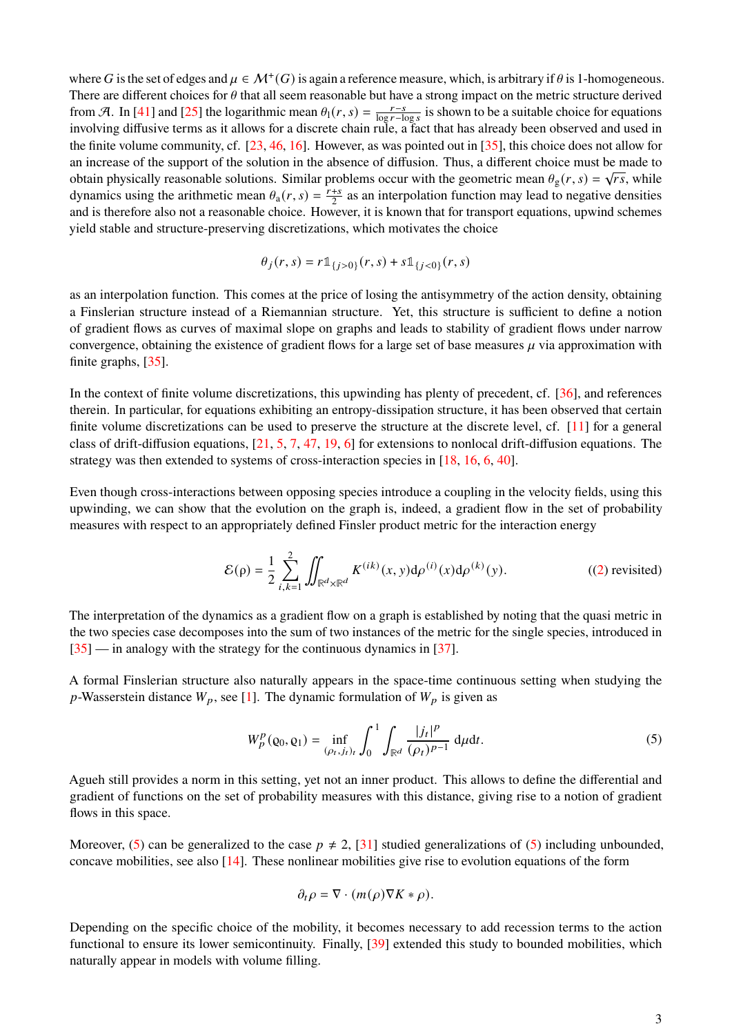where $G$ is the set of edges and $\mu \in \mathcal{M}^+(G)$ is again a reference measure, which, is arbitrary if $\theta$ is 1-homogeneous. There are different choices for $\theta$ that all seem reasonable but have a strong impact on the metric structure derived from $\mathcal{A}$. In [41] and [25] the logarithmic mean $\theta_1(r,s) = \frac{r-s}{\log r - \log s}$ is shown to be a suitable choice for equations involving diffusive terms as it allows for a discrete chain rule, a fact that has already been observed and used in the finite volume community, cf. [23, 46, 16]. However, as was pointed out in [35], this choice does not allow for an increase of the support of the solution in the absence of diffusion. Thus, a different choice must be made to obtain physically reasonable solutions. Similar problems occur with the geometric mean $\theta_g(r,s) = \sqrt{rs}$, while dynamics using the arithmetic mean $\theta_a(r,s) = \frac{r+s}{2}$ as an interpolation function may lead to negative densities and is therefore also not a reasonable choice. However, it is known that for transport equations, upwind schemes yield stable and structure-preserving discretizations, which motivates the choice

$$\theta_j(r,s) = r\mathbb{1}_{\{j>0\}}(r,s) + s\mathbb{1}_{\{j<0\}}(r,s)$$

as an interpolation function. This comes at the price of losing the antisymmetry of the action density, obtaining a Finslerian structure instead of a Riemannian structure. Yet, this structure is sufficient to define a notion of gradient flows as curves of maximal slope on graphs and leads to stability of gradient flows under narrow convergence, obtaining the existence of gradient flows for a large set of base measures $\mu$ via approximation with finite graphs, [35].

In the context of finite volume discretizations, this upwinding has plenty of precedent, cf. [36], and references therein. In particular, for equations exhibiting an entropy-dissipation structure, it has been observed that certain finite volume discretizations can be used to preserve the structure at the discrete level, cf. [11] for a general class of drift-diffusion equations, [21, 5, 7, 47, 19, 6] for extensions to nonlocal drift-diffusion equations. The strategy was then extended to systems of cross-interaction species in [18, 16, 6, 40].

Even though cross-interactions between opposing species introduce a coupling in the velocity fields, using this upwinding, we can show that the evolution on the graph is, indeed, a gradient flow in the set of probability measures with respect to an appropriately defined Finsler product metric for the interaction energy

$$\mathcal{E}(\rho) = \frac{1}{2}\sum_{i,k=1}^{2} \iint_{\mathbb{R}^d\times\mathbb{R}^d} K^{(ik)}(x,y)\mathrm{d}\rho^{(i)}(x)\mathrm{d}\rho^{(k)}(y). \qquad \text{((2) revisited)}$$

The interpretation of the dynamics as a gradient flow on a graph is established by noting that the quasi metric in the two species case decomposes into the sum of two instances of the metric for the single species, introduced in [35] — in analogy with the strategy for the continuous dynamics in [37].

A formal Finslerian structure also naturally appears in the space-time continuous setting when studying the $p$-Wasserstein distance $W_p$, see [1]. The dynamic formulation of $W_p$ is given as

$$W_p^p(\varrho_0,\varrho_1) = \inf_{(\rho_t,j_t)_t} \int_0^1 \int_{\mathbb{R}^d} \frac{|j_t|^p}{(\rho_t)^{p-1}}\,\mathrm{d}\mu\mathrm{d}t. \tag{5}$$

Agueh still provides a norm in this setting, yet not an inner product. This allows to define the differential and gradient of functions on the set of probability measures with this distance, giving rise to a notion of gradient flows in this space.

Moreover, (5) can be generalized to the case $p \neq 2$, [31] studied generalizations of (5) including unbounded, concave mobilities, see also [14]. These nonlinear mobilities give rise to evolution equations of the form

$$\partial_t\rho = \nabla\cdot(m(\rho)\nabla K * \rho).$$

Depending on the specific choice of the mobility, it becomes necessary to add recession terms to the action functional to ensure its lower semicontinuity. Finally, [39] extended this study to bounded mobilities, which naturally appear in models with volume filling.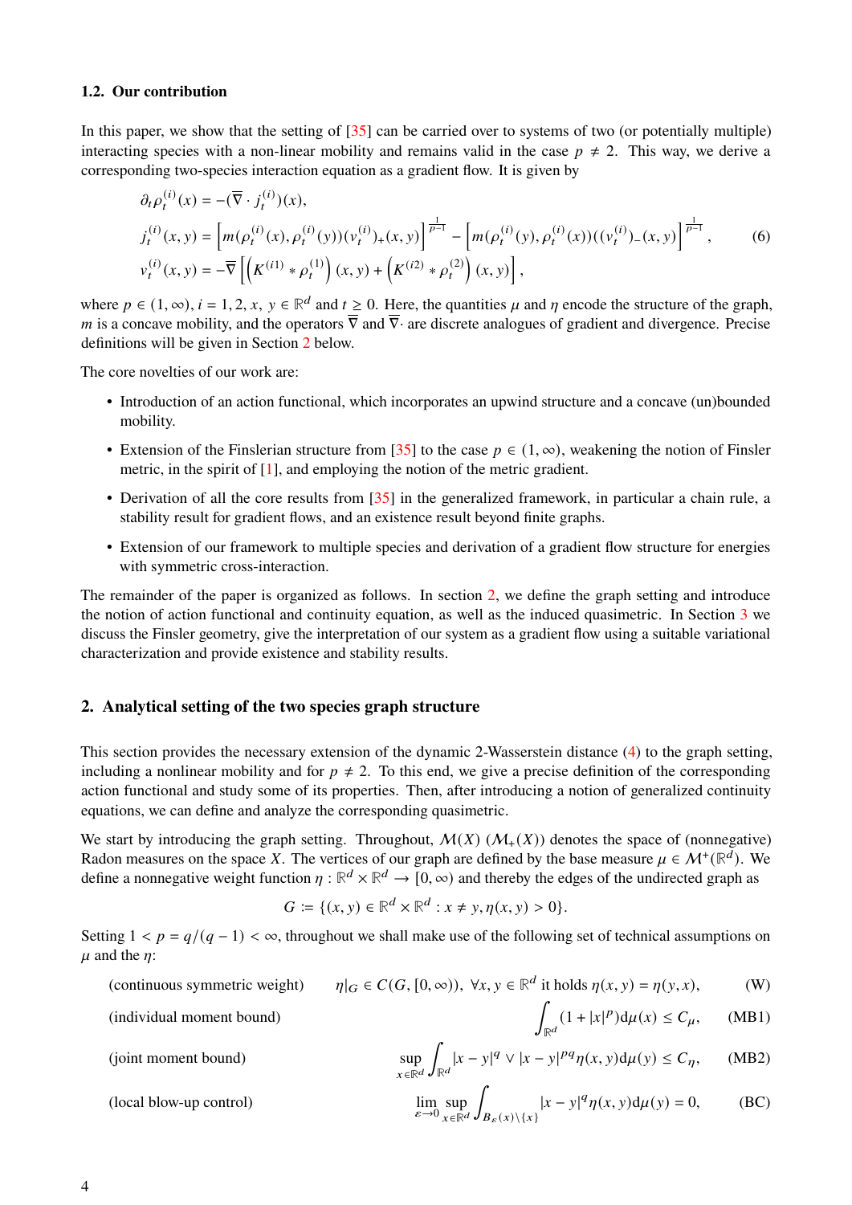### 1.2. Our contribution

In this paper, we show that the setting of [35] can be carried over to systems of two (or potentially multiple) interacting species with a non-linear mobility and remains valid in the case $p \neq 2$. This way, we derive a corresponding two-species interaction equation as a gradient flow. It is given by

$$
\begin{aligned}
&\partial_t \rho_t^{(i)}(x) = -(\overline{\nabla} \cdot j_t^{(i)})(x), \\
&j_t^{(i)}(x,y) = \left[ m(\rho_t^{(i)}(x), \rho_t^{(i)}(y)) (v_t^{(i)})_+(x,y) \right]^{\frac{1}{p-1}} - \left[ m(\rho_t^{(i)}(y), \rho_t^{(i)}(x)) ((v_t^{(i)})_-(x,y) \right]^{\frac{1}{p-1}}, \\
&v_t^{(i)}(x,y) = -\overline{\nabla} \left[ \left( K^{(i1)} * \rho_t^{(1)} \right)(x,y) + \left( K^{(i2)} * \rho_t^{(2)} \right)(x,y) \right],
\end{aligned}
\tag{6}
$$

where $p \in (1,\infty)$, $i = 1,2$, $x,\ y \in \mathbb{R}^d$ and $t \geq 0$. Here, the quantities $\mu$ and $\eta$ encode the structure of the graph, $m$ is a concave mobility, and the operators $\overline{\nabla}$ and $\overline{\nabla}\cdot$ are discrete analogues of gradient and divergence. Precise definitions will be given in Section 2 below.

The core novelties of our work are:

- Introduction of an action functional, which incorporates an upwind structure and a concave (un)bounded mobility.
- Extension of the Finslerian structure from [35] to the case $p \in (1,\infty)$, weakening the notion of Finsler metric, in the spirit of [1], and employing the notion of the metric gradient.
- Derivation of all the core results from [35] in the generalized framework, in particular a chain rule, a stability result for gradient flows, and an existence result beyond finite graphs.
- Extension of our framework to multiple species and derivation of a gradient flow structure for energies with symmetric cross-interaction.

The remainder of the paper is organized as follows. In section 2, we define the graph setting and introduce the notion of action functional and continuity equation, as well as the induced quasimetric. In Section 3 we discuss the Finsler geometry, give the interpretation of our system as a gradient flow using a suitable variational characterization and provide existence and stability results.

## 2. Analytical setting of the two species graph structure

This section provides the necessary extension of the dynamic 2-Wasserstein distance (4) to the graph setting, including a nonlinear mobility and for $p \neq 2$. To this end, we give a precise definition of the corresponding action functional and study some of its properties. Then, after introducing a notion of generalized continuity equations, we can define and analyze the corresponding quasimetric.

We start by introducing the graph setting. Throughout, $\mathcal{M}(X)$ ($\mathcal{M}_+(X)$) denotes the space of (nonnegative) Radon measures on the space $X$. The vertices of our graph are defined by the base measure $\mu \in \mathcal{M}^+(\mathbb{R}^d)$. We define a nonnegative weight function $\eta : \mathbb{R}^d \times \mathbb{R}^d \to [0,\infty)$ and thereby the edges of the undirected graph as

$$
G := \{(x,y) \in \mathbb{R}^d \times \mathbb{R}^d : x \neq y, \eta(x,y) > 0\}.
$$

Setting $1 < p = q/(q-1) < \infty$, throughout we shall make use of the following set of technical assumptions on $\mu$ and the $\eta$:

$$
\text{(continuous symmetric weight)} \qquad \eta|_G \in C(G,[0,\infty)),\ \forall x,y \in \mathbb{R}^d \text{ it holds } \eta(x,y) = \eta(y,x), \tag{W}
$$

$$
\text{(individual moment bound)} \qquad \int_{\mathbb{R}^d} (1 + |x|^p) \mathrm{d}\mu(x) \leq C_\mu, \tag{MB1}
$$

$$
\text{(joint moment bound)} \qquad \sup_{x \in \mathbb{R}^d} \int_{\mathbb{R}^d} |x-y|^q \vee |x-y|^{pq} \eta(x,y) \mathrm{d}\mu(y) \leq C_\eta, \tag{MB2}
$$

$$
\text{(local blow-up control)} \qquad \lim_{\varepsilon \to 0} \sup_{x \in \mathbb{R}^d} \int_{B_\varepsilon(x) \setminus \{x\}} |x-y|^q \eta(x,y) \mathrm{d}\mu(y) = 0, \tag{BC}
$$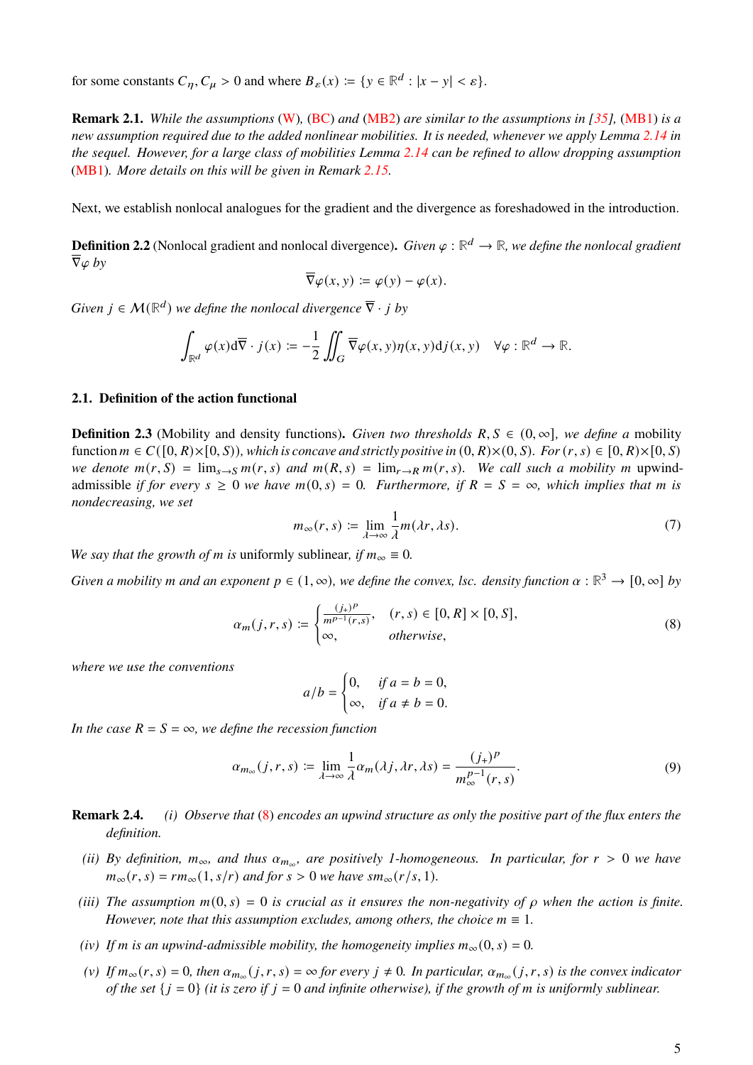for some constants $C_\eta, C_\mu > 0$ and where $B_\varepsilon(x) := \{y \in \mathbb{R}^d : |x - y| < \varepsilon\}$.

**Remark 2.1.** *While the assumptions (W), (BC) and (MB2) are similar to the assumptions in [35], (MB1) is a new assumption required due to the added nonlinear mobilities. It is needed, whenever we apply Lemma 2.14 in the sequel. However, for a large class of mobilities Lemma 2.14 can be refined to allow dropping assumption (MB1). More details on this will be given in Remark 2.15.*

Next, we establish nonlocal analogues for the gradient and the divergence as foreshadowed in the introduction.

**Definition 2.2** (Nonlocal gradient and nonlocal divergence)**.** *Given $\varphi : \mathbb{R}^d \to \mathbb{R}$, we define the nonlocal gradient $\overline{\nabla}\varphi$ by*

$$\overline{\nabla}\varphi(x, y) := \varphi(y) - \varphi(x).$$

*Given $j \in \mathcal{M}(\mathbb{R}^d)$ we define the nonlocal divergence $\overline{\nabla} \cdot j$ by*

$$\int_{\mathbb{R}^d} \varphi(x) \mathrm{d}\overline{\nabla} \cdot j(x) := -\frac{1}{2} \iint_G \overline{\nabla}\varphi(x, y)\eta(x, y)\mathrm{d}j(x, y) \quad \forall \varphi : \mathbb{R}^d \to \mathbb{R}.$$

### 2.1. Definition of the action functional

**Definition 2.3** (Mobility and density functions)**.** *Given two thresholds $R, S \in (0, \infty]$, we define a* mobility function *$m \in C([0, R) \times [0, S))$, which is concave and strictly positive in $(0, R) \times (0, S)$. For $(r, s) \in [0, R) \times [0, S)$ we denote $m(r, S) = \lim_{s \to S} m(r, s)$ and $m(R, s) = \lim_{r \to R} m(r, s)$. We call such a mobility $m$* upwind-admissible *if for every $s \geq 0$ we have $m(0, s) = 0$. Furthermore, if $R = S = \infty$, which implies that $m$ is nondecreasing, we set*

$$m_\infty(r, s) := \lim_{\lambda \to \infty} \frac{1}{\lambda} m(\lambda r, \lambda s). \tag{7}$$

*We say that the growth of $m$ is* uniformly sublinear, *if $m_\infty \equiv 0$.*

*Given a mobility $m$ and an exponent $p \in (1, \infty)$, we define the convex, lsc. density function $\alpha : \mathbb{R}^3 \to [0, \infty]$ by*

$$\alpha_m(j, r, s) := \begin{cases} \frac{(j_+)^p}{m^{p-1}(r,s)}, & (r, s) \in [0, R] \times [0, S], \\ \infty, & \text{otherwise}, \end{cases} \tag{8}$$

*where we use the conventions*

$$a/b = \begin{cases} 0, & \text{if } a = b = 0, \\ \infty, & \text{if } a \neq b = 0. \end{cases}$$

*In the case $R = S = \infty$, we define the recession function*

$$\alpha_{m_\infty}(j, r, s) := \lim_{\lambda \to \infty} \frac{1}{\lambda} \alpha_m(\lambda j, \lambda r, \lambda s) = \frac{(j_+)^p}{m_\infty^{p-1}(r, s)}. \tag{9}$$

**Remark 2.4.**

*(i) Observe that (8) encodes an upwind structure as only the positive part of the flux enters the definition.*

*(ii) By definition, $m_\infty$, and thus $\alpha_{m_\infty}$, are positively 1-homogeneous. In particular, for $r > 0$ we have $m_\infty(r, s) = r m_\infty(1, s/r)$ and for $s > 0$ we have $s m_\infty(r/s, 1)$.*

*(iii) The assumption $m(0, s) = 0$ is crucial as it ensures the non-negativity of $\rho$ when the action is finite. However, note that this assumption excludes, among others, the choice $m \equiv 1$.*

*(iv) If $m$ is an upwind-admissible mobility, the homogeneity implies $m_\infty(0, s) = 0$.*

*(v) If $m_\infty(r, s) = 0$, then $\alpha_{m_\infty}(j, r, s) = \infty$ for every $j \neq 0$. In particular, $\alpha_{m_\infty}(j, r, s)$ is the convex indicator of the set $\{j = 0\}$ (it is zero if $j = 0$ and infinite otherwise), if the growth of $m$ is uniformly sublinear.*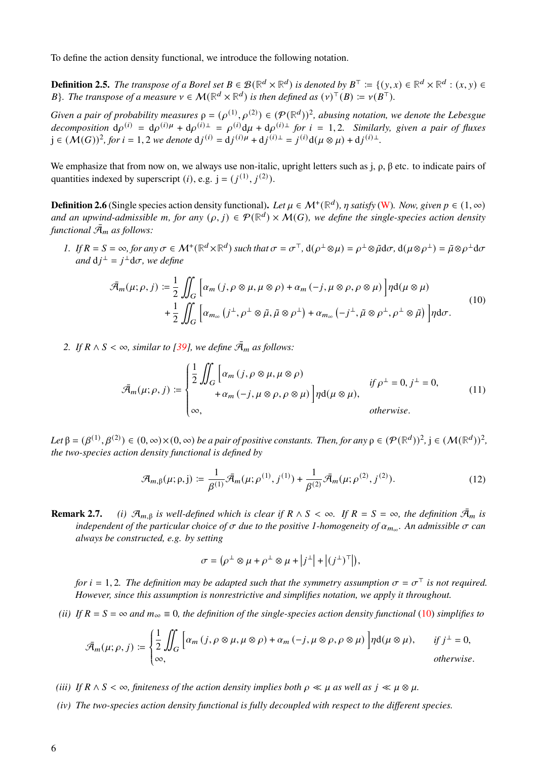To define the action density functional, we introduce the following notation.

**Definition 2.5.** *The transpose of a Borel set $B \in \mathcal{B}(\mathbb{R}^d \times \mathbb{R}^d)$ is denoted by $B^\top := \{(y,x) \in \mathbb{R}^d \times \mathbb{R}^d : (x,y) \in B\}$. The transpose of a measure $\nu \in \mathcal{M}(\mathbb{R}^d \times \mathbb{R}^d)$ is then defined as $(\nu)^\top(B) := \nu(B^\top)$.*

*Given a pair of probability measures $\mathrm{\rho} = (\rho^{(1)}, \rho^{(2)}) \in (\mathcal{P}(\mathbb{R}^d))^2$, abusing notation, we denote the Lebesgue decomposition $\mathrm{d}\rho^{(i)} = \mathrm{d}\rho^{(i)\mu} + \mathrm{d}\rho^{(i)\perp} = \rho^{(i)}\mathrm{d}\mu + \mathrm{d}\rho^{(i)\perp}$ for $i = 1,2$. Similarly, given a pair of fluxes $\mathrm{j} \in (\mathcal{M}(G))^2$, for $i = 1,2$ we denote $\mathrm{d}j^{(i)} = \mathrm{d}j^{(i)\mu} + \mathrm{d}j^{(i)\perp} = j^{(i)}\mathrm{d}(\mu \otimes \mu) + \mathrm{d}j^{(i)\perp}$.*

We emphasize that from now on, we always use non-italic, upright letters such as j, ρ, β etc. to indicate pairs of quantities indexed by superscript $(i)$, e.g. $\mathrm{j} = (j^{(1)}, j^{(2)})$.

**Definition 2.6** (Single species action density functional)**.** *Let $\mu \in \mathcal{M}^+(\mathbb{R}^d)$, $\eta$ satisfy (W). Now, given $p \in (1,\infty)$ and an upwind-admissible $m$, for any $(\rho, j) \in \mathcal{P}(\mathbb{R}^d) \times \mathcal{M}(G)$, we define the single-species action density functional $\bar{\mathcal{A}}_m$ as follows:*

1. *If $R = S = \infty$, for any $\sigma \in \mathcal{M}^+(\mathbb{R}^d \times \mathbb{R}^d)$ such that $\sigma = \sigma^\top$, $\mathrm{d}(\rho^\perp \otimes \mu) = \rho^\perp \otimes \tilde{\mu}\mathrm{d}\sigma$, $\mathrm{d}(\mu \otimes \rho^\perp) = \tilde{\mu} \otimes \rho^\perp \mathrm{d}\sigma$ and $\mathrm{d}j^\perp = j^\perp \mathrm{d}\sigma$, we define*

$$
\begin{aligned}
\bar{\mathcal{A}}_m(\mu;\rho,j) := &\frac{1}{2}\iint_G \Big[\alpha_m\left(j, \rho \otimes \mu, \mu \otimes \rho\right) + \alpha_m\left(-j, \mu \otimes \rho, \rho \otimes \mu\right)\Big]\eta \mathrm{d}(\mu \otimes \mu) \\
&+ \frac{1}{2}\iint_G \Big[\alpha_{m_\infty}\left(j^\perp, \rho^\perp \otimes \tilde{\mu}, \tilde{\mu} \otimes \rho^\perp\right) + \alpha_{m_\infty}\left(-j^\perp, \tilde{\mu} \otimes \rho^\perp, \rho^\perp \otimes \tilde{\mu}\right)\Big]\eta \mathrm{d}\sigma.
\end{aligned} \tag{10}
$$

2. *If $R \wedge S < \infty$, similar to [39], we define $\bar{\mathcal{A}}_m$ as follows:*

$$
\bar{\mathcal{A}}_m(\mu;\rho,j) := \begin{cases} \dfrac{1}{2}\displaystyle\iint_G \Big[\alpha_m\left(j, \rho \otimes \mu, \mu \otimes \rho\right) \\ \qquad + \alpha_m\left(-j, \mu \otimes \rho, \rho \otimes \mu\right)\Big]\eta \mathrm{d}(\mu \otimes \mu), & \text{if } \rho^\perp = 0, j^\perp = 0, \\ \infty, & \text{otherwise.} \end{cases} \tag{11}
$$

*Let $\mathrm{\beta} = (\beta^{(1)}, \beta^{(2)}) \in (0,\infty) \times (0,\infty)$ be a pair of positive constants. Then, for any $\mathrm{\rho} \in (\mathcal{P}(\mathbb{R}^d))^2$, $\mathrm{j} \in (\mathcal{M}(\mathbb{R}^d))^2$, the two-species action density functional is defined by*

$$
\mathcal{A}_{m,\mathrm{\beta}}(\mu;\mathrm{\rho},\mathrm{j}) := \frac{1}{\beta^{(1)}}\bar{\mathcal{A}}_m(\mu;\rho^{(1)}, j^{(1)}) + \frac{1}{\beta^{(2)}}\bar{\mathcal{A}}_m(\mu;\rho^{(2)}, j^{(2)}). \tag{12}
$$

**Remark 2.7.** *(i) $\mathcal{A}_{m,\mathrm{\beta}}$ is well-defined which is clear if $R \wedge S < \infty$. If $R = S = \infty$, the definition $\bar{\mathcal{A}}_m$ is independent of the particular choice of $\sigma$ due to the positive 1-homogeneity of $\alpha_{m_\infty}$. An admissible $\sigma$ can always be constructed, e.g. by setting*

$$
\sigma = \left(\rho^\perp \otimes \mu + \rho^\perp \otimes \mu + \left|j^\perp\right| + \left|(j^\perp)^\top\right|\right),
$$

*for $i = 1,2$. The definition may be adapted such that the symmetry assumption $\sigma = \sigma^\top$ is not required. However, since this assumption is nonrestrictive and simplifies notation, we apply it throughout.*

*(ii) If $R = S = \infty$ and $m_\infty \equiv 0$, the definition of the single-species action density functional (10) simplifies to*

$$
\bar{\mathcal{A}}_m(\mu;\rho,j) := \begin{cases} \dfrac{1}{2}\displaystyle\iint_G \Big[\alpha_m\left(j, \rho \otimes \mu, \mu \otimes \rho\right) + \alpha_m\left(-j, \mu \otimes \rho, \rho \otimes \mu\right)\Big]\eta \mathrm{d}(\mu \otimes \mu), & \text{if } j^\perp = 0, \\ \infty, & \text{otherwise.} \end{cases}
$$

*(iii) If $R \wedge S < \infty$, finiteness of the action density implies both $\rho \ll \mu$ as well as $j \ll \mu \otimes \mu$.*

*(iv) The two-species action density functional is fully decoupled with respect to the different species.*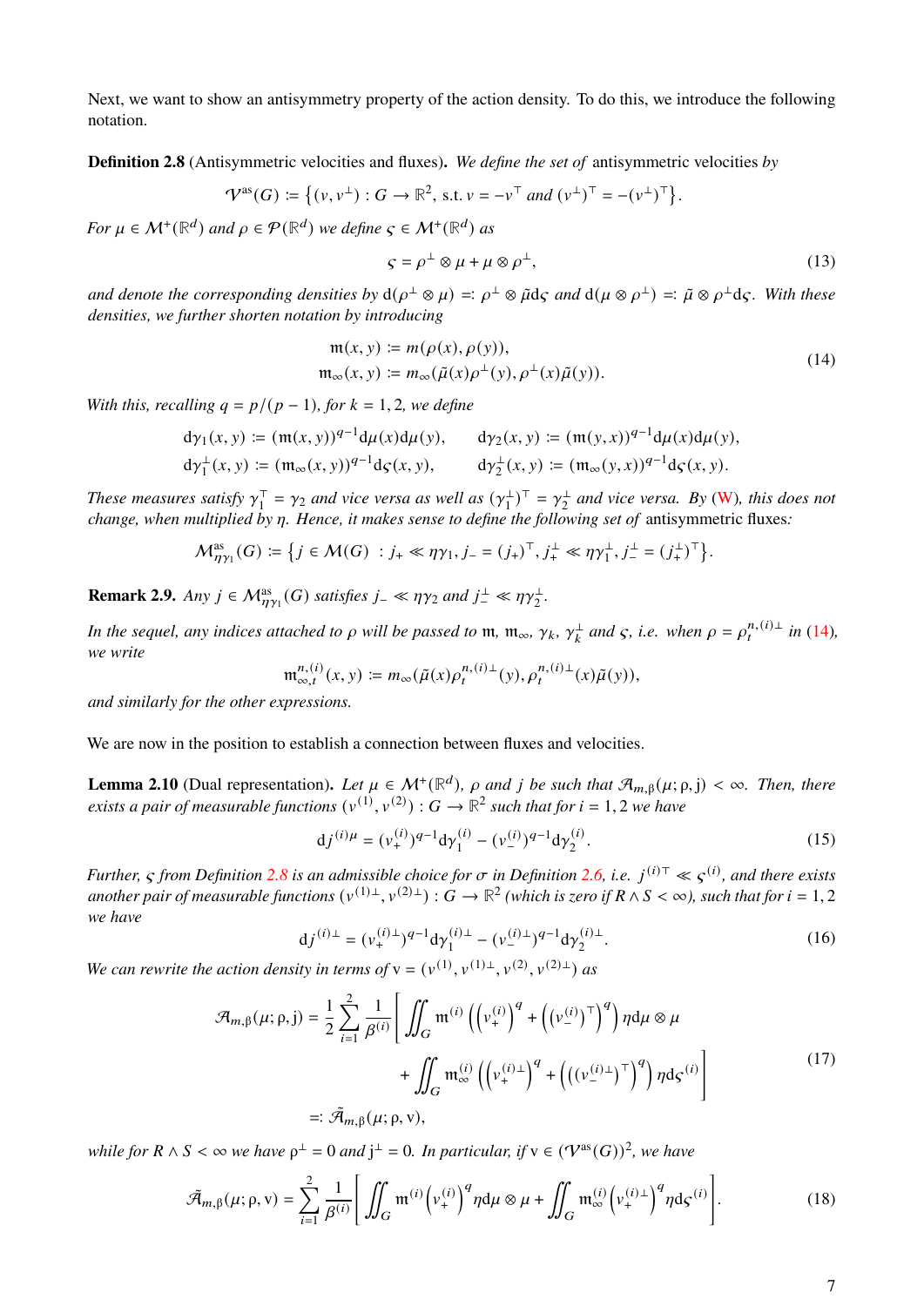Next, we want to show an antisymmetry property of the action density. To do this, we introduce the following notation.

**Definition 2.8** (Antisymmetric velocities and fluxes)**.** *We define the set of* antisymmetric velocities *by*

$$\mathcal{V}^{\mathrm{as}}(G) := \left\{(v, v^{\perp}) : G \to \mathbb{R}^2, \text{ s.t. } v = -v^{\top} \text{ and } (v^{\perp})^{\top} = -(v^{\perp})^{\top}\right\}.$$

*For $\mu \in \mathcal{M}^{+}(\mathbb{R}^d)$ and $\rho \in \mathcal{P}(\mathbb{R}^d)$ we define $\varsigma \in \mathcal{M}^{+}(\mathbb{R}^d)$ as*

$$\varsigma = \rho^{\perp} \otimes \mu + \mu \otimes \rho^{\perp}, \tag{13}$$

*and denote the corresponding densities by $\mathrm{d}(\rho^{\perp} \otimes \mu) =: \rho^{\perp} \otimes \tilde{\mu}\mathrm{d}\varsigma$ and $\mathrm{d}(\mu \otimes \rho^{\perp}) =: \tilde{\mu} \otimes \rho^{\perp}\mathrm{d}\varsigma$. With these densities, we further shorten notation by introducing*

$$\begin{aligned} \mathfrak{m}(x, y) &:= m(\rho(x), \rho(y)), \\ \mathfrak{m}_{\infty}(x, y) &:= m_{\infty}(\tilde{\mu}(x)\rho^{\perp}(y), \rho^{\perp}(x)\tilde{\mu}(y)). \end{aligned} \tag{14}$$

*With this, recalling $q = p/(p-1)$, for $k = 1, 2$, we define*

$$\mathrm{d}\gamma_1(x, y) := (\mathfrak{m}(x, y))^{q-1}\mathrm{d}\mu(x)\mathrm{d}\mu(y), \qquad \mathrm{d}\gamma_2(x, y) := (\mathfrak{m}(y, x))^{q-1}\mathrm{d}\mu(x)\mathrm{d}\mu(y),$$
$$\mathrm{d}\gamma_1^{\perp}(x, y) := (\mathfrak{m}_{\infty}(x, y))^{q-1}\mathrm{d}\varsigma(x, y), \qquad \mathrm{d}\gamma_2^{\perp}(x, y) := (\mathfrak{m}_{\infty}(y, x))^{q-1}\mathrm{d}\varsigma(x, y).$$

*These measures satisfy $\gamma_1^{\top} = \gamma_2$ and vice versa as well as $(\gamma_1^{\perp})^{\top} = \gamma_2^{\perp}$ and vice versa. By (W), this does not change, when multiplied by $\eta$. Hence, it makes sense to define the following set of* antisymmetric fluxes*:*

$$\mathcal{M}^{\mathrm{as}}_{\eta\gamma_1}(G) := \left\{ j \in \mathcal{M}(G) \;:\; j_+ \ll \eta\gamma_1, j_- = (j_+)^{\top}, j_+^{\perp} \ll \eta\gamma_1^{\perp}, j_-^{\perp} = (j_+^{\perp})^{\top}\right\}.$$

**Remark 2.9.** *Any $j \in \mathcal{M}^{\mathrm{as}}_{\eta\gamma_1}(G)$ satisfies $j_- \ll \eta\gamma_2$ and $j_-^{\perp} \ll \eta\gamma_2^{\perp}$.*

*In the sequel, any indices attached to $\rho$ will be passed to $\mathfrak{m}$, $\mathfrak{m}_{\infty}$, $\gamma_k$, $\gamma_k^{\perp}$ and $\varsigma$, i.e. when $\rho = \rho_t^{n,(i)\perp}$ in (14), we write*

$$\mathfrak{m}^{n,(i)}_{\infty,t}(x, y) := m_{\infty}(\tilde{\mu}(x)\rho_t^{n,(i)\perp}(y), \rho_t^{n,(i)\perp}(x)\tilde{\mu}(y)),$$

*and similarly for the other expressions.*

We are now in the position to establish a connection between fluxes and velocities.

**Lemma 2.10** (Dual representation)**.** *Let $\mu \in \mathcal{M}^{+}(\mathbb{R}^d)$, $\rho$ and $j$ be such that $\mathcal{A}_{m,\beta}(\mu; \rho, \mathrm{j}) < \infty$. Then, there exists a pair of measurable functions $(v^{(1)}, v^{(2)}) : G \to \mathbb{R}^2$ such that for $i = 1, 2$ we have*

$$\mathrm{d}j^{(i)\mu} = (v_+^{(i)})^{q-1}\mathrm{d}\gamma_1^{(i)} - (v_-^{(i)})^{q-1}\mathrm{d}\gamma_2^{(i)}. \tag{15}$$

*Further, $\varsigma$ from Definition 2.8 is an admissible choice for $\sigma$ in Definition 2.6, i.e. $j^{(i)\top} \ll \varsigma^{(i)}$, and there exists another pair of measurable functions $(v^{(1)\perp}, v^{(2)\perp}) : G \to \mathbb{R}^2$ (which is zero if $R \wedge S < \infty$), such that for $i = 1, 2$ we have*

$$\mathrm{d}j^{(i)\perp} = (v_+^{(i)\perp})^{q-1}\mathrm{d}\gamma_1^{(i)\perp} - (v_-^{(i)\perp})^{q-1}\mathrm{d}\gamma_2^{(i)\perp}. \tag{16}$$

*We can rewrite the action density in terms of $\mathrm{v} = (v^{(1)}, v^{(1)\perp}, v^{(2)}, v^{(2)\perp})$ as*

$$\begin{aligned} \mathcal{A}_{m,\beta}(\mu; \rho, \mathrm{j}) = \frac{1}{2}\sum_{i=1}^{2}\frac{1}{\beta^{(i)}}\Bigg[&\iint_G \mathfrak{m}^{(i)}\left(\left(v_+^{(i)}\right)^q + \left(\left(v_-^{(i)}\right)^{\top}\right)^q\right)\eta\mathrm{d}\mu\otimes\mu \\ &+ \iint_G \mathfrak{m}_{\infty}^{(i)}\left(\left(v_+^{(i)\perp}\right)^q + \left(\left(v_-^{(i)\perp}\right)^{\top}\right)^q\right)\eta\mathrm{d}\varsigma^{(i)}\Bigg] \\ =: \tilde{\mathcal{A}}_{m,\beta}(\mu; \rho, \mathrm{v}),& \end{aligned} \tag{17}$$

*while for $R \wedge S < \infty$ we have $\rho^{\perp} = 0$ and $\mathrm{j}^{\perp} = 0$. In particular, if $\mathrm{v} \in (\mathcal{V}^{\mathrm{as}}(G))^2$, we have*

$$\tilde{\mathcal{A}}_{m,\beta}(\mu; \rho, \mathrm{v}) = \sum_{i=1}^{2}\frac{1}{\beta^{(i)}}\left[\iint_G \mathfrak{m}^{(i)}\left(v_+^{(i)}\right)^q\eta\mathrm{d}\mu\otimes\mu + \iint_G \mathfrak{m}_{\infty}^{(i)}\left(v_+^{(i)\perp}\right)^q\eta\mathrm{d}\varsigma^{(i)}\right]. \tag{18}$$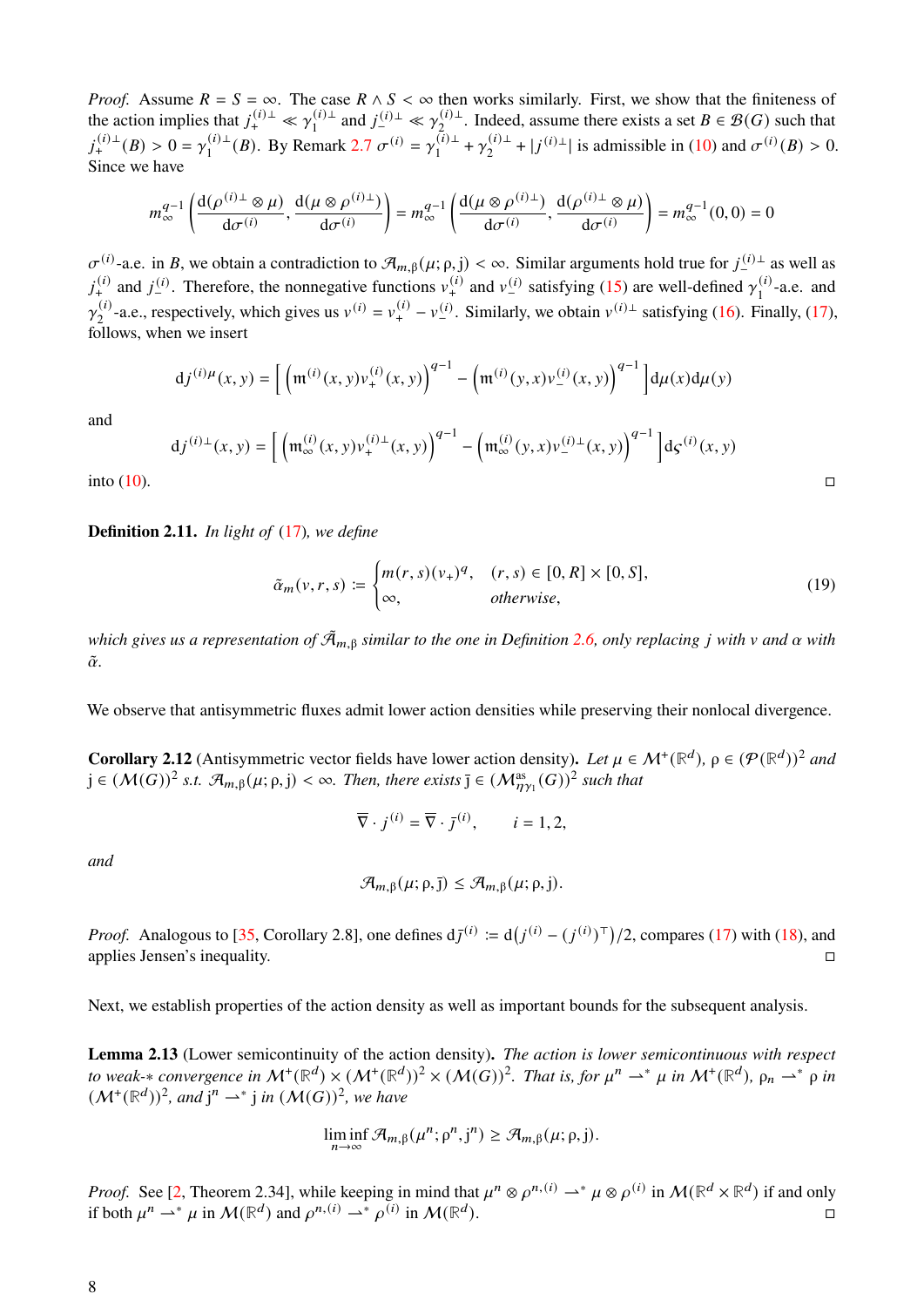*Proof.* Assume $R = S = \infty$. The case $R \wedge S < \infty$ then works similarly. First, we show that the finiteness of the action implies that $j_+^{(i)\perp} \ll \gamma_1^{(i)\perp}$ and $j_-^{(i)\perp} \ll \gamma_2^{(i)\perp}$. Indeed, assume there exists a set $B \in \mathcal{B}(G)$ such that $j_+^{(i)\perp}(B) > 0 = \gamma_1^{(i)\perp}(B)$. By Remark 2.7 $\sigma^{(i)} = \gamma_1^{(i)\perp} + \gamma_2^{(i)\perp} + |j^{(i)\perp}|$ is admissible in (10) and $\sigma^{(i)}(B) > 0$. Since we have

$$m_\infty^{q-1}\left(\frac{\mathrm{d}(\rho^{(i)\perp}\otimes\mu)}{\mathrm{d}\sigma^{(i)}}, \frac{\mathrm{d}(\mu\otimes\rho^{(i)\perp})}{\mathrm{d}\sigma^{(i)}}\right) = m_\infty^{q-1}\left(\frac{\mathrm{d}(\mu\otimes\rho^{(i)\perp})}{\mathrm{d}\sigma^{(i)}}, \frac{\mathrm{d}(\rho^{(i)\perp}\otimes\mu)}{\mathrm{d}\sigma^{(i)}}\right) = m_\infty^{q-1}(0,0) = 0$$

$\sigma^{(i)}$-a.e. in $B$, we obtain a contradiction to $\mathcal{A}_{m,\beta}(\mu;\rho,j) < \infty$. Similar arguments hold true for $j_-^{(i)\perp}$ as well as $j_+^{(i)}$ and $j_-^{(i)}$. Therefore, the nonnegative functions $v_+^{(i)}$ and $v_-^{(i)}$ satisfying (15) are well-defined $\gamma_1^{(i)}$-a.e. and $\gamma_2^{(i)}$-a.e., respectively, which gives us $v^{(i)} = v_+^{(i)} - v_-^{(i)}$. Similarly, we obtain $v^{(i)\perp}$ satisfying (16). Finally, (17), follows, when we insert

$$\mathrm{d}j^{(i)\mu}(x,y) = \left[\left(\mathfrak{m}^{(i)}(x,y)v_+^{(i)}(x,y)\right)^{q-1} - \left(\mathfrak{m}^{(i)}(y,x)v_-^{(i)}(x,y)\right)^{q-1}\right]\mathrm{d}\mu(x)\mathrm{d}\mu(y)$$

and

$$\mathrm{d}j^{(i)\perp}(x,y) = \left[\left(\mathfrak{m}_\infty^{(i)}(x,y)v_+^{(i)\perp}(x,y)\right)^{q-1} - \left(\mathfrak{m}_\infty^{(i)}(y,x)v_-^{(i)\perp}(x,y)\right)^{q-1}\right]\mathrm{d}\varsigma^{(i)}(x,y)$$

into (10). $\square$

**Definition 2.11.** *In light of* (17)*, we define*

$$\tilde{\alpha}_m(v,r,s) := \begin{cases} m(r,s)(v_+)^q, & (r,s) \in [0,R]\times[0,S], \\ \infty, & \textit{otherwise}, \end{cases} \tag{19}$$

*which gives us a representation of $\tilde{\mathcal{A}}_{m,\beta}$ similar to the one in Definition 2.6, only replacing $j$ with $v$ and $\alpha$ with $\tilde{\alpha}$.*

We observe that antisymmetric fluxes admit lower action densities while preserving their nonlocal divergence.

**Corollary 2.12** (Antisymmetric vector fields have lower action density)**.** *Let $\mu \in \mathcal{M}^+(\mathbb{R}^d)$, $\rho \in (\mathcal{P}(\mathbb{R}^d))^2$ and $j \in (\mathcal{M}(G))^2$ s.t. $\mathcal{A}_{m,\beta}(\mu;\rho,j) < \infty$. Then, there exists $\bar{j} \in (\mathcal{M}^{\mathrm{as}}_{\eta\gamma_1}(G))^2$ such that*

$$\overline{\nabla}\cdot j^{(i)} = \overline{\nabla}\cdot\bar{j}^{(i)}, \qquad i = 1,2,$$

*and*

$$\mathcal{A}_{m,\beta}(\mu;\rho,\bar{j}) \le \mathcal{A}_{m,\beta}(\mu;\rho,j).$$

*Proof.* Analogous to [35, Corollary 2.8], one defines $\mathrm{d}\bar{j}^{(i)} := \mathrm{d}\big(j^{(i)} - (j^{(i)})^\top\big)/2$, compares (17) with (18), and applies Jensen's inequality. $\square$

Next, we establish properties of the action density as well as important bounds for the subsequent analysis.

**Lemma 2.13** (Lower semicontinuity of the action density)**.** *The action is lower semicontinuous with respect to weak-$*$ convergence in $\mathcal{M}^+(\mathbb{R}^d)\times(\mathcal{M}^+(\mathbb{R}^d))^2\times(\mathcal{M}(G))^2$. That is, for $\mu^n \rightharpoonup^* \mu$ in $\mathcal{M}^+(\mathbb{R}^d)$, $\rho_n \rightharpoonup^* \rho$ in $(\mathcal{M}^+(\mathbb{R}^d))^2$, and $j^n \rightharpoonup^* j$ in $(\mathcal{M}(G))^2$, we have*

$$\liminf_{n\to\infty}\mathcal{A}_{m,\beta}(\mu^n;\rho^n,j^n) \ge \mathcal{A}_{m,\beta}(\mu;\rho,j).$$

*Proof.* See [2, Theorem 2.34], while keeping in mind that $\mu^n\otimes\rho^{n,(i)} \rightharpoonup^* \mu\otimes\rho^{(i)}$ in $\mathcal{M}(\mathbb{R}^d\times\mathbb{R}^d)$ if and only if both $\mu^n \rightharpoonup^* \mu$ in $\mathcal{M}(\mathbb{R}^d)$ and $\rho^{n,(i)} \rightharpoonup^* \rho^{(i)}$ in $\mathcal{M}(\mathbb{R}^d)$. $\square$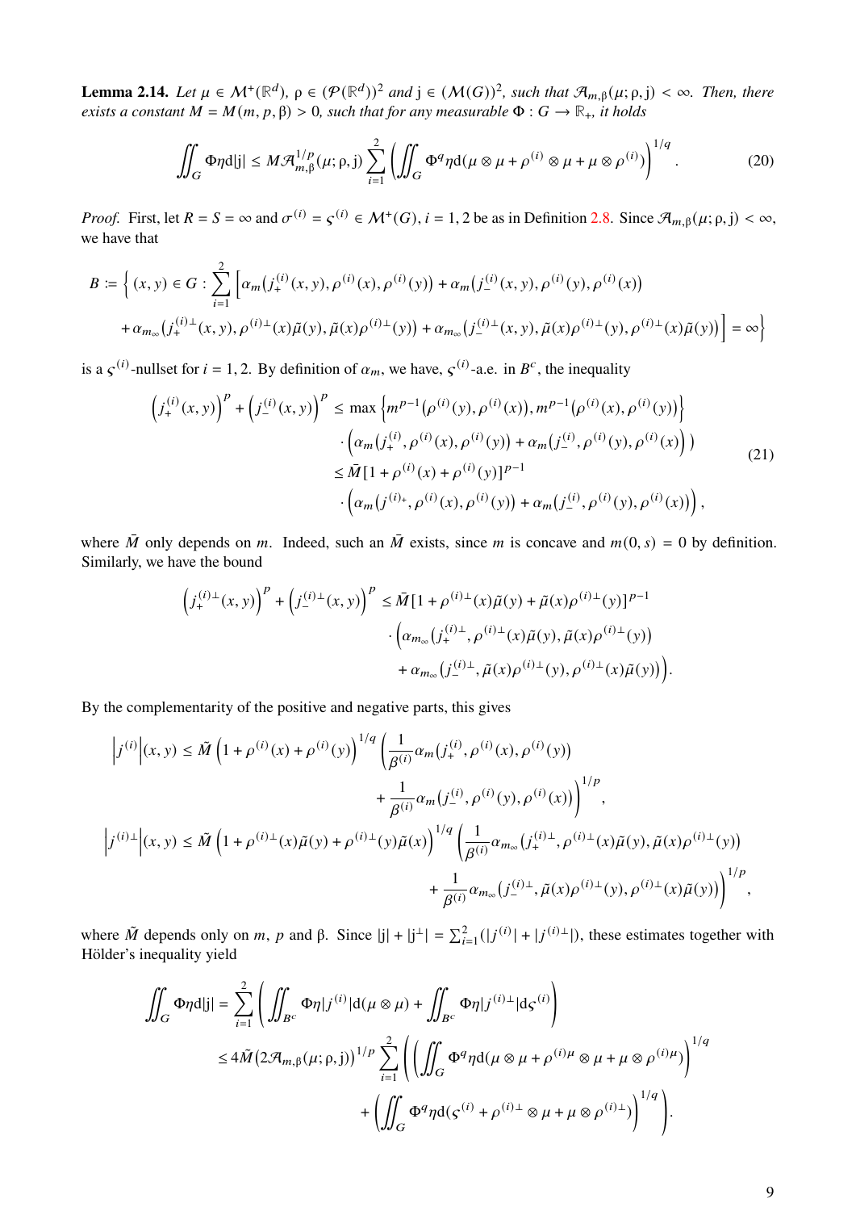**Lemma 2.14.** *Let $\mu \in \mathcal{M}^+(\mathbb{R}^d)$, $\rho \in (\mathcal{P}(\mathbb{R}^d))^2$ and $\mathrm{j} \in (\mathcal{M}(G))^2$, such that $\mathcal{A}_{m,\beta}(\mu;\rho,\mathrm{j}) < \infty$. Then, there exists a constant $M = M(m,p,\beta) > 0$, such that for any measurable $\Phi : G \to \mathbb{R}_+$, it holds*

$$\iint_G \Phi\eta \mathrm{d}|\mathrm{j}| \leq M\mathcal{A}_{m,\beta}^{1/p}(\mu;\rho,\mathrm{j}) \sum_{i=1}^{2} \left( \iint_G \Phi^q \eta \mathrm{d}(\mu\otimes\mu + \rho^{(i)}\otimes\mu + \mu\otimes\rho^{(i)}) \right)^{1/q}. \tag{20}$$

*Proof.* First, let $R = S = \infty$ and $\sigma^{(i)} = \varsigma^{(i)} \in \mathcal{M}^+(G)$, $i = 1,2$ be as in Definition 2.8. Since $\mathcal{A}_{m,\beta}(\mu;\rho,\mathrm{j}) < \infty$, we have that

$$\begin{aligned}
B := \Big\{ (x,y) \in G : \sum_{i=1}^{2} \Big[ &\alpha_m\big(j_+^{(i)}(x,y), \rho^{(i)}(x), \rho^{(i)}(y)\big) + \alpha_m\big(j_-^{(i)}(x,y), \rho^{(i)}(y), \rho^{(i)}(x)\big) \\
&+ \alpha_{m_\infty}\big(j_+^{(i)\perp}(x,y), \rho^{(i)\perp}(x)\tilde{\mu}(y), \tilde{\mu}(x)\rho^{(i)\perp}(y)\big) + \alpha_{m_\infty}\big(j_-^{(i)\perp}(x,y), \tilde{\mu}(x)\rho^{(i)\perp}(y), \rho^{(i)\perp}(x)\tilde{\mu}(y)\big)\Big] = \infty \Big\}
\end{aligned}$$

is a $\varsigma^{(i)}$-nullset for $i = 1,2$. By definition of $\alpha_m$, we have, $\varsigma^{(i)}$-a.e. in $B^c$, the inequality

$$\begin{aligned}
\left(j_+^{(i)}(x,y)\right)^p + \left(j_-^{(i)}(x,y)\right)^p &\leq \max\left\{ m^{p-1}\big(\rho^{(i)}(y), \rho^{(i)}(x)\big), m^{p-1}\big(\rho^{(i)}(x), \rho^{(i)}(y)\big) \right\} \\
&\quad \cdot \left( \alpha_m\big(j_+^{(i)}, \rho^{(i)}(x), \rho^{(i)}(y)\big) + \alpha_m\big(j_-^{(i)}, \rho^{(i)}(y), \rho^{(i)}(x)\big) \right) \\
&\leq \bar{M}[1 + \rho^{(i)}(x) + \rho^{(i)}(y)]^{p-1} \\
&\quad \cdot \left( \alpha_m\big(j^{(i)_+}, \rho^{(i)}(x), \rho^{(i)}(y)\big) + \alpha_m\big(j_-^{(i)}, \rho^{(i)}(y), \rho^{(i)}(x)\big) \right),
\end{aligned} \tag{21}$$

where $\bar{M}$ only depends on $m$. Indeed, such an $\bar{M}$ exists, since $m$ is concave and $m(0,s) = 0$ by definition. Similarly, we have the bound

$$\begin{aligned}
\left(j_+^{(i)\perp}(x,y)\right)^p + \left(j_-^{(i)\perp}(x,y)\right)^p &\leq \bar{M}[1 + \rho^{(i)\perp}(x)\tilde{\mu}(y) + \tilde{\mu}(x)\rho^{(i)\perp}(y)]^{p-1} \\
&\quad \cdot \Big( \alpha_{m_\infty}\big(j_+^{(i)\perp}, \rho^{(i)\perp}(x)\tilde{\mu}(y), \tilde{\mu}(x)\rho^{(i)\perp}(y)\big) \\
&\quad\quad + \alpha_{m_\infty}\big(j_-^{(i)\perp}, \tilde{\mu}(x)\rho^{(i)\perp}(y), \rho^{(i)\perp}(x)\tilde{\mu}(y)\big) \Big).
\end{aligned}$$

By the complementarity of the positive and negative parts, this gives

$$\begin{aligned}
\left|j^{(i)}\right|(x,y) &\leq \tilde{M}\left(1 + \rho^{(i)}(x) + \rho^{(i)}(y)\right)^{1/q} \bigg( \frac{1}{\beta^{(i)}}\alpha_m\big(j_+^{(i)}, \rho^{(i)}(x), \rho^{(i)}(y)\big) \\
&\qquad\qquad + \frac{1}{\beta^{(i)}}\alpha_m\big(j_-^{(i)}, \rho^{(i)}(y), \rho^{(i)}(x)\big) \bigg)^{1/p}, \\
\left|j^{(i)\perp}\right|(x,y) &\leq \tilde{M}\left(1 + \rho^{(i)\perp}(x)\tilde{\mu}(y) + \rho^{(i)\perp}(y)\tilde{\mu}(x)\right)^{1/q} \bigg( \frac{1}{\beta^{(i)}}\alpha_{m_\infty}\big(j_+^{(i)\perp}, \rho^{(i)\perp}(x)\tilde{\mu}(y), \tilde{\mu}(x)\rho^{(i)\perp}(y)\big) \\
&\qquad\qquad + \frac{1}{\beta^{(i)}}\alpha_{m_\infty}\big(j_-^{(i)\perp}, \tilde{\mu}(x)\rho^{(i)\perp}(y), \rho^{(i)\perp}(x)\tilde{\mu}(y)\big) \bigg)^{1/p},
\end{aligned}$$

where $\tilde{M}$ depends only on $m$, $p$ and $\beta$. Since $|\mathrm{j}| + |\mathrm{j}^\perp| = \sum_{i=1}^{2}(|j^{(i)}| + |j^{(i)\perp}|)$, these estimates together with Hölder's inequality yield

$$\begin{aligned}
\iint_G \Phi\eta \mathrm{d}|\mathrm{j}| &= \sum_{i=1}^{2} \left( \iint_{B^c} \Phi\eta |j^{(i)}| \mathrm{d}(\mu\otimes\mu) + \iint_{B^c} \Phi\eta |j^{(i)\perp}| \mathrm{d}\varsigma^{(i)} \right) \\
&\leq 4\tilde{M}\big(2\mathcal{A}_{m,\beta}(\mu;\rho,\mathrm{j})\big)^{1/p} \sum_{i=1}^{2} \left( \left( \iint_G \Phi^q \eta \mathrm{d}(\mu\otimes\mu + \rho^{(i)\mu}\otimes\mu + \mu\otimes\rho^{(i)\mu}) \right)^{1/q} \right. \\
&\qquad \left. + \left( \iint_G \Phi^q \eta \mathrm{d}(\varsigma^{(i)} + \rho^{(i)\perp}\otimes\mu + \mu\otimes\rho^{(i)\perp}) \right)^{1/q} \right).
\end{aligned}$$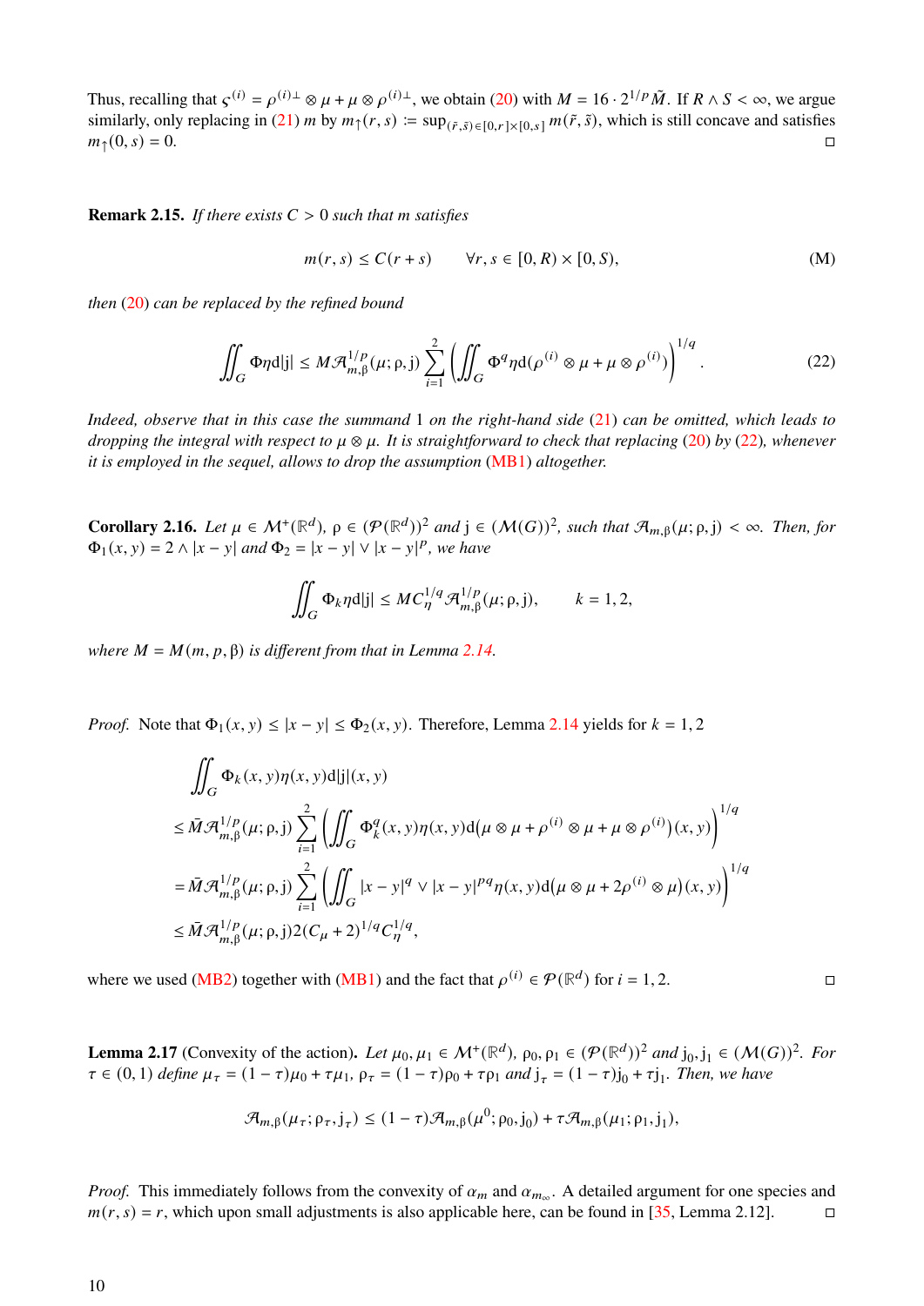Thus, recalling that $\varsigma^{(i)} = \rho^{(i)\perp} \otimes \mu + \mu \otimes \rho^{(i)\perp}$, we obtain (20) with $M = 16 \cdot 2^{1/p}\tilde{M}$. If $R \wedge S < \infty$, we argue similarly, only replacing in (21) $m$ by $m_\uparrow(r,s) := \sup_{(\tilde{r},\tilde{s})\in[0,r]\times[0,s]} m(\tilde{r},\tilde{s})$, which is still concave and satisfies $m_\uparrow(0,s) = 0$. ◻

**Remark 2.15.** *If there exists $C > 0$ such that $m$ satisfies*

$$m(r,s) \le C(r+s) \qquad \forall r,s \in [0,R)\times[0,S), \tag{M}$$

*then (20) can be replaced by the refined bound*

$$\iint_G \Phi\eta \mathrm{d}|\mathrm{j}| \le M\mathcal{A}_{m,\beta}^{1/p}(\mu;\rho,\mathrm{j}) \sum_{i=1}^{2}\left(\iint_G \Phi^q \eta \mathrm{d}(\rho^{(i)}\otimes\mu + \mu\otimes\rho^{(i)})\right)^{1/q}. \tag{22}$$

*Indeed, observe that in this case the summand 1 on the right-hand side (21) can be omitted, which leads to dropping the integral with respect to $\mu\otimes\mu$. It is straightforward to check that replacing (20) by (22), whenever it is employed in the sequel, allows to drop the assumption (MB1) altogether.*

**Corollary 2.16.** *Let $\mu \in \mathcal{M}^+(\mathbb{R}^d)$, $\rho \in (\mathcal{P}(\mathbb{R}^d))^2$ and $\mathrm{j} \in (\mathcal{M}(G))^2$, such that $\mathcal{A}_{m,\beta}(\mu;\rho,\mathrm{j}) < \infty$. Then, for $\Phi_1(x,y) = 2 \wedge |x-y|$ and $\Phi_2 = |x-y| \vee |x-y|^p$, we have*

$$\iint_G \Phi_k \eta \mathrm{d}|\mathrm{j}| \le MC_\eta^{1/q}\mathcal{A}_{m,\beta}^{1/p}(\mu;\rho,\mathrm{j}), \qquad k = 1,2,$$

*where $M = M(m,p,\beta)$ is different from that in Lemma 2.14.*

*Proof.* Note that $\Phi_1(x,y) \le |x-y| \le \Phi_2(x,y)$. Therefore, Lemma 2.14 yields for $k = 1,2$

$$\begin{aligned}
&\iint_G \Phi_k(x,y)\eta(x,y)\mathrm{d}|\mathrm{j}|(x,y) \\
\le\, &\bar{M}\mathcal{A}_{m,\beta}^{1/p}(\mu;\rho,\mathrm{j}) \sum_{i=1}^{2}\left(\iint_G \Phi_k^q(x,y)\eta(x,y)\mathrm{d}\big(\mu\otimes\mu + \rho^{(i)}\otimes\mu + \mu\otimes\rho^{(i)}\big)(x,y)\right)^{1/q} \\
=\, &\bar{M}\mathcal{A}_{m,\beta}^{1/p}(\mu;\rho,\mathrm{j}) \sum_{i=1}^{2}\left(\iint_G |x-y|^q \vee |x-y|^{pq}\eta(x,y)\mathrm{d}\big(\mu\otimes\mu + 2\rho^{(i)}\otimes\mu\big)(x,y)\right)^{1/q} \\
\le\, &\bar{M}\mathcal{A}_{m,\beta}^{1/p}(\mu;\rho,\mathrm{j})2(C_\mu+2)^{1/q}C_\eta^{1/q},
\end{aligned}$$

where we used (MB2) together with (MB1) and the fact that $\rho^{(i)} \in \mathcal{P}(\mathbb{R}^d)$ for $i = 1,2$. ◻

**Lemma 2.17** (Convexity of the action)**.** *Let $\mu_0,\mu_1 \in \mathcal{M}^+(\mathbb{R}^d)$, $\rho_0,\rho_1 \in (\mathcal{P}(\mathbb{R}^d))^2$ and $\mathrm{j}_0,\mathrm{j}_1 \in (\mathcal{M}(G))^2$. For $\tau \in (0,1)$ define $\mu_\tau = (1-\tau)\mu_0 + \tau\mu_1$, $\rho_\tau = (1-\tau)\rho_0 + \tau\rho_1$ and $\mathrm{j}_\tau = (1-\tau)\mathrm{j}_0 + \tau\mathrm{j}_1$. Then, we have*

$$\mathcal{A}_{m,\beta}(\mu_\tau;\rho_\tau,\mathrm{j}_\tau) \le (1-\tau)\mathcal{A}_{m,\beta}(\mu^0;\rho_0,\mathrm{j}_0) + \tau\mathcal{A}_{m,\beta}(\mu_1;\rho_1,\mathrm{j}_1),$$

*Proof.* This immediately follows from the convexity of $\alpha_m$ and $\alpha_{m_\infty}$. A detailed argument for one species and $m(r,s) = r$, which upon small adjustments is also applicable here, can be found in [35, Lemma 2.12]. ◻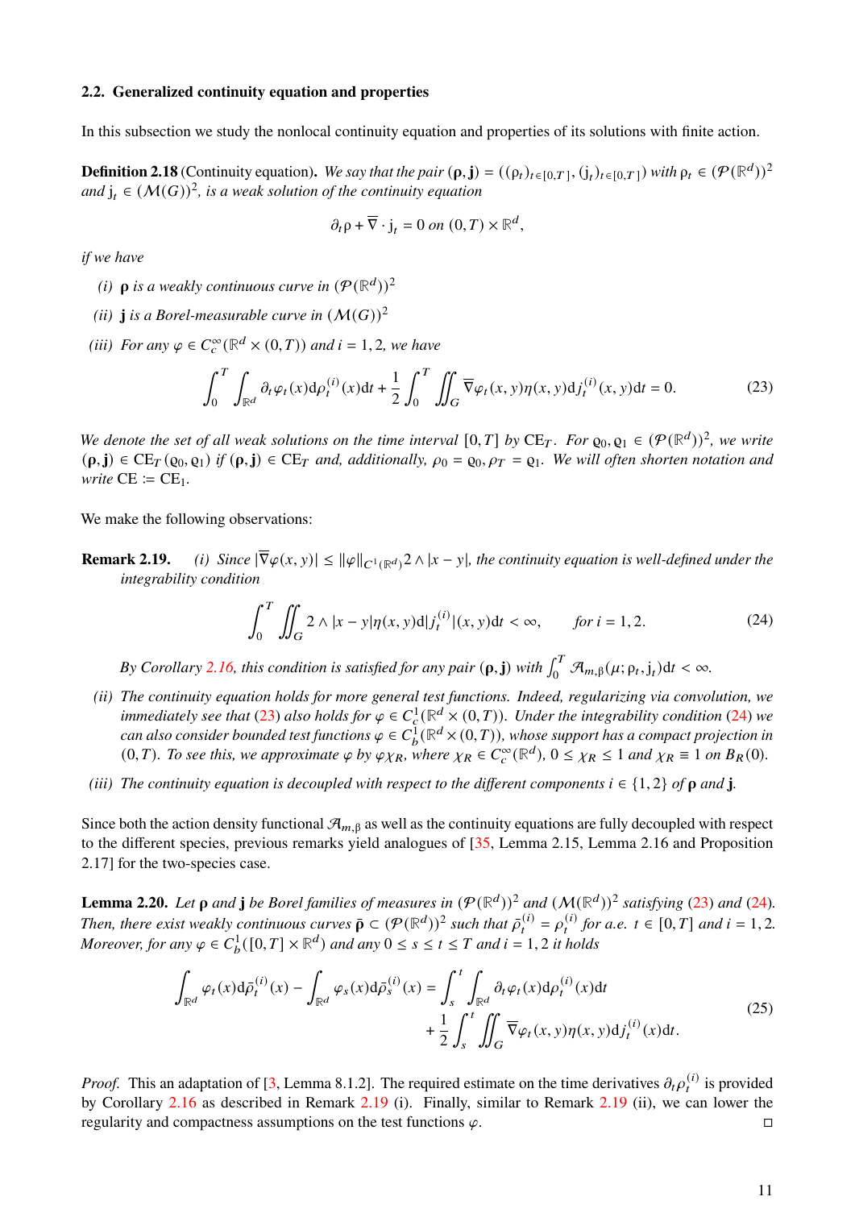### 2.2. Generalized continuity equation and properties

In this subsection we study the nonlocal continuity equation and properties of its solutions with finite action.

**Definition 2.18** (Continuity equation). *We say that the pair $(\boldsymbol{\rho}, \mathbf{j}) = ((\rho_t)_{t\in[0,T]}, (\mathrm{j}_t)_{t\in[0,T]})$ with $\rho_t \in (\mathcal{P}(\mathbb{R}^d))^2$ and $\mathrm{j}_t \in (\mathcal{M}(G))^2$, is a weak solution of the continuity equation*

$$\partial_t \rho + \overline{\nabla} \cdot \mathrm{j}_t = 0 \text{ on } (0,T) \times \mathbb{R}^d,$$

*if we have*

- *(i)* $\boldsymbol{\rho}$ *is a weakly continuous curve in* $(\mathcal{P}(\mathbb{R}^d))^2$
- *(ii)* $\mathbf{j}$ *is a Borel-measurable curve in* $(\mathcal{M}(G))^2$
- *(iii) For any* $\varphi \in C_c^\infty(\mathbb{R}^d \times (0,T))$ *and* $i = 1,2$, *we have*

$$\int_0^T \int_{\mathbb{R}^d} \partial_t \varphi_t(x) \mathrm{d}\rho_t^{(i)}(x) \mathrm{d}t + \frac{1}{2} \int_0^T \iint_G \overline{\nabla} \varphi_t(x,y) \eta(x,y) \mathrm{d}j_t^{(i)}(x,y) \mathrm{d}t = 0. \tag{23}$$

*We denote the set of all weak solutions on the time interval $[0,T]$ by $\mathrm{CE}_T$. For $\varrho_0, \varrho_1 \in (\mathcal{P}(\mathbb{R}^d))^2$, we write $(\boldsymbol{\rho}, \mathbf{j}) \in \mathrm{CE}_T(\varrho_0, \varrho_1)$ if $(\boldsymbol{\rho}, \mathbf{j}) \in \mathrm{CE}_T$ and, additionally, $\rho_0 = \varrho_0, \rho_T = \varrho_1$. We will often shorten notation and write $\mathrm{CE} := \mathrm{CE}_1$.*

We make the following observations:

**Remark 2.19.** *(i) Since $|\overline{\nabla}\varphi(x,y)| \le \|\varphi\|_{C^1(\mathbb{R}^d)} 2 \wedge |x-y|$, the continuity equation is well-defined under the integrability condition*

$$\int_0^T \iint_G 2 \wedge |x-y| \eta(x,y) \mathrm{d}|j_t^{(i)}|(x,y) \mathrm{d}t < \infty, \qquad \text{for } i = 1,2. \tag{24}$$

*By Corollary 2.16, this condition is satisfied for any pair $(\boldsymbol{\rho}, \mathbf{j})$ with $\int_0^T \mathcal{A}_{m,\beta}(\mu; \rho_t, \mathrm{j}_t) \mathrm{d}t < \infty$.*

*(ii) The continuity equation holds for more general test functions. Indeed, regularizing via convolution, we immediately see that (23) also holds for $\varphi \in C_c^1(\mathbb{R}^d \times (0,T))$. Under the integrability condition (24) we can also consider bounded test functions $\varphi \in C_b^1(\mathbb{R}^d \times (0,T))$, whose support has a compact projection in $(0,T)$. To see this, we approximate $\varphi$ by $\varphi\chi_R$, where $\chi_R \in C_c^\infty(\mathbb{R}^d)$, $0 \le \chi_R \le 1$ and $\chi_R \equiv 1$ on $B_R(0)$.*

*(iii) The continuity equation is decoupled with respect to the different components $i \in \{1,2\}$ of $\boldsymbol{\rho}$ and $\mathbf{j}$.*

Since both the action density functional $\mathcal{A}_{m,\beta}$ as well as the continuity equations are fully decoupled with respect to the different species, previous remarks yield analogues of [35, Lemma 2.15, Lemma 2.16 and Proposition 2.17] for the two-species case.

**Lemma 2.20.** *Let $\boldsymbol{\rho}$ and $\mathbf{j}$ be Borel families of measures in $(\mathcal{P}(\mathbb{R}^d))^2$ and $(\mathcal{M}(\mathbb{R}^d))^2$ satisfying (23) and (24). Then, there exist weakly continuous curves $\bar{\boldsymbol{\rho}} \subset (\mathcal{P}(\mathbb{R}^d))^2$ such that $\bar{\rho}_t^{(i)} = \rho_t^{(i)}$ for a.e. $t \in [0,T]$ and $i = 1,2$. Moreover, for any $\varphi \in C_b^1([0,T] \times \mathbb{R}^d)$ and any $0 \le s \le t \le T$ and $i = 1,2$ it holds*

$$\begin{aligned} \int_{\mathbb{R}^d} \varphi_t(x) \mathrm{d}\bar{\rho}_t^{(i)}(x) - \int_{\mathbb{R}^d} \varphi_s(x) \mathrm{d}\bar{\rho}_s^{(i)}(x) = \int_s^t \int_{\mathbb{R}^d} \partial_t \varphi_t(x) \mathrm{d}\rho_t^{(i)}(x) \mathrm{d}t \\ + \frac{1}{2} \int_s^t \iint_G \overline{\nabla} \varphi_t(x,y) \eta(x,y) \mathrm{d}j_t^{(i)}(x) \mathrm{d}t. \end{aligned} \tag{25}$$

*Proof.* This an adaptation of [3, Lemma 8.1.2]. The required estimate on the time derivatives $\partial_t \rho_t^{(i)}$ is provided by Corollary 2.16 as described in Remark 2.19 (i). Finally, similar to Remark 2.19 (ii), we can lower the regularity and compactness assumptions on the test functions $\varphi$. ◻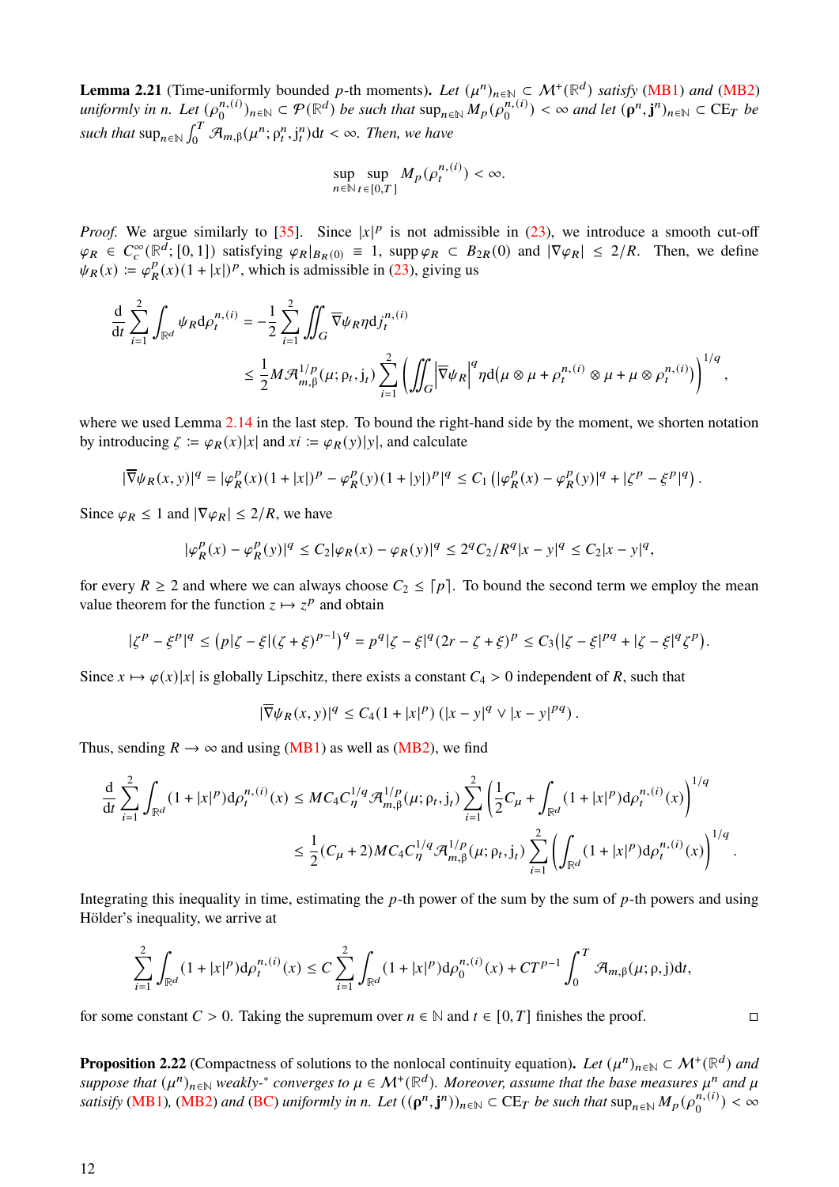**Lemma 2.21** (Time-uniformly bounded $p$-th moments)**.** *Let $(\mu^n)_{n\in\mathbb{N}} \subset \mathcal{M}^+(\mathbb{R}^d)$ satisfy (MB1) and (MB2) uniformly in $n$. Let $(\rho_0^{n,(i)})_{n\in\mathbb{N}} \subset \mathcal{P}(\mathbb{R}^d)$ be such that $\sup_{n\in\mathbb{N}} M_p(\rho_0^{n,(i)}) < \infty$ and let $(\boldsymbol{\rho}^n, \mathbf{j}^n)_{n\in\mathbb{N}} \subset \mathrm{CE}_T$ be such that $\sup_{n\in\mathbb{N}} \int_0^T \mathcal{A}_{m,\beta}(\mu^n; \rho_t^n, \mathrm{j}_t^n)\mathrm{d}t < \infty$. Then, we have*

$$\sup_{n\in\mathbb{N}} \sup_{t\in[0,T]} M_p(\rho_t^{n,(i)}) < \infty.$$

*Proof.* We argue similarly to [35]. Since $|x|^p$ is not admissible in (23), we introduce a smooth cut-off $\varphi_R \in C_c^\infty(\mathbb{R}^d; [0,1])$ satisfying $\varphi_R|_{B_R(0)} \equiv 1$, $\operatorname{supp}\varphi_R \subset B_{2R}(0)$ and $|\nabla\varphi_R| \le 2/R$. Then, we define $\psi_R(x) := \varphi_R^p(x)(1+|x|)^p$, which is admissible in (23), giving us

$$\begin{aligned}
\frac{\mathrm{d}}{\mathrm{d}t}\sum_{i=1}^2 \int_{\mathbb{R}^d} \psi_R \mathrm{d}\rho_t^{n,(i)} &= -\frac{1}{2}\sum_{i=1}^2 \iint_G \overline{\nabla}\psi_R \eta \mathrm{d}j_t^{n,(i)} \\
&\le \frac{1}{2} M \mathcal{A}_{m,\beta}^{1/p}(\mu; \rho_t, \mathrm{j}_t) \sum_{i=1}^2 \left( \iint_G \left|\overline{\nabla}\psi_R\right|^q \eta \mathrm{d}\big(\mu\otimes\mu + \rho_t^{n,(i)}\otimes\mu + \mu\otimes\rho_t^{n,(i)}\big)\right)^{1/q},
\end{aligned}$$

where we used Lemma 2.14 in the last step. To bound the right-hand side by the moment, we shorten notation by introducing $\zeta := \varphi_R(x)|x|$ and $xi := \varphi_R(y)|y|$, and calculate

$$|\overline{\nabla}\psi_R(x,y)|^q = |\varphi_R^p(x)(1+|x|)^p - \varphi_R^p(y)(1+|y|)^p|^q \le C_1\left(|\varphi_R^p(x) - \varphi_R^p(y)|^q + |\zeta^p - \xi^p|^q\right).$$

Since $\varphi_R \le 1$ and $|\nabla\varphi_R| \le 2/R$, we have

$$|\varphi_R^p(x) - \varphi_R^p(y)|^q \le C_2|\varphi_R(x) - \varphi_R(y)|^q \le 2^q C_2/R^q |x-y|^q \le C_2|x-y|^q,$$

for every $R \ge 2$ and where we can always choose $C_2 \le \lceil p \rceil$. To bound the second term we employ the mean value theorem for the function $z \mapsto z^p$ and obtain

$$|\zeta^p - \xi^p|^q \le \big(p|\zeta-\xi|(\zeta+\xi)^{p-1}\big)^q = p^q|\zeta-\xi|^q(2r-\zeta+\xi)^p \le C_3\big(|\zeta-\xi|^{pq} + |\zeta-\xi|^q\zeta^p\big).$$

Since $x \mapsto \varphi(x)|x|$ is globally Lipschitz, there exists a constant $C_4 > 0$ independent of $R$, such that

$$|\overline{\nabla}\psi_R(x,y)|^q \le C_4(1+|x|^p)\left(|x-y|^q \vee |x-y|^{pq}\right).$$

Thus, sending $R \to \infty$ and using (MB1) as well as (MB2), we find

$$\begin{aligned}
\frac{\mathrm{d}}{\mathrm{d}t}\sum_{i=1}^2 \int_{\mathbb{R}^d} (1+|x|^p)\mathrm{d}\rho_t^{n,(i)}(x) &\le MC_4 C_\eta^{1/q} \mathcal{A}_{m,\beta}^{1/p}(\mu; \rho_t, \mathrm{j}_t) \sum_{i=1}^2 \left(\frac{1}{2}C_\mu + \int_{\mathbb{R}^d}(1+|x|^p)\mathrm{d}\rho_t^{n,(i)}(x)\right)^{1/q} \\
&\le \frac{1}{2}(C_\mu+2)MC_4 C_\eta^{1/q}\mathcal{A}_{m,\beta}^{1/p}(\mu; \rho_t, \mathrm{j}_t) \sum_{i=1}^2 \left(\int_{\mathbb{R}^d}(1+|x|^p)\mathrm{d}\rho_t^{n,(i)}(x)\right)^{1/q}.
\end{aligned}$$

Integrating this inequality in time, estimating the $p$-th power of the sum by the sum of $p$-th powers and using Hölder's inequality, we arrive at

$$\sum_{i=1}^2 \int_{\mathbb{R}^d}(1+|x|^p)\mathrm{d}\rho_t^{n,(i)}(x) \le C\sum_{i=1}^2 \int_{\mathbb{R}^d}(1+|x|^p)\mathrm{d}\rho_0^{n,(i)}(x) + CT^{p-1}\int_0^T \mathcal{A}_{m,\beta}(\mu; \rho, \mathrm{j})\mathrm{d}t,$$

for some constant $C > 0$. Taking the supremum over $n \in \mathbb{N}$ and $t \in [0,T]$ finishes the proof. ◻

**Proposition 2.22** (Compactness of solutions to the nonlocal continuity equation)**.** *Let $(\mu^n)_{n\in\mathbb{N}} \subset \mathcal{M}^+(\mathbb{R}^d)$ and suppose that $(\mu^n)_{n\in\mathbb{N}}$ weakly-\* converges to $\mu \in \mathcal{M}^+(\mathbb{R}^d)$. Moreover, assume that the base measures $\mu^n$ and $\mu$ satisfy (MB1), (MB2) and (BC) uniformly in $n$. Let $((\boldsymbol{\rho}^n, \mathbf{j}^n))_{n\in\mathbb{N}} \subset \mathrm{CE}_T$ be such that $\sup_{n\in\mathbb{N}} M_p(\rho_0^{n,(i)}) < \infty$*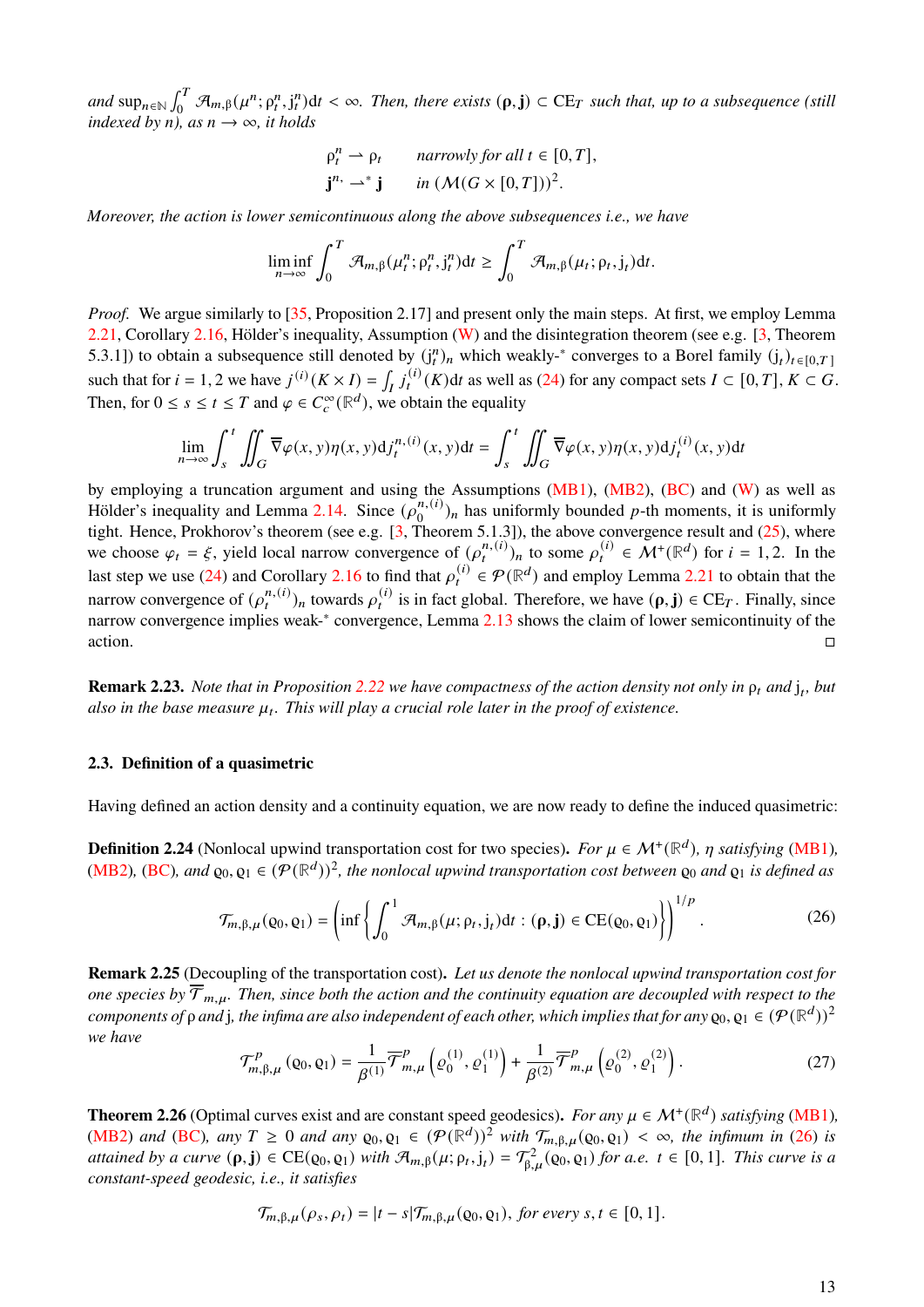*and* $\sup_{n\in\mathbb{N}}\int_0^T \mathcal{A}_{m,\beta}(\mu^n;\rho_t^n,j_t^n)\mathrm{d}t < \infty$*. Then, there exists* $(\boldsymbol{\rho},\mathbf{j}) \subset \mathrm{CE}_T$ *such that, up to a subsequence (still indexed by* $n$*), as* $n\to\infty$*, it holds*

$$
\begin{aligned}
\rho_t^n &\rightharpoonup \rho_t \qquad \text{narrowly for all } t\in[0,T],\\
\mathbf{j}^{n,} &\rightharpoonup^* \mathbf{j} \qquad \text{in } (\mathcal{M}(G\times[0,T]))^2.
\end{aligned}
$$

*Moreover, the action is lower semicontinuous along the above subsequences i.e., we have*

$$
\liminf_{n\to\infty}\int_0^T \mathcal{A}_{m,\beta}(\mu_t^n;\rho_t^n,j_t^n)\mathrm{d}t \geq \int_0^T \mathcal{A}_{m,\beta}(\mu_t;\rho_t,j_t)\mathrm{d}t.
$$

*Proof.* We argue similarly to [35, Proposition 2.17] and present only the main steps. At first, we employ Lemma 2.21, Corollary 2.16, Hölder's inequality, Assumption (W) and the disintegration theorem (see e.g. [3, Theorem 5.3.1]) to obtain a subsequence still denoted by $(j_t^n)_n$ which weakly-$^*$ converges to a Borel family $(j_t)_{t\in[0,T]}$ such that for $i=1,2$ we have $j^{(i)}(K\times I) = \int_I j_t^{(i)}(K)\mathrm{d}t$ as well as (24) for any compact sets $I\subset[0,T]$, $K\subset G$. Then, for $0\leq s\leq t\leq T$ and $\varphi\in C_c^\infty(\mathbb{R}^d)$, we obtain the equality

$$
\lim_{n\to\infty}\int_s^t\iint_G \overline{\nabla}\varphi(x,y)\eta(x,y)\mathrm{d}j_t^{n,(i)}(x,y)\mathrm{d}t = \int_s^t\iint_G \overline{\nabla}\varphi(x,y)\eta(x,y)\mathrm{d}j_t^{(i)}(x,y)\mathrm{d}t
$$

by employing a truncation argument and using the Assumptions (MB1), (MB2), (BC) and (W) as well as Hölder's inequality and Lemma 2.14. Since $(\rho_0^{n,(i)})_n$ has uniformly bounded $p$-th moments, it is uniformly tight. Hence, Prokhorov's theorem (see e.g. [3, Theorem 5.1.3]), the above convergence result and (25), where we choose $\varphi_t = \xi$, yield local narrow convergence of $(\rho_t^{n,(i)})_n$ to some $\rho_t^{(i)}\in\mathcal{M}^+(\mathbb{R}^d)$ for $i=1,2$. In the last step we use (24) and Corollary 2.16 to find that $\rho_t^{(i)}\in\mathcal{P}(\mathbb{R}^d)$ and employ Lemma 2.21 to obtain that the narrow convergence of $(\rho_t^{n,(i)})_n$ towards $\rho_t^{(i)}$ is in fact global. Therefore, we have $(\boldsymbol{\rho},\mathbf{j})\in\mathrm{CE}_T$. Finally, since narrow convergence implies weak-$^*$ convergence, Lemma 2.13 shows the claim of lower semicontinuity of the action. ◻

**Remark 2.23.** *Note that in Proposition 2.22 we have compactness of the action density not only in* $\rho_t$ *and* $j_t$*, but also in the base measure* $\mu_t$*. This will play a crucial role later in the proof of existence.*

### 2.3. Definition of a quasimetric

Having defined an action density and a continuity equation, we are now ready to define the induced quasimetric:

**Definition 2.24** (Nonlocal upwind transportation cost for two species)**.** *For* $\mu\in\mathcal{M}^+(\mathbb{R}^d)$*,* $\eta$ *satisfying* (MB1)*,* (MB2)*,* (BC)*, and* $\varrho_0,\varrho_1\in(\mathcal{P}(\mathbb{R}^d))^2$*, the nonlocal upwind transportation cost between* $\varrho_0$ *and* $\varrho_1$ *is defined as*

$$
\mathcal{T}_{m,\beta,\mu}(\varrho_0,\varrho_1) = \left(\inf\left\{\int_0^1 \mathcal{A}_{m,\beta}(\mu;\rho_t,j_t)\mathrm{d}t : (\boldsymbol{\rho},\mathbf{j})\in\mathrm{CE}(\varrho_0,\varrho_1)\right\}\right)^{1/p}. \tag{26}
$$

**Remark 2.25** (Decoupling of the transportation cost)**.** *Let us denote the nonlocal upwind transportation cost for one species by* $\overline{\mathcal{T}}_{m,\mu}$*. Then, since both the action and the continuity equation are decoupled with respect to the components of* $\rho$ *and* $j$*, the infima are also independent of each other, which implies that for any* $\varrho_0,\varrho_1\in(\mathcal{P}(\mathbb{R}^d))^2$ *we have*

$$
\mathcal{T}^p_{m,\beta,\mu}(\varrho_0,\varrho_1) = \frac{1}{\beta^{(1)}}\overline{\mathcal{T}}^p_{m,\mu}\left(\varrho_0^{(1)},\varrho_1^{(1)}\right) + \frac{1}{\beta^{(2)}}\overline{\mathcal{T}}^p_{m,\mu}\left(\varrho_0^{(2)},\varrho_1^{(2)}\right). \tag{27}
$$

**Theorem 2.26** (Optimal curves exist and are constant speed geodesics)**.** *For any* $\mu\in\mathcal{M}^+(\mathbb{R}^d)$ *satisfying* (MB1)*,* (MB2) *and* (BC)*, any* $T\geq 0$ *and any* $\varrho_0,\varrho_1\in(\mathcal{P}(\mathbb{R}^d))^2$ *with* $\mathcal{T}_{m,\beta,\mu}(\varrho_0,\varrho_1)<\infty$*, the infimum in* (26) *is attained by a curve* $(\boldsymbol{\rho},\mathbf{j})\in\mathrm{CE}(\varrho_0,\varrho_1)$ *with* $\mathcal{A}_{m,\beta}(\mu;\rho_t,j_t) = \mathcal{T}^2_{\beta,\mu}(\varrho_0,\varrho_1)$ *for a.e.* $t\in[0,1]$*. This curve is a constant-speed geodesic, i.e., it satisfies*

$$
\mathcal{T}_{m,\beta,\mu}(\rho_s,\rho_t) = |t-s|\mathcal{T}_{m,\beta,\mu}(\varrho_0,\varrho_1), \text{ for every } s,t\in[0,1].
$$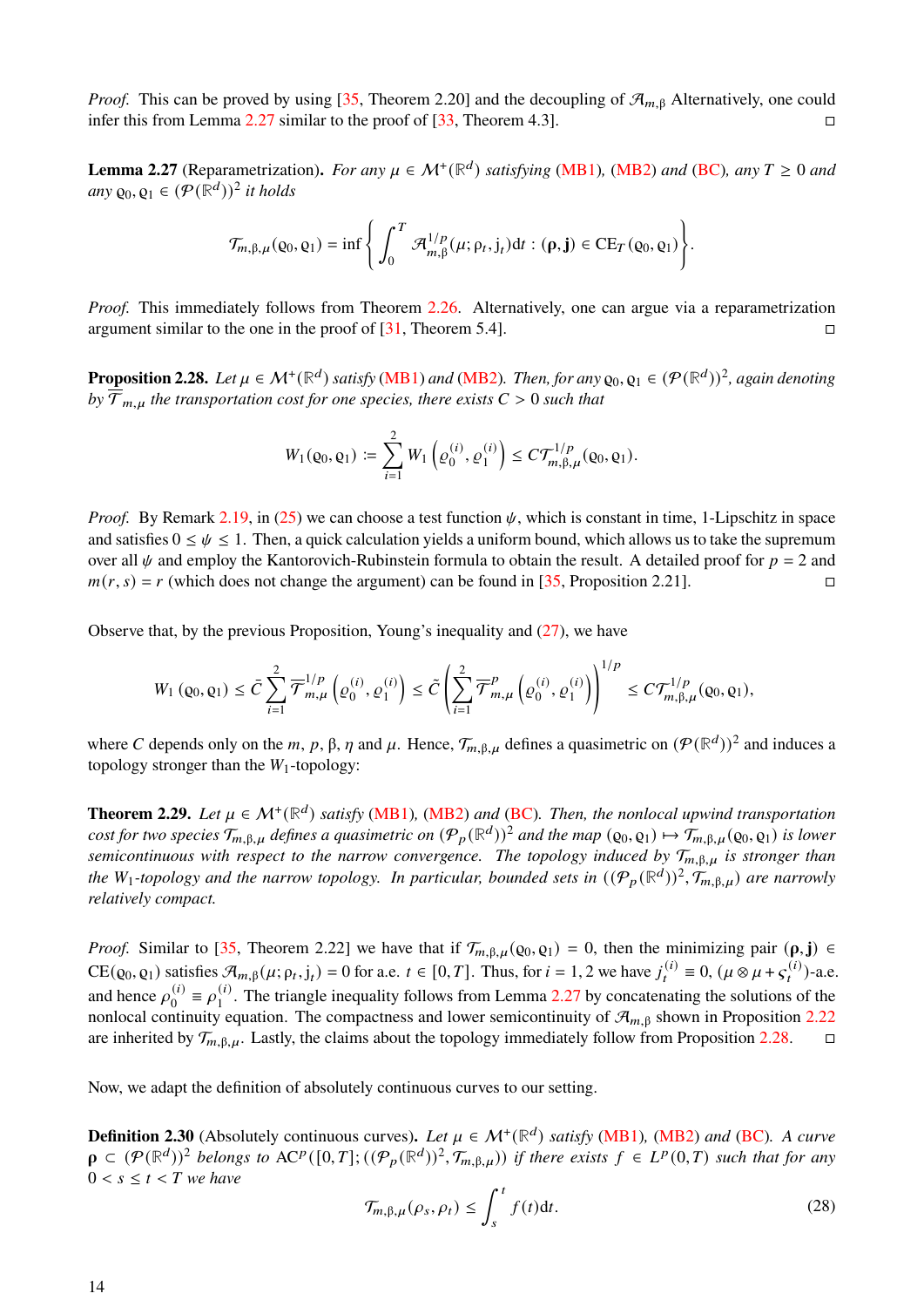*Proof.* This can be proved by using [35, Theorem 2.20] and the decoupling of $\mathcal{A}_{m,\beta}$ Alternatively, one could infer this from Lemma 2.27 similar to the proof of [33, Theorem 4.3]. □

**Lemma 2.27** (Reparametrization)**.** *For any $\mu \in \mathcal{M}^+(\mathbb{R}^d)$ satisfying (MB1), (MB2) and (BC), any $T \geq 0$ and any $\varrho_0, \varrho_1 \in (\mathcal{P}(\mathbb{R}^d))^2$ it holds*

$$\mathcal{T}_{m,\beta,\mu}(\varrho_0, \varrho_1) = \inf\left\{ \int_0^T \mathcal{A}_{m,\beta}^{1/p}(\mu; \rho_t, j_t)\mathrm{d}t : (\boldsymbol{\rho}, \mathbf{j}) \in \mathrm{CE}_T(\varrho_0, \varrho_1) \right\}.$$

*Proof.* This immediately follows from Theorem 2.26. Alternatively, one can argue via a reparametrization argument similar to the one in the proof of [31, Theorem 5.4]. □

**Proposition 2.28.** *Let $\mu \in \mathcal{M}^+(\mathbb{R}^d)$ satisfy (MB1) and (MB2). Then, for any $\varrho_0, \varrho_1 \in (\mathcal{P}(\mathbb{R}^d))^2$, again denoting by $\overline{\mathcal{T}}_{m,\mu}$ the transportation cost for one species, there exists $C > 0$ such that*

$$W_1(\varrho_0, \varrho_1) := \sum_{i=1}^{2} W_1\left(\varrho_0^{(i)}, \varrho_1^{(i)}\right) \leq C\mathcal{T}_{m,\beta,\mu}^{1/p}(\varrho_0, \varrho_1).$$

*Proof.* By Remark 2.19, in (25) we can choose a test function $\psi$, which is constant in time, 1-Lipschitz in space and satisfies $0 \leq \psi \leq 1$. Then, a quick calculation yields a uniform bound, which allows us to take the supremum over all $\psi$ and employ the Kantorovich-Rubinstein formula to obtain the result. A detailed proof for $p = 2$ and $m(r, s) = r$ (which does not change the argument) can be found in [35, Proposition 2.21]. □

Observe that, by the previous Proposition, Young's inequality and (27), we have

$$W_1(\varrho_0, \varrho_1) \leq \bar{C} \sum_{i=1}^{2} \overline{\mathcal{T}}_{m,\mu}^{1/p}\left(\varrho_0^{(i)}, \varrho_1^{(i)}\right) \leq \tilde{C}\left(\sum_{i=1}^{2} \overline{\mathcal{T}}_{m,\mu}^{p}\left(\varrho_0^{(i)}, \varrho_1^{(i)}\right)\right)^{1/p} \leq C\mathcal{T}_{m,\beta,\mu}^{1/p}(\varrho_0, \varrho_1),$$

where $C$ depends only on the $m$, $p$, $\beta$, $\eta$ and $\mu$. Hence, $\mathcal{T}_{m,\beta,\mu}$ defines a quasimetric on $(\mathcal{P}(\mathbb{R}^d))^2$ and induces a topology stronger than the $W_1$-topology:

**Theorem 2.29.** *Let $\mu \in \mathcal{M}^+(\mathbb{R}^d)$ satisfy (MB1), (MB2) and (BC). Then, the nonlocal upwind transportation cost for two species $\mathcal{T}_{m,\beta,\mu}$ defines a quasimetric on $(\mathcal{P}_p(\mathbb{R}^d))^2$ and the map $(\varrho_0, \varrho_1) \mapsto \mathcal{T}_{m,\beta,\mu}(\varrho_0, \varrho_1)$ is lower semicontinuous with respect to the narrow convergence. The topology induced by $\mathcal{T}_{m,\beta,\mu}$ is stronger than the $W_1$-topology and the narrow topology. In particular, bounded sets in $((\mathcal{P}_p(\mathbb{R}^d))^2, \mathcal{T}_{m,\beta,\mu})$ are narrowly relatively compact.*

*Proof.* Similar to [35, Theorem 2.22] we have that if $\mathcal{T}_{m,\beta,\mu}(\varrho_0, \varrho_1) = 0$, then the minimizing pair $(\boldsymbol{\rho}, \mathbf{j}) \in \mathrm{CE}(\varrho_0, \varrho_1)$ satisfies $\mathcal{A}_{m,\beta}(\mu; \rho_t, j_t) = 0$ for a.e. $t \in [0, T]$. Thus, for $i = 1, 2$ we have $j_t^{(i)} \equiv 0$, $(\mu \otimes \mu + \varsigma_t^{(i)})$-a.e. and hence $\rho_0^{(i)} \equiv \rho_1^{(i)}$. The triangle inequality follows from Lemma 2.27 by concatenating the solutions of the nonlocal continuity equation. The compactness and lower semicontinuity of $\mathcal{A}_{m,\beta}$ shown in Proposition 2.22 are inherited by $\mathcal{T}_{m,\beta,\mu}$. Lastly, the claims about the topology immediately follow from Proposition 2.28. □

Now, we adapt the definition of absolutely continuous curves to our setting.

**Definition 2.30** (Absolutely continuous curves)**.** *Let $\mu \in \mathcal{M}^+(\mathbb{R}^d)$ satisfy (MB1), (MB2) and (BC). A curve $\boldsymbol{\rho} \subset (\mathcal{P}(\mathbb{R}^d))^2$ belongs to $\mathrm{AC}^p([0, T]; ((\mathcal{P}_p(\mathbb{R}^d))^2, \mathcal{T}_{m,\beta,\mu}))$ if there exists $f \in L^p(0, T)$ such that for any $0 < s \leq t < T$ we have*

$$\mathcal{T}_{m,\beta,\mu}(\rho_s, \rho_t) \leq \int_s^t f(t)\mathrm{d}t. \tag{28}$$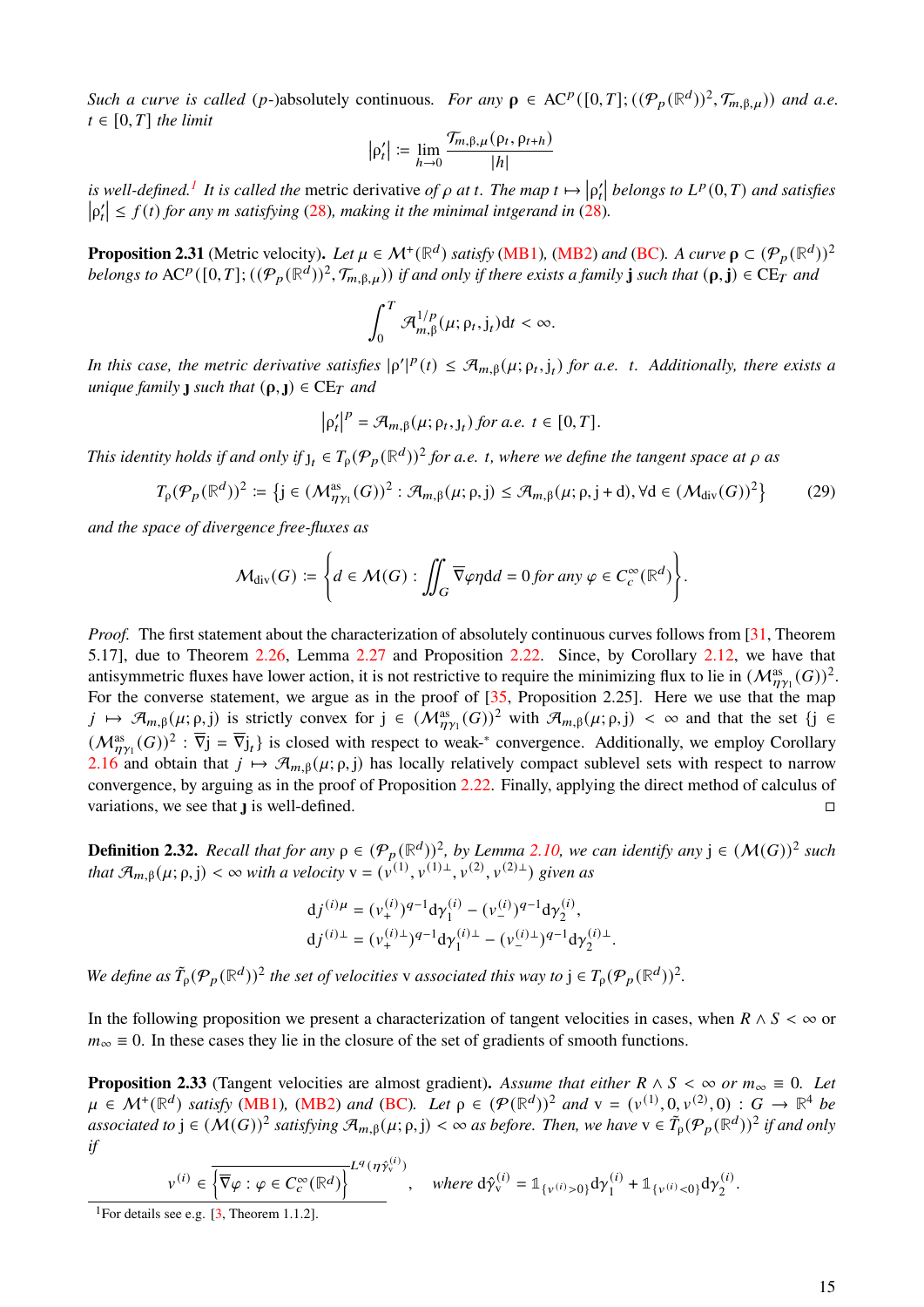*Such a curve is called* ($p$-)absolutely continuous*. For any* $\rho \in \mathrm{AC}^p([0,T];((\mathcal{P}_p(\mathbb{R}^d))^2,\mathcal{T}_{m,\beta,\mu}))$ *and a.e.* $t \in [0,T]$ *the limit*

$$|\rho_t'| := \lim_{h\to 0} \frac{\mathcal{T}_{m,\beta,\mu}(\rho_t,\rho_{t+h})}{|h|}$$

*is well-defined.*[1] *It is called the* metric derivative *of* $\rho$ *at* $t$*. The map* $t \mapsto |\rho_t'|$ *belongs to* $L^p(0,T)$ *and satisfies* $|\rho_t'| \le f(t)$ *for any* $m$ *satisfying* (28)*, making it the minimal intgerand in* (28)*.*

**Proposition 2.31** (Metric velocity)**.** *Let* $\mu \in \mathcal{M}^+(\mathbb{R}^d)$ *satisfy* (MB1)*,* (MB2) *and* (BC)*. A curve* $\boldsymbol{\rho} \subset (\mathcal{P}_p(\mathbb{R}^d))^2$ *belongs to* $\mathrm{AC}^p([0,T];((\mathcal{P}_p(\mathbb{R}^d))^2,\mathcal{T}_{m,\beta,\mu}))$ *if and only if there exists a family* $\mathbf{j}$ *such that* $(\boldsymbol{\rho},\mathbf{j}) \in \mathrm{CE}_T$ *and*

$$\int_0^T \mathcal{A}_{m,\beta}^{1/p}(\mu;\rho_t,j_t)\mathrm{d}t < \infty.$$

*In this case, the metric derivative satisfies* $|\rho'|^p(t) \le \mathcal{A}_{m,\beta}(\mu;\rho_t,j_t)$ *for a.e.* $t$*. Additionally, there exists a unique family* $\mathbf{\jmath}$ *such that* $(\boldsymbol{\rho},\mathbf{\jmath}) \in \mathrm{CE}_T$ *and*

$$|\rho_t'|^p = \mathcal{A}_{m,\beta}(\mu;\rho_t,\jmath_t) \text{ for a.e. } t \in [0,T].$$

*This identity holds if and only if* $\jmath_t \in T_\rho(\mathcal{P}_p(\mathbb{R}^d))^2$ *for a.e.* $t$*, where we define the tangent space at* $\rho$ *as*

$$T_\rho(\mathcal{P}_p(\mathbb{R}^d))^2 := \left\{ j \in (\mathcal{M}^{\mathrm{as}}_{\eta\gamma_1}(G))^2 : \mathcal{A}_{m,\beta}(\mu;\rho,j) \le \mathcal{A}_{m,\beta}(\mu;\rho,j+d), \forall d \in (\mathcal{M}_{\mathrm{div}}(G))^2 \right\} \tag{29}$$

*and the space of divergence free-fluxes as*

$$\mathcal{M}_{\mathrm{div}}(G) := \left\{ d \in \mathcal{M}(G) : \iint_G \overline{\nabla}\varphi\eta \mathrm{d}d = 0 \text{ for any } \varphi \in C_c^\infty(\mathbb{R}^d) \right\}.$$

*Proof.* The first statement about the characterization of absolutely continuous curves follows from [31, Theorem 5.17], due to Theorem 2.26, Lemma 2.27 and Proposition 2.22. Since, by Corollary 2.12, we have that antisymmetric fluxes have lower action, it is not restrictive to require the minimizing flux to lie in $(\mathcal{M}^{\mathrm{as}}_{\eta\gamma_1}(G))^2$. For the converse statement, we argue as in the proof of [35, Proposition 2.25]. Here we use that the map $j \mapsto \mathcal{A}_{m,\beta}(\mu;\rho,j)$ is strictly convex for $j \in (\mathcal{M}^{\mathrm{as}}_{\eta\gamma_1}(G))^2$ with $\mathcal{A}_{m,\beta}(\mu;\rho,j) < \infty$ and that the set $\{j \in (\mathcal{M}^{\mathrm{as}}_{\eta\gamma_1}(G))^2 : \overline{\nabla}j = \overline{\nabla}\jmath_t\}$ is closed with respect to weak-* convergence. Additionally, we employ Corollary 2.16 and obtain that $j \mapsto \mathcal{A}_{m,\beta}(\mu;\rho,j)$ has locally relatively compact sublevel sets with respect to narrow convergence, by arguing as in the proof of Proposition 2.22. Finally, applying the direct method of calculus of variations, we see that $\mathbf{\jmath}$ is well-defined. □

**Definition 2.32.** *Recall that for any* $\rho \in (\mathcal{P}_p(\mathbb{R}^d))^2$*, by Lemma 2.10, we can identify any* $j \in (\mathcal{M}(G))^2$ *such that* $\mathcal{A}_{m,\beta}(\mu;\rho,j) < \infty$ *with a velocity* $v = (v^{(1)}, v^{(1)\perp}, v^{(2)}, v^{(2)\perp})$ *given as*

$$\mathrm{d}j^{(i)\mu} = (v_+^{(i)})^{q-1}\mathrm{d}\gamma_1^{(i)} - (v_-^{(i)})^{q-1}\mathrm{d}\gamma_2^{(i)},$$
$$\mathrm{d}j^{(i)\perp} = (v_+^{(i)\perp})^{q-1}\mathrm{d}\gamma_1^{(i)\perp} - (v_-^{(i)\perp})^{q-1}\mathrm{d}\gamma_2^{(i)\perp}.$$

*We define as* $\tilde{T}_\rho(\mathcal{P}_p(\mathbb{R}^d))^2$ *the set of velocities* $v$ *associated this way to* $j \in T_\rho(\mathcal{P}_p(\mathbb{R}^d))^2$*.*

In the following proposition we present a characterization of tangent velocities in cases, when $R \wedge S < \infty$ or $m_\infty \equiv 0$. In these cases they lie in the closure of the set of gradients of smooth functions.

**Proposition 2.33** (Tangent velocities are almost gradient)**.** *Assume that either* $R \wedge S < \infty$ *or* $m_\infty \equiv 0$*. Let* $\mu \in \mathcal{M}^+(\mathbb{R}^d)$ *satisfy* (MB1)*,* (MB2) *and* (BC)*. Let* $\rho \in (\mathcal{P}(\mathbb{R}^d))^2$ *and* $v = (v^{(1)}, 0, v^{(2)}, 0) : G \to \mathbb{R}^4$ *be associated to* $j \in (\mathcal{M}(G))^2$ *satisfying* $\mathcal{A}_{m,\beta}(\mu;\rho,j) < \infty$ *as before. Then, we have* $v \in \tilde{T}_\rho(\mathcal{P}_p(\mathbb{R}^d))^2$ *if and only if*

$$v^{(i)} \in \overline{\left\{ \overline{\nabla}\varphi : \varphi \in C_c^\infty(\mathbb{R}^d) \right\}}^{L^q(\eta\hat{\gamma}_v^{(i)})}, \quad \text{where } \mathrm{d}\hat{\gamma}_v^{(i)} = \mathbb{1}_{\{v^{(i)}>0\}}\mathrm{d}\gamma_1^{(i)} + \mathbb{1}_{\{v^{(i)}<0\}}\mathrm{d}\gamma_2^{(i)}.$$

[1] For details see e.g. [3, Theorem 1.1.2].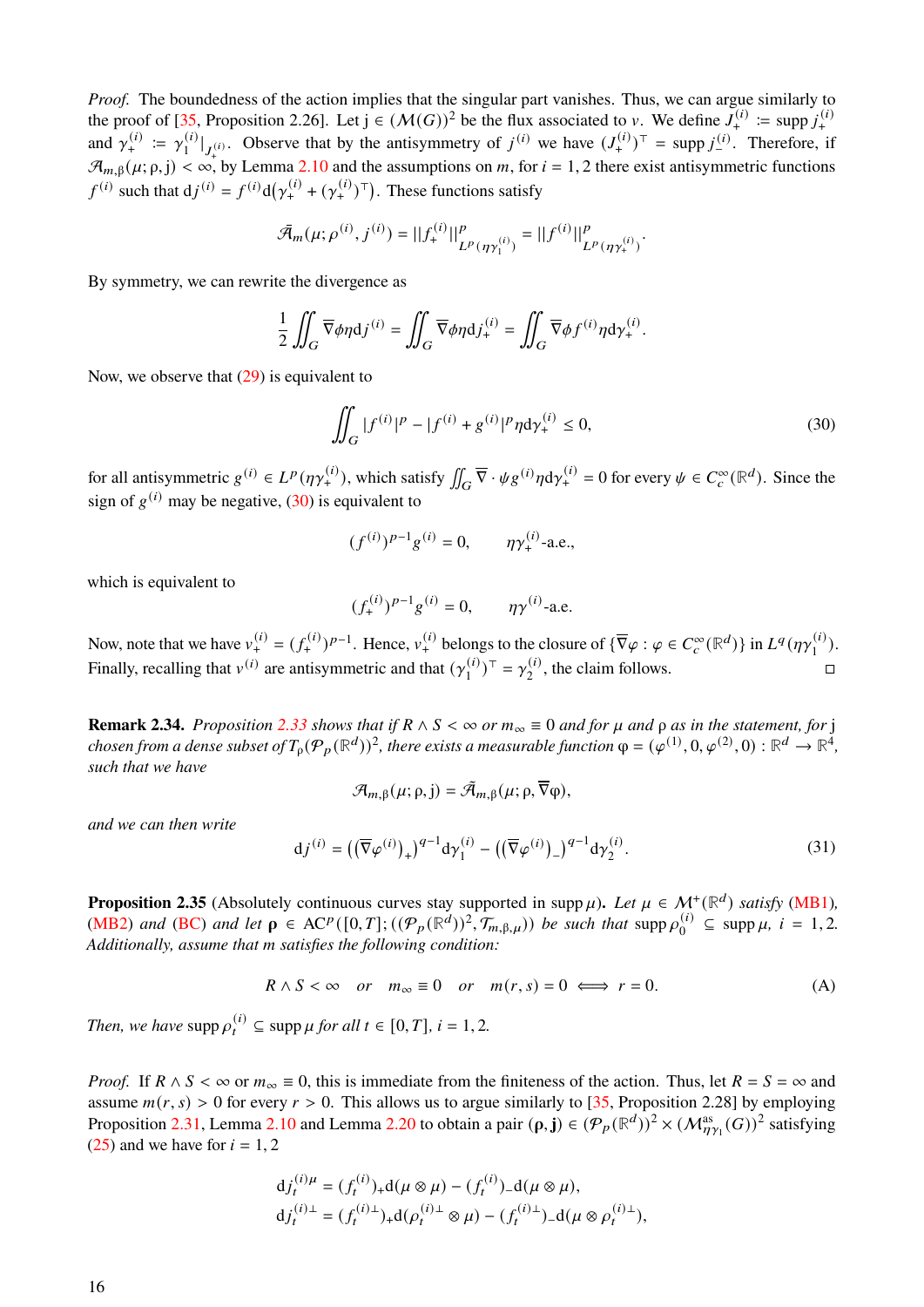*Proof.* The boundedness of the action implies that the singular part vanishes. Thus, we can argue similarly to the proof of [35, Proposition 2.26]. Let $\mathrm{j} \in (\mathcal{M}(G))^2$ be the flux associated to $\nu$. We define $J_+^{(i)} := \operatorname{supp} j_+^{(i)}$ and $\gamma_+^{(i)} := \gamma_1^{(i)}|_{J_+^{(i)}}$. Observe that by the antisymmetry of $j^{(i)}$ we have $(J_+^{(i)})^\top = \operatorname{supp} j_-^{(i)}$. Therefore, if $\mathcal{A}_{m,\beta}(\mu;\rho,\mathrm{j}) < \infty$, by Lemma 2.10 and the assumptions on $m$, for $i = 1,2$ there exist antisymmetric functions $f^{(i)}$ such that $\mathrm{d}j^{(i)} = f^{(i)}\mathrm{d}\big(\gamma_+^{(i)} + (\gamma_+^{(i)})^\top\big)$. These functions satisfy

$$\bar{\mathcal{A}}_m(\mu;\rho^{(i)}, j^{(i)}) = \|f_+^{(i)}\|^p_{L^p(\eta\gamma_1^{(i)})} = \|f^{(i)}\|^p_{L^p(\eta\gamma_+^{(i)})}.$$

By symmetry, we can rewrite the divergence as

$$\frac{1}{2}\iint_G \overline{\nabla}\phi\eta\mathrm{d}j^{(i)} = \iint_G \overline{\nabla}\phi\eta\mathrm{d}j_+^{(i)} = \iint_G \overline{\nabla}\phi f^{(i)}\eta\mathrm{d}\gamma_+^{(i)}.$$

Now, we observe that (29) is equivalent to

$$\iint_G |f^{(i)}|^p - |f^{(i)} + g^{(i)}|^p \eta\mathrm{d}\gamma_+^{(i)} \le 0, \tag{30}$$

for all antisymmetric $g^{(i)} \in L^p(\eta\gamma_+^{(i)})$, which satisfy $\iint_G \overline{\nabla}\cdot\psi g^{(i)}\eta\mathrm{d}\gamma_+^{(i)} = 0$ for every $\psi \in C_c^\infty(\mathbb{R}^d)$. Since the sign of $g^{(i)}$ may be negative, (30) is equivalent to

$$(f^{(i)})^{p-1}g^{(i)} = 0, \qquad \eta\gamma_+^{(i)}\text{-a.e.},$$

which is equivalent to

$$(f_+^{(i)})^{p-1}g^{(i)} = 0, \qquad \eta\gamma^{(i)}\text{-a.e.}$$

Now, note that we have $v_+^{(i)} = (f_+^{(i)})^{p-1}$. Hence, $v_+^{(i)}$ belongs to the closure of $\{\overline{\nabla}\varphi : \varphi \in C_c^\infty(\mathbb{R}^d)\}$ in $L^q(\eta\gamma_1^{(i)})$. Finally, recalling that $v^{(i)}$ are antisymmetric and that $(\gamma_1^{(i)})^\top = \gamma_2^{(i)}$, the claim follows. ◻

**Remark 2.34.** *Proposition 2.33 shows that if $R \wedge S < \infty$ or $m_\infty \equiv 0$ and for $\mu$ and $\rho$ as in the statement, for $\mathrm{j}$ chosen from a dense subset of $T_\rho(\mathcal{P}_p(\mathbb{R}^d))^2$, there exists a measurable function $\varphi = (\varphi^{(1)}, 0, \varphi^{(2)}, 0) : \mathbb{R}^d \to \mathbb{R}^4$, such that we have*

$$\mathcal{A}_{m,\beta}(\mu;\rho,\mathrm{j}) = \tilde{\mathcal{A}}_{m,\beta}(\mu;\rho,\overline{\nabla}\varphi),$$

*and we can then write*

$$\mathrm{d}j^{(i)} = \big((\overline{\nabla}\varphi^{(i)})_+\big)^{q-1}\mathrm{d}\gamma_1^{(i)} - \big((\overline{\nabla}\varphi^{(i)})_-\big)^{q-1}\mathrm{d}\gamma_2^{(i)}. \tag{31}$$

**Proposition 2.35** (Absolutely continuous curves stay supported in $\operatorname{supp}\mu$)**.** *Let $\mu \in \mathcal{M}^+(\mathbb{R}^d)$ satisfy (MB1), (MB2) and (BC) and let $\rho \in \mathrm{AC}^p([0,T];((\mathcal{P}_p(\mathbb{R}^d))^2, \mathcal{T}_{m,\beta,\mu}))$ be such that $\operatorname{supp}\rho_0^{(i)} \subseteq \operatorname{supp}\mu$, $i = 1,2$. Additionally, assume that $m$ satisfies the following condition:*

$$R \wedge S < \infty \quad \text{or} \quad m_\infty \equiv 0 \quad \text{or} \quad m(r,s) = 0 \iff r = 0. \tag{A}$$

*Then, we have $\operatorname{supp}\rho_t^{(i)} \subseteq \operatorname{supp}\mu$ for all $t \in [0,T]$, $i = 1,2$.*

*Proof.* If $R \wedge S < \infty$ or $m_\infty \equiv 0$, this is immediate from the finiteness of the action. Thus, let $R = S = \infty$ and assume $m(r,s) > 0$ for every $r > 0$. This allows us to argue similarly to [35, Proposition 2.28] by employing Proposition 2.31, Lemma 2.10 and Lemma 2.20 to obtain a pair $(\rho, \mathbf{j}) \in (\mathcal{P}_p(\mathbb{R}^d))^2 \times (\mathcal{M}^{\mathrm{as}}_{\eta\gamma_1}(G))^2$ satisfying (25) and we have for $i = 1,2$

$$\mathrm{d}j_t^{(i)\mu} = (f_t^{(i)})_+\mathrm{d}(\mu\otimes\mu) - (f_t^{(i)})_-\mathrm{d}(\mu\otimes\mu),$$
$$\mathrm{d}j_t^{(i)\perp} = (f_t^{(i)\perp})_+\mathrm{d}(\rho_t^{(i)\perp}\otimes\mu) - (f_t^{(i)\perp})_-\mathrm{d}(\mu\otimes\rho_t^{(i)\perp}),$$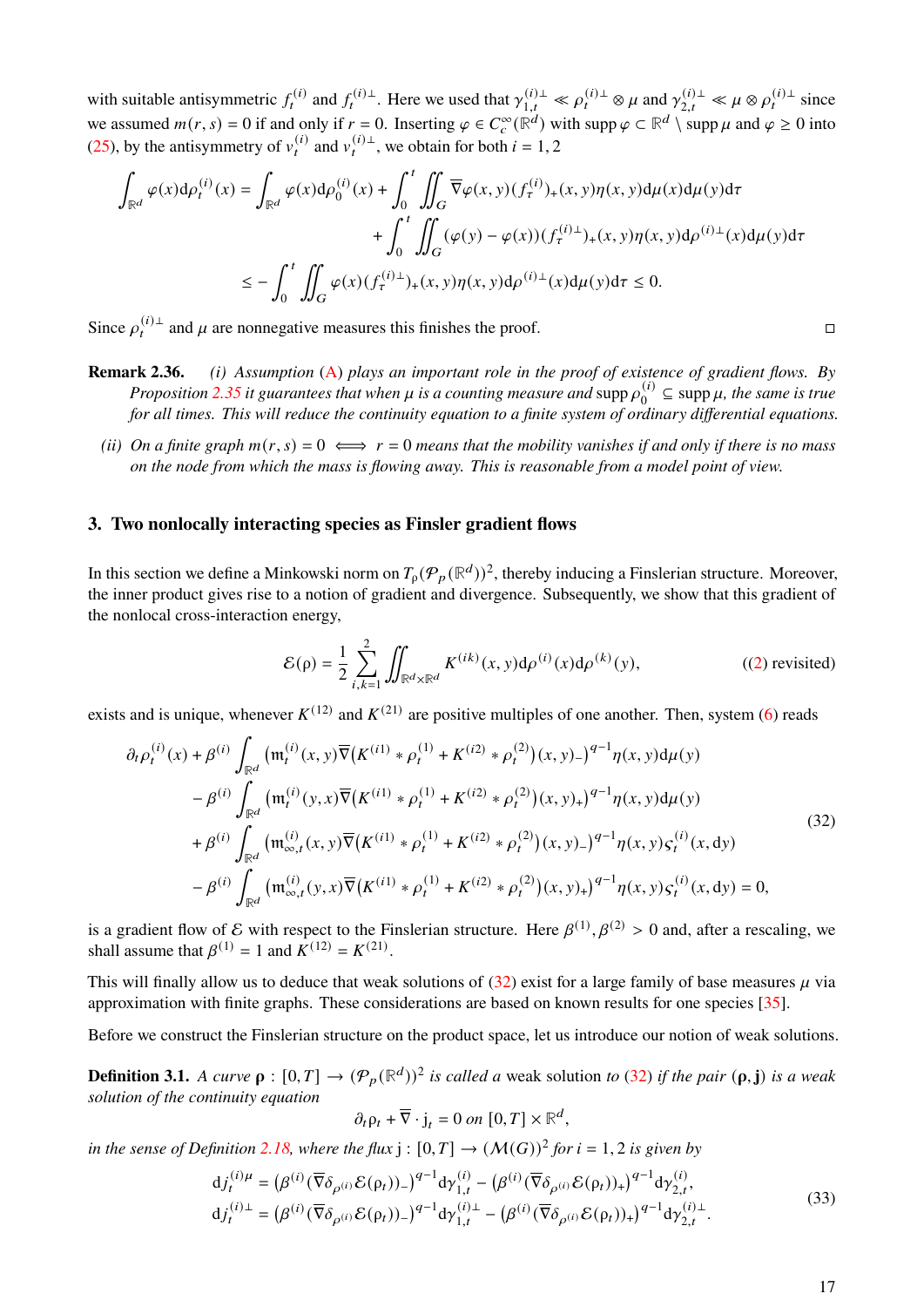with suitable antisymmetric $f_t^{(i)}$ and $f_t^{(i)\perp}$. Here we used that $\gamma_{1,t}^{(i)\perp} \ll \rho_t^{(i)\perp} \otimes \mu$ and $\gamma_{2,t}^{(i)\perp} \ll \mu \otimes \rho_t^{(i)\perp}$ since we assumed $m(r,s) = 0$ if and only if $r = 0$. Inserting $\varphi \in C_c^\infty(\mathbb{R}^d)$ with $\operatorname{supp}\varphi \subset \mathbb{R}^d \setminus \operatorname{supp}\mu$ and $\varphi \geq 0$ into (25), by the antisymmetry of $v_t^{(i)}$ and $v_t^{(i)\perp}$, we obtain for both $i = 1,2$

$$
\begin{aligned}
\int_{\mathbb{R}^d} \varphi(x)\mathrm{d}\rho_t^{(i)}(x) = \int_{\mathbb{R}^d} \varphi(x)\mathrm{d}\rho_0^{(i)}(x) &+ \int_0^t \iint_G \overline{\nabla}\varphi(x,y)(f_\tau^{(i)})_+(x,y)\eta(x,y)\mathrm{d}\mu(x)\mathrm{d}\mu(y)\mathrm{d}\tau \\
&+ \int_0^t \iint_G (\varphi(y) - \varphi(x))(f_\tau^{(i)\perp})_+(x,y)\eta(x,y)\mathrm{d}\rho^{(i)\perp}(x)\mathrm{d}\mu(y)\mathrm{d}\tau \\
\leq -\int_0^t \iint_G \varphi(x)(f_\tau^{(i)\perp})_+(x,y)\eta(x,y)\mathrm{d}\rho^{(i)\perp}(x)\mathrm{d}\mu(y)\mathrm{d}\tau \leq 0.
\end{aligned}
$$

Since $\rho_t^{(i)\perp}$ and $\mu$ are nonnegative measures this finishes the proof. □

**Remark 2.36.** *(i) Assumption (A) plays an important role in the proof of existence of gradient flows. By Proposition 2.35 it guarantees that when $\mu$ is a counting measure and $\operatorname{supp}\rho_0^{(i)} \subseteq \operatorname{supp}\mu$, the same is true for all times. This will reduce the continuity equation to a finite system of ordinary differential equations.*

*(ii) On a finite graph $m(r,s) = 0 \iff r = 0$ means that the mobility vanishes if and only if there is no mass on the node from which the mass is flowing away. This is reasonable from a model point of view.*

## 3. Two nonlocally interacting species as Finsler gradient flows

In this section we define a Minkowski norm on $T_\rho(\mathcal{P}_p(\mathbb{R}^d))^2$, thereby inducing a Finslerian structure. Moreover, the inner product gives rise to a notion of gradient and divergence. Subsequently, we show that this gradient of the nonlocal cross-interaction energy,

$$
\mathcal{E}(\rho) = \frac{1}{2}\sum_{i,k=1}^{2}\iint_{\mathbb{R}^d\times\mathbb{R}^d} K^{(ik)}(x,y)\mathrm{d}\rho^{(i)}(x)\mathrm{d}\rho^{(k)}(y), \qquad \text{((2) revisited)}
$$

exists and is unique, whenever $K^{(12)}$ and $K^{(21)}$ are positive multiples of one another. Then, system (6) reads

$$
\begin{aligned}
\partial_t\rho_t^{(i)}(x) &+ \beta^{(i)}\int_{\mathbb{R}^d}\left(\mathfrak{m}_t^{(i)}(x,y)\overline{\nabla}\left(K^{(i1)} * \rho_t^{(1)} + K^{(i2)} * \rho_t^{(2)}\right)(x,y)_-\right)^{q-1}\eta(x,y)\mathrm{d}\mu(y) \\
&- \beta^{(i)}\int_{\mathbb{R}^d}\left(\mathfrak{m}_t^{(i)}(y,x)\overline{\nabla}\left(K^{(i1)} * \rho_t^{(1)} + K^{(i2)} * \rho_t^{(2)}\right)(x,y)_+\right)^{q-1}\eta(x,y)\mathrm{d}\mu(y) \\
&+ \beta^{(i)}\int_{\mathbb{R}^d}\left(\mathfrak{m}_{\infty,t}^{(i)}(x,y)\overline{\nabla}\left(K^{(i1)} * \rho_t^{(1)} + K^{(i2)} * \rho_t^{(2)}\right)(x,y)_-\right)^{q-1}\eta(x,y)\varsigma_t^{(i)}(x,\mathrm{d}y) \\
&- \beta^{(i)}\int_{\mathbb{R}^d}\left(\mathfrak{m}_{\infty,t}^{(i)}(y,x)\overline{\nabla}\left(K^{(i1)} * \rho_t^{(1)} + K^{(i2)} * \rho_t^{(2)}\right)(x,y)_+\right)^{q-1}\eta(x,y)\varsigma_t^{(i)}(x,\mathrm{d}y) = 0,
\end{aligned}
\tag{32}
$$

is a gradient flow of $\mathcal{E}$ with respect to the Finslerian structure. Here $\beta^{(1)}, \beta^{(2)} > 0$ and, after a rescaling, we shall assume that $\beta^{(1)} = 1$ and $K^{(12)} = K^{(21)}$.

This will finally allow us to deduce that weak solutions of (32) exist for a large family of base measures $\mu$ via approximation with finite graphs. These considerations are based on known results for one species [35].

Before we construct the Finslerian structure on the product space, let us introduce our notion of weak solutions.

**Definition 3.1.** *A curve $\boldsymbol{\rho} : [0,T] \to (\mathcal{P}_p(\mathbb{R}^d))^2$ is called a* weak solution *to (32) if the pair $(\boldsymbol{\rho}, \mathbf{j})$ is a weak solution of the continuity equation*

$$
\partial_t\rho_t + \overline{\nabla}\cdot \mathrm{j}_t = 0 \text{ on } [0,T]\times\mathbb{R}^d,
$$

*in the sense of Definition 2.18, where the flux $\mathrm{j} : [0,T] \to (\mathcal{M}(G))^2$ for $i = 1,2$ is given by*

$$
\begin{aligned}
\mathrm{d}j_t^{(i)\mu} &= \left(\beta^{(i)}(\overline{\nabla}\delta_{\rho^{(i)}}\mathcal{E}(\rho_t))_-\right)^{q-1}\mathrm{d}\gamma_{1,t}^{(i)} - \left(\beta^{(i)}(\overline{\nabla}\delta_{\rho^{(i)}}\mathcal{E}(\rho_t))_+\right)^{q-1}\mathrm{d}\gamma_{2,t}^{(i)}, \\
\mathrm{d}j_t^{(i)\perp} &= \left(\beta^{(i)}(\overline{\nabla}\delta_{\rho^{(i)}}\mathcal{E}(\rho_t))_-\right)^{q-1}\mathrm{d}\gamma_{1,t}^{(i)\perp} - \left(\beta^{(i)}(\overline{\nabla}\delta_{\rho^{(i)}}\mathcal{E}(\rho_t))_+\right)^{q-1}\mathrm{d}\gamma_{2,t}^{(i)\perp}.
\end{aligned}
\tag{33}
$$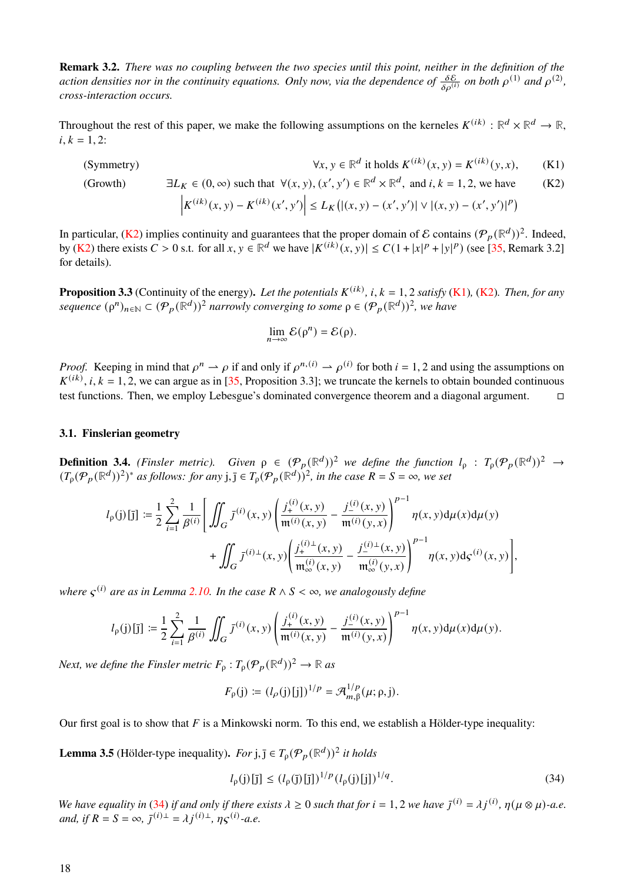**Remark 3.2.** *There was no coupling between the two species until this point, neither in the definition of the action densities nor in the continuity equations. Only now, via the dependence of $\frac{\delta \mathcal{E}}{\delta \rho^{(i)}}$ on both $\rho^{(1)}$ and $\rho^{(2)}$, cross-interaction occurs.*

Throughout the rest of this paper, we make the following assumptions on the kerneles $K^{(ik)} : \mathbb{R}^d \times \mathbb{R}^d \to \mathbb{R}$, $i, k = 1, 2$:

(Symmetry) $\quad \forall x, y \in \mathbb{R}^d$ it holds $K^{(ik)}(x, y) = K^{(ik)}(y, x)$, (K1)

(Growth) $\quad \exists L_K \in (0, \infty)$ such that $\forall (x, y), (x', y') \in \mathbb{R}^d \times \mathbb{R}^d$, and $i, k = 1, 2$, we have (K2)

$$\left|K^{(ik)}(x, y) - K^{(ik)}(x', y')\right| \leq L_K \left(|(x, y) - (x', y')| \vee |(x, y) - (x', y')|^p\right)$$

In particular, (K2) implies continuity and guarantees that the proper domain of $\mathcal{E}$ contains $(\mathcal{P}_p(\mathbb{R}^d))^2$. Indeed, by (K2) there exists $C > 0$ s.t. for all $x, y \in \mathbb{R}^d$ we have $|K^{(ik)}(x, y)| \leq C(1 + |x|^p + |y|^p)$ (see [35, Remark 3.2] for details).

**Proposition 3.3** (Continuity of the energy)**.** *Let the potentials $K^{(ik)}$, $i, k = 1, 2$ satisfy (K1), (K2). Then, for any sequence $(\rho^n)_{n \in \mathbb{N}} \subset (\mathcal{P}_p(\mathbb{R}^d))^2$ narrowly converging to some $\rho \in (\mathcal{P}_p(\mathbb{R}^d))^2$, we have*

$$\lim_{n \to \infty} \mathcal{E}(\rho^n) = \mathcal{E}(\rho).$$

*Proof.* Keeping in mind that $\rho^n \rightharpoonup \rho$ if and only if $\rho^{n,(i)} \rightharpoonup \rho^{(i)}$ for both $i = 1, 2$ and using the assumptions on $K^{(ik)}$, $i, k = 1, 2$, we can argue as in [35, Proposition 3.3]; we truncate the kernels to obtain bounded continuous test functions. Then, we employ Lebesgue's dominated convergence theorem and a diagonal argument. □

### 3.1. Finslerian geometry

**Definition 3.4.** *(Finsler metric). Given $\rho \in (\mathcal{P}_p(\mathbb{R}^d))^2$ we define the function $l_\rho : T_\rho(\mathcal{P}_p(\mathbb{R}^d))^2 \to (T_\rho(\mathcal{P}_p(\mathbb{R}^d))^2)^*$ as follows: for any $\mathrm{j}, \bar{\mathrm{j}} \in T_\rho(\mathcal{P}_p(\mathbb{R}^d))^2$, in the case $R = S = \infty$, we set*

$$\begin{aligned} l_\rho(\mathrm{j})[\bar{\mathrm{j}}] := \frac{1}{2} \sum_{i=1}^{2} \frac{1}{\beta^{(i)}} \Bigg[ & \iint_G \bar{j}^{(i)}(x, y) \left( \frac{j_+^{(i)}(x, y)}{\mathfrak{m}^{(i)}(x, y)} - \frac{j_-^{(i)}(x, y)}{\mathfrak{m}^{(i)}(y, x)} \right)^{p-1} \eta(x, y) \mathrm{d}\mu(x) \mathrm{d}\mu(y) \\ & + \iint_G \bar{j}^{(i)\perp}(x, y) \left( \frac{j_+^{(i)\perp}(x, y)}{\mathfrak{m}_\infty^{(i)}(x, y)} - \frac{j_-^{(i)\perp}(x, y)}{\mathfrak{m}_\infty^{(i)}(y, x)} \right)^{p-1} \eta(x, y) \mathrm{d}\varsigma^{(i)}(x, y) \Bigg], \end{aligned}$$

*where $\varsigma^{(i)}$ are as in Lemma 2.10. In the case $R \wedge S < \infty$, we analogously define*

$$l_\rho(\mathrm{j})[\bar{\mathrm{j}}] := \frac{1}{2} \sum_{i=1}^{2} \frac{1}{\beta^{(i)}} \iint_G \bar{j}^{(i)}(x, y) \left( \frac{j_+^{(i)}(x, y)}{\mathfrak{m}^{(i)}(x, y)} - \frac{j_-^{(i)}(x, y)}{\mathfrak{m}^{(i)}(y, x)} \right)^{p-1} \eta(x, y) \mathrm{d}\mu(x) \mathrm{d}\mu(y).$$

*Next, we define the Finsler metric $F_\rho : T_\rho(\mathcal{P}_p(\mathbb{R}^d))^2 \to \mathbb{R}$ as*

$$F_\rho(\mathrm{j}) := (l_\rho(\mathrm{j})[\mathrm{j}])^{1/p} = \mathcal{A}_{m,\beta}^{1/p}(\mu; \rho, \mathrm{j}).$$

Our first goal is to show that $F$ is a Minkowski norm. To this end, we establish a Hölder-type inequality:

**Lemma 3.5** (Hölder-type inequality)**.** *For $\mathrm{j}, \bar{\mathrm{j}} \in T_\rho(\mathcal{P}_p(\mathbb{R}^d))^2$ it holds*

$$l_\rho(\mathrm{j})[\bar{\mathrm{j}}] \leq (l_\rho(\bar{\mathrm{j}})[\bar{\mathrm{j}}])^{1/p} (l_\rho(\mathrm{j})[\mathrm{j}])^{1/q}. \tag{34}$$

*We have equality in (34) if and only if there exists $\lambda \geq 0$ such that for $i = 1, 2$ we have $\bar{j}^{(i)} = \lambda j^{(i)}$, $\eta(\mu \otimes \mu)$-a.e. and, if $R = S = \infty$, $\bar{j}^{(i)\perp} = \lambda j^{(i)\perp}$, $\eta\varsigma^{(i)}$-a.e.*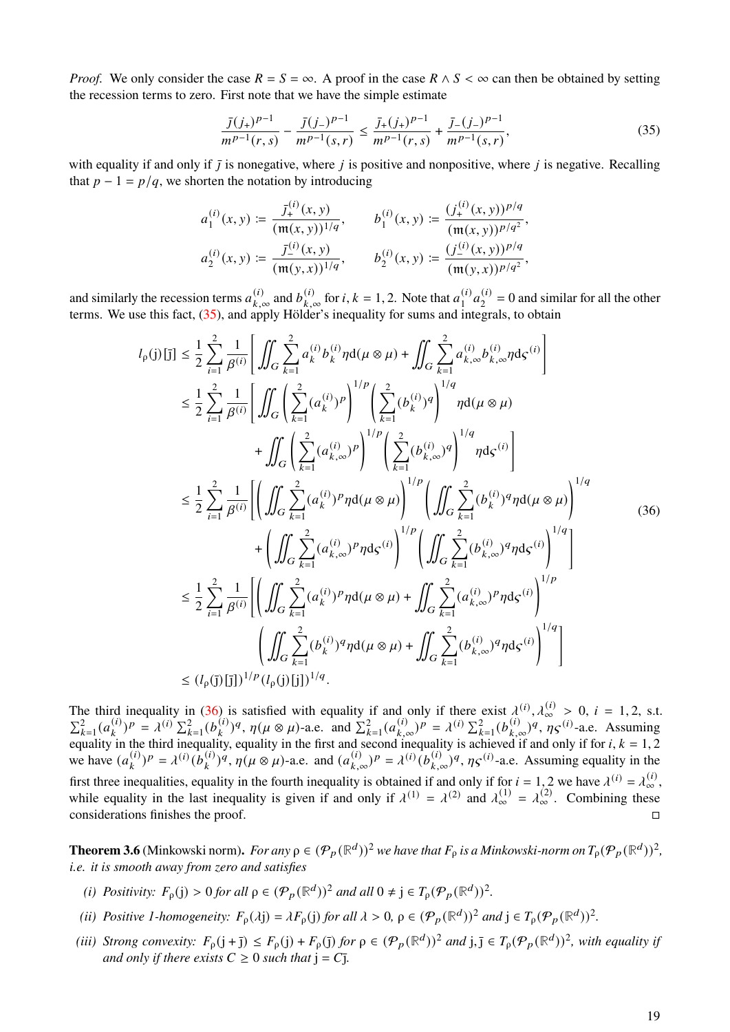*Proof.* We only consider the case $R = S = \infty$. A proof in the case $R \wedge S < \infty$ can then be obtained by setting the recession terms to zero. First note that we have the simple estimate

$$\frac{\bar{\jmath}(j_+)^{p-1}}{m^{p-1}(r,s)} - \frac{\bar{\jmath}(j_-)^{p-1}}{m^{p-1}(s,r)} \leq \frac{\bar{\jmath}_+(j_+)^{p-1}}{m^{p-1}(r,s)} + \frac{\bar{\jmath}_-(j_-)^{p-1}}{m^{p-1}(s,r)}, \tag{35}$$

with equality if and only if $\bar{\jmath}$ is nonegative, where $j$ is positive and nonpositive, where $j$ is negative. Recalling that $p-1 = p/q$, we shorten the notation by introducing

$$a_1^{(i)}(x,y) := \frac{\bar{\jmath}_+^{(i)}(x,y)}{(\mathfrak{m}(x,y))^{1/q}}, \qquad b_1^{(i)}(x,y) := \frac{(j_+^{(i)}(x,y))^{p/q}}{(\mathfrak{m}(x,y))^{p/q^2}},$$
$$a_2^{(i)}(x,y) := \frac{\bar{\jmath}_-^{(i)}(x,y)}{(\mathfrak{m}(y,x))^{1/q}}, \qquad b_2^{(i)}(x,y) := \frac{(j_-^{(i)}(x,y))^{p/q}}{(\mathfrak{m}(y,x))^{p/q^2}},$$

and similarly the recession terms $a_{k,\infty}^{(i)}$ and $b_{k,\infty}^{(i)}$ for $i,k = 1,2$. Note that $a_1^{(i)}a_2^{(i)} = 0$ and similar for all the other terms. We use this fact, (35), and apply Hölder's inequality for sums and integrals, to obtain

$$\begin{aligned}
l_\rho(\mathrm{j})[\bar{\mathrm{j}}] &\leq \frac{1}{2}\sum_{i=1}^2 \frac{1}{\beta^{(i)}}\left[\iint_G \sum_{k=1}^2 a_k^{(i)} b_k^{(i)} \eta \,\mathrm{d}(\mu\otimes\mu) + \iint_G \sum_{k=1}^2 a_{k,\infty}^{(i)} b_{k,\infty}^{(i)} \eta \,\mathrm{d}\varsigma^{(i)}\right] \\
&\leq \frac{1}{2}\sum_{i=1}^2 \frac{1}{\beta^{(i)}}\left[\iint_G \left(\sum_{k=1}^2 (a_k^{(i)})^p\right)^{1/p}\left(\sum_{k=1}^2 (b_k^{(i)})^q\right)^{1/q} \eta\,\mathrm{d}(\mu\otimes\mu)\right. \\
&\qquad \left. + \iint_G \left(\sum_{k=1}^2 (a_{k,\infty}^{(i)})^p\right)^{1/p}\left(\sum_{k=1}^2 (b_{k,\infty}^{(i)})^q\right)^{1/q} \eta\,\mathrm{d}\varsigma^{(i)}\right] \\
&\leq \frac{1}{2}\sum_{i=1}^2 \frac{1}{\beta^{(i)}}\left[\left(\iint_G \sum_{k=1}^2 (a_k^{(i)})^p \eta\,\mathrm{d}(\mu\otimes\mu)\right)^{1/p}\left(\iint_G \sum_{k=1}^2 (b_k^{(i)})^q \eta\,\mathrm{d}(\mu\otimes\mu)\right)^{1/q}\right. \\
&\qquad \left. + \left(\iint_G \sum_{k=1}^2 (a_{k,\infty}^{(i)})^p \eta\,\mathrm{d}\varsigma^{(i)}\right)^{1/p}\left(\iint_G \sum_{k=1}^2 (b_{k,\infty}^{(i)})^q \eta\,\mathrm{d}\varsigma^{(i)}\right)^{1/q}\right] \\
&\leq \frac{1}{2}\sum_{i=1}^2 \frac{1}{\beta^{(i)}}\left[\left(\iint_G \sum_{k=1}^2 (a_k^{(i)})^p \eta\,\mathrm{d}(\mu\otimes\mu) + \iint_G \sum_{k=1}^2 (a_{k,\infty}^{(i)})^p \eta\,\mathrm{d}\varsigma^{(i)}\right)^{1/p}\right. \\
&\qquad \left. \left(\iint_G \sum_{k=1}^2 (b_k^{(i)})^q \eta\,\mathrm{d}(\mu\otimes\mu) + \iint_G \sum_{k=1}^2 (b_{k,\infty}^{(i)})^q \eta\,\mathrm{d}\varsigma^{(i)}\right)^{1/q}\right] \\
&\leq (l_\rho(\bar{\mathrm{j}})[\bar{\mathrm{j}}])^{1/p}(l_\rho(\mathrm{j})[\mathrm{j}])^{1/q}.
\end{aligned} \tag{36}$$

The third inequality in (36) is satisfied with equality if and only if there exist $\lambda^{(i)}, \lambda_\infty^{(i)} > 0$, $i = 1,2$, s.t. $\sum_{k=1}^2 (a_k^{(i)})^p = \lambda^{(i)}\sum_{k=1}^2 (b_k^{(i)})^q$, $\eta(\mu\otimes\mu)$-a.e. and $\sum_{k=1}^2 (a_{k,\infty}^{(i)})^p = \lambda^{(i)}\sum_{k=1}^2 (b_{k,\infty}^{(i)})^q$, $\eta\varsigma^{(i)}$-a.e. Assuming equality in the third inequality, equality in the first and second inequality is achieved if and only if for $i,k = 1,2$ we have $(a_k^{(i)})^p = \lambda^{(i)}(b_k^{(i)})^q$, $\eta(\mu\otimes\mu)$-a.e. and $(a_{k,\infty}^{(i)})^p = \lambda^{(i)}(b_{k,\infty}^{(i)})^q$, $\eta\varsigma^{(i)}$-a.e. Assuming equality in the first three inequalities, equality in the fourth inequality is obtained if and only if for $i = 1,2$ we have $\lambda^{(i)} = \lambda_\infty^{(i)}$, while equality in the last inequality is given if and only if $\lambda^{(1)} = \lambda^{(2)}$ and $\lambda_\infty^{(1)} = \lambda_\infty^{(2)}$. Combining these considerations finishes the proof. ◻

**Theorem 3.6** (Minkowski norm)**.** *For any $\rho \in (\mathcal{P}_p(\mathbb{R}^d))^2$ we have that $F_\rho$ is a Minkowski-norm on $T_\rho(\mathcal{P}_p(\mathbb{R}^d))^2$, i.e. it is smooth away from zero and satisfies*

*(i) Positivity: $F_\rho(\mathrm{j}) > 0$ for all $\rho \in (\mathcal{P}_p(\mathbb{R}^d))^2$ and all $0 \neq \mathrm{j} \in T_\rho(\mathcal{P}_p(\mathbb{R}^d))^2$.*

*(ii) Positive 1-homogeneity: $F_\rho(\lambda\mathrm{j}) = \lambda F_\rho(\mathrm{j})$ for all $\lambda > 0$, $\rho \in (\mathcal{P}_p(\mathbb{R}^d))^2$ and $\mathrm{j} \in T_\rho(\mathcal{P}_p(\mathbb{R}^d))^2$.*

*(iii) Strong convexity: $F_\rho(\mathrm{j} + \bar{\mathrm{j}}) \leq F_\rho(\mathrm{j}) + F_\rho(\bar{\mathrm{j}})$ for $\rho \in (\mathcal{P}_p(\mathbb{R}^d))^2$ and $\mathrm{j}, \bar{\mathrm{j}} \in T_\rho(\mathcal{P}_p(\mathbb{R}^d))^2$, with equality if and only if there exists $C \geq 0$ such that $\mathrm{j} = C\bar{\mathrm{j}}$.*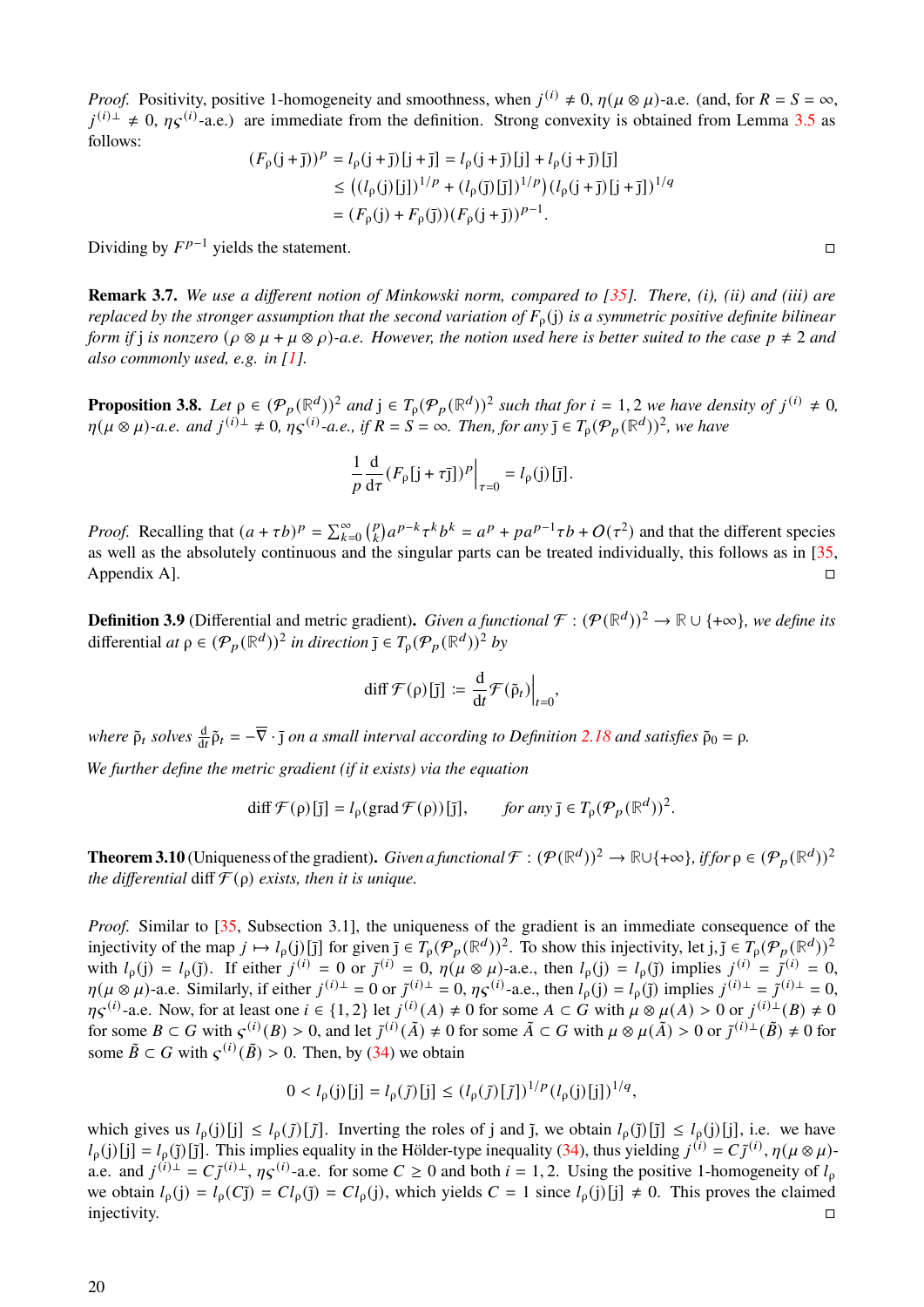*Proof.* Positivity, positive 1-homogeneity and smoothness, when $j^{(i)} \neq 0$, $\eta(\mu \otimes \mu)$-a.e. (and, for $R = S = \infty$, $j^{(i)\perp} \neq 0$, $\eta\varsigma^{(i)}$-a.e.) are immediate from the definition. Strong convexity is obtained from Lemma 3.5 as follows:

$$
\begin{aligned}
(F_\rho(\mathrm{j}+\bar{\mathrm{j}}))^p &= l_\rho(\mathrm{j}+\bar{\mathrm{j}})[\mathrm{j}+\bar{\mathrm{j}}] = l_\rho(\mathrm{j}+\bar{\mathrm{j}})[\mathrm{j}] + l_\rho(\mathrm{j}+\bar{\mathrm{j}})[\bar{\mathrm{j}}] \\
&\leq \left((l_\rho(\mathrm{j})[\mathrm{j}])^{1/p} + (l_\rho(\bar{\mathrm{j}})[\bar{\mathrm{j}}])^{1/p}\right)(l_\rho(\mathrm{j}+\bar{\mathrm{j}})[\mathrm{j}+\bar{\mathrm{j}}])^{1/q} \\
&= (F_\rho(\mathrm{j}) + F_\rho(\bar{\mathrm{j}}))(F_\rho(\mathrm{j}+\bar{\mathrm{j}}))^{p-1}.
\end{aligned}
$$

Dividing by $F^{p-1}$ yields the statement. □

**Remark 3.7.** *We use a different notion of Minkowski norm, compared to [35]. There, (i), (ii) and (iii) are replaced by the stronger assumption that the second variation of $F_\rho(\mathrm{j})$ is a symmetric positive definite bilinear form if $\mathrm{j}$ is nonzero ($\rho \otimes \mu + \mu \otimes \rho$)-a.e. However, the notion used here is better suited to the case $p \neq 2$ and also commonly used, e.g. in [1].*

**Proposition 3.8.** *Let $\rho \in (\mathcal{P}_p(\mathbb{R}^d))^2$ and $\mathrm{j} \in T_\rho(\mathcal{P}_p(\mathbb{R}^d))^2$ such that for $i = 1, 2$ we have density of $j^{(i)} \neq 0$, $\eta(\mu \otimes \mu)$-a.e. and $j^{(i)\perp} \neq 0$, $\eta\varsigma^{(i)}$-a.e., if $R = S = \infty$. Then, for any $\bar{\mathrm{j}} \in T_\rho(\mathcal{P}_p(\mathbb{R}^d))^2$, we have*

$$
\frac{1}{p}\frac{\mathrm{d}}{\mathrm{d}\tau}(F_\rho[\mathrm{j}+\tau\bar{\mathrm{j}}])^p\Big|_{\tau=0} = l_\rho(\mathrm{j})[\bar{\mathrm{j}}].
$$

*Proof.* Recalling that $(a+\tau b)^p = \sum_{k=0}^{\infty}\binom{p}{k}a^{p-k}\tau^k b^k = a^p + pa^{p-1}\tau b + O(\tau^2)$ and that the different species as well as the absolutely continuous and the singular parts can be treated individually, this follows as in [35, Appendix A]. □

**Definition 3.9** (Differential and metric gradient)**.** *Given a functional $\mathcal{F} : (\mathcal{P}(\mathbb{R}^d))^2 \to \mathbb{R} \cup \{+\infty\}$, we define its* differential *at $\rho \in (\mathcal{P}_p(\mathbb{R}^d))^2$ in direction $\bar{\mathrm{j}} \in T_\rho(\mathcal{P}_p(\mathbb{R}^d))^2$ by*

$$
\operatorname{diff}\mathcal{F}(\rho)[\bar{\mathrm{j}}] \coloneqq \frac{\mathrm{d}}{\mathrm{d}t}\mathcal{F}(\tilde{\rho}_t)\Big|_{t=0},
$$

*where $\tilde{\rho}_t$ solves $\frac{\mathrm{d}}{\mathrm{d}t}\tilde{\rho}_t = -\overline{\nabla}\cdot\bar{\mathrm{j}}$ on a small interval according to Definition 2.18 and satisfies $\tilde{\rho}_0 = \rho$.*

*We further define the metric gradient (if it exists) via the equation*

$$
\operatorname{diff}\mathcal{F}(\rho)[\bar{\mathrm{j}}] = l_\rho(\operatorname{grad}\mathcal{F}(\rho))[\bar{\mathrm{j}}], \qquad \text{for any } \bar{\mathrm{j}} \in T_\rho(\mathcal{P}_p(\mathbb{R}^d))^2.
$$

**Theorem 3.10** (Uniqueness of the gradient)**.** *Given a functional $\mathcal{F} : (\mathcal{P}(\mathbb{R}^d))^2 \to \mathbb{R}\cup\{+\infty\}$, if for $\rho \in (\mathcal{P}_p(\mathbb{R}^d))^2$ the differential $\operatorname{diff}\mathcal{F}(\rho)$ exists, then it is unique.*

*Proof.* Similar to [35, Subsection 3.1], the uniqueness of the gradient is an immediate consequence of the injectivity of the map $j \mapsto l_\rho(\mathrm{j})[\mathrm{j}]$ for given $\bar{\mathrm{j}} \in T_\rho(\mathcal{P}_p(\mathbb{R}^d))^2$. To show this injectivity, let $\mathrm{j}, \tilde{\mathrm{j}} \in T_\rho(\mathcal{P}_p(\mathbb{R}^d))^2$ with $l_\rho(\mathrm{j}) = l_\rho(\tilde{\mathrm{j}})$. If either $j^{(i)} = 0$ or $\tilde{j}^{(i)} = 0$, $\eta(\mu \otimes \mu)$-a.e., then $l_\rho(\mathrm{j}) = l_\rho(\tilde{\mathrm{j}})$ implies $j^{(i)} = \tilde{j}^{(i)} = 0$, $\eta(\mu \otimes \mu)$-a.e. Similarly, if either $j^{(i)\perp} = 0$ or $\tilde{j}^{(i)\perp} = 0$, $\eta\varsigma^{(i)}$-a.e., then $l_\rho(\mathrm{j}) = l_\rho(\tilde{\mathrm{j}})$ implies $j^{(i)\perp} = \tilde{j}^{(i)\perp} = 0$, $\eta\varsigma^{(i)}$-a.e. Now, for at least one $i \in \{1, 2\}$ let $j^{(i)}(A) \neq 0$ for some $A \subset G$ with $\mu \otimes \mu(A) > 0$ or $j^{(i)\perp}(B) \neq 0$ for some $B \subset G$ with $\varsigma^{(i)}(B) > 0$, and let $\tilde{j}^{(i)}(\tilde{A}) \neq 0$ for some $\tilde{A} \subset G$ with $\mu \otimes \mu(\tilde{A}) > 0$ or $\tilde{j}^{(i)\perp}(\tilde{B}) \neq 0$ for some $\tilde{B} \subset G$ with $\varsigma^{(i)}(\tilde{B}) > 0$. Then, by (34) we obtain

$$
0 < l_\rho(\mathrm{j})[\mathrm{j}] = l_\rho(\tilde{j})[\mathrm{j}] \leq (l_\rho(\tilde{j})[\tilde{j}])^{1/p}(l_\rho(\mathrm{j})[\mathrm{j}])^{1/q},
$$

which gives us $l_\rho(\mathrm{j})[\mathrm{j}] \leq l_\rho(\tilde{j})[\tilde{j}]$. Inverting the roles of $\mathrm{j}$ and $\tilde{\mathrm{j}}$, we obtain $l_\rho(\tilde{\mathrm{j}})[\tilde{\mathrm{j}}] \leq l_\rho(\mathrm{j})[\mathrm{j}]$, i.e. we have $l_\rho(\mathrm{j})[\mathrm{j}] = l_\rho(\tilde{\mathrm{j}})[\tilde{\mathrm{j}}]$. This implies equality in the Hölder-type inequality (34), thus yielding $j^{(i)} = C\tilde{j}^{(i)}$, $\eta(\mu \otimes \mu)$-a.e. and $j^{(i)\perp} = C\tilde{j}^{(i)\perp}$, $\eta\varsigma^{(i)}$-a.e. for some $C \geq 0$ and both $i = 1, 2$. Using the positive 1-homogeneity of $l_\rho$ we obtain $l_\rho(\mathrm{j}) = l_\rho(C\tilde{\mathrm{j}}) = Cl_\rho(\tilde{\mathrm{j}}) = Cl_\rho(\mathrm{j})$, which yields $C = 1$ since $l_\rho(\mathrm{j})[\mathrm{j}] \neq 0$. This proves the claimed injectivity. □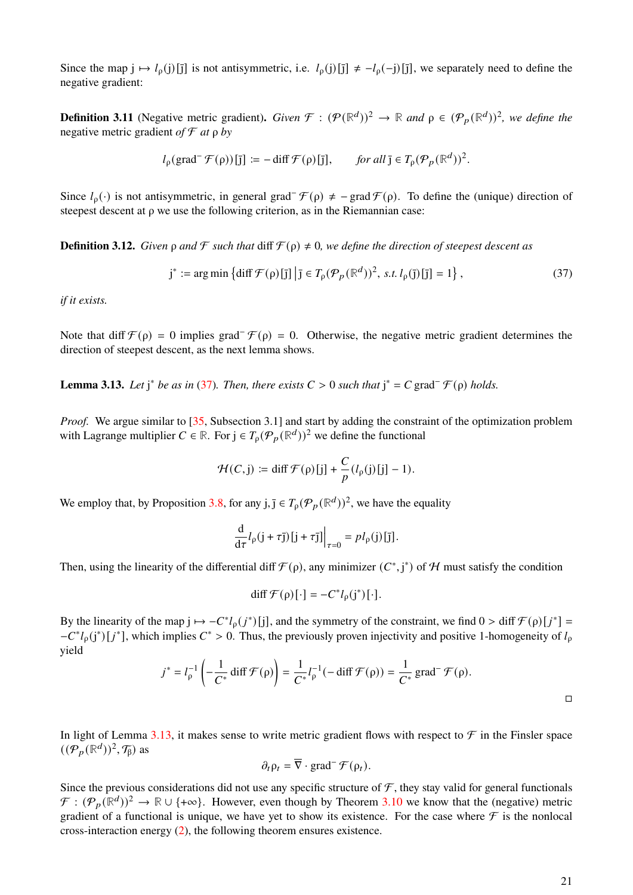Since the map $\mathrm{j} \mapsto l_\rho(\mathrm{j})[\bar{\mathrm{j}}]$ is not antisymmetric, i.e. $l_\rho(\mathrm{j})[\bar{\mathrm{j}}] \neq -l_\rho(-\mathrm{j})[\bar{\mathrm{j}}]$, we separately need to define the negative gradient:

**Definition 3.11** (Negative metric gradient)**.** *Given $\mathcal{F} : (\mathcal{P}(\mathbb{R}^d))^2 \to \mathbb{R}$ and $\rho \in (\mathcal{P}_p(\mathbb{R}^d))^2$, we define the* negative metric gradient *of $\mathcal{F}$ at $\rho$ by*

$$l_\rho(\operatorname{grad}^- \mathcal{F}(\rho))[\bar{\mathrm{j}}] := -\operatorname{diff} \mathcal{F}(\rho)[\bar{\mathrm{j}}], \qquad \text{for all } \bar{\mathrm{j}} \in T_\rho(\mathcal{P}_p(\mathbb{R}^d))^2.$$

Since $l_\rho(\cdot)$ is not antisymmetric, in general $\operatorname{grad}^- \mathcal{F}(\rho) \neq -\operatorname{grad} \mathcal{F}(\rho)$. To define the (unique) direction of steepest descent at $\rho$ we use the following criterion, as in the Riemannian case:

**Definition 3.12.** *Given $\rho$ and $\mathcal{F}$ such that $\operatorname{diff} \mathcal{F}(\rho) \neq 0$, we define the direction of steepest descent as*

$$\mathrm{j}^* := \arg\min \left\{ \operatorname{diff} \mathcal{F}(\rho)[\bar{\mathrm{j}}] \,\middle|\, \bar{\mathrm{j}} \in T_\rho(\mathcal{P}_p(\mathbb{R}^d))^2, \text{ s.t. } l_\rho(\bar{\mathrm{j}})[\bar{\mathrm{j}}] = 1 \right\}, \tag{37}$$

*if it exists.*

Note that $\operatorname{diff} \mathcal{F}(\rho) = 0$ implies $\operatorname{grad}^- \mathcal{F}(\rho) = 0$. Otherwise, the negative metric gradient determines the direction of steepest descent, as the next lemma shows.

**Lemma 3.13.** *Let $\mathrm{j}^*$ be as in (37). Then, there exists $C > 0$ such that $\mathrm{j}^* = C \operatorname{grad}^- \mathcal{F}(\rho)$ holds.*

*Proof.* We argue similar to [35, Subsection 3.1] and start by adding the constraint of the optimization problem with Lagrange multiplier $C \in \mathbb{R}$. For $\mathrm{j} \in T_\rho(\mathcal{P}_p(\mathbb{R}^d))^2$ we define the functional

$$\mathcal{H}(C, \mathrm{j}) := \operatorname{diff} \mathcal{F}(\rho)[\mathrm{j}] + \frac{C}{p}(l_\rho(\mathrm{j})[\mathrm{j}] - 1).$$

We employ that, by Proposition 3.8, for any $\mathrm{j}, \bar{\mathrm{j}} \in T_\rho(\mathcal{P}_p(\mathbb{R}^d))^2$, we have the equality

$$\frac{\mathrm{d}}{\mathrm{d}\tau} l_\rho(\mathrm{j} + \tau\bar{\mathrm{j}})[\mathrm{j} + \tau\bar{\mathrm{j}}]\Big|_{\tau=0} = p l_\rho(\mathrm{j})[\bar{\mathrm{j}}].$$

Then, using the linearity of the differential $\operatorname{diff} \mathcal{F}(\rho)$, any minimizer $(C^*, \mathrm{j}^*)$ of $\mathcal{H}$ must satisfy the condition

$$\operatorname{diff} \mathcal{F}(\rho)[\cdot] = -C^* l_\rho(\mathrm{j}^*)[\cdot].$$

By the linearity of the map $\mathrm{j} \mapsto -C^* l_\rho(j^*)[\mathrm{j}]$, and the symmetry of the constraint, we find $0 > \operatorname{diff} \mathcal{F}(\rho)[j^*] = -C^* l_\rho(\mathrm{j}^*)[j^*]$, which implies $C^* > 0$. Thus, the previously proven injectivity and positive 1-homogeneity of $l_\rho$ yield

$$j^* = l_\rho^{-1}\left(-\frac{1}{C^*} \operatorname{diff} \mathcal{F}(\rho)\right) = \frac{1}{C^*} l_\rho^{-1}(-\operatorname{diff} \mathcal{F}(\rho)) = \frac{1}{C^*} \operatorname{grad}^- \mathcal{F}(\rho).$$

□

In light of Lemma 3.13, it makes sense to write metric gradient flows with respect to $\mathcal{F}$ in the Finsler space $((\mathcal{P}_p(\mathbb{R}^d))^2, \mathcal{T}_\beta)$ as

$$\partial_t \rho_t = \overline{\nabla} \cdot \operatorname{grad}^- \mathcal{F}(\rho_t).$$

Since the previous considerations did not use any specific structure of $\mathcal{F}$, they stay valid for general functionals $\mathcal{F} : (\mathcal{P}_p(\mathbb{R}^d))^2 \to \mathbb{R} \cup \{+\infty\}$. However, even though by Theorem 3.10 we know that the (negative) metric gradient of a functional is unique, we have yet to show its existence. For the case where $\mathcal{F}$ is the nonlocal cross-interaction energy (2), the following theorem ensures existence.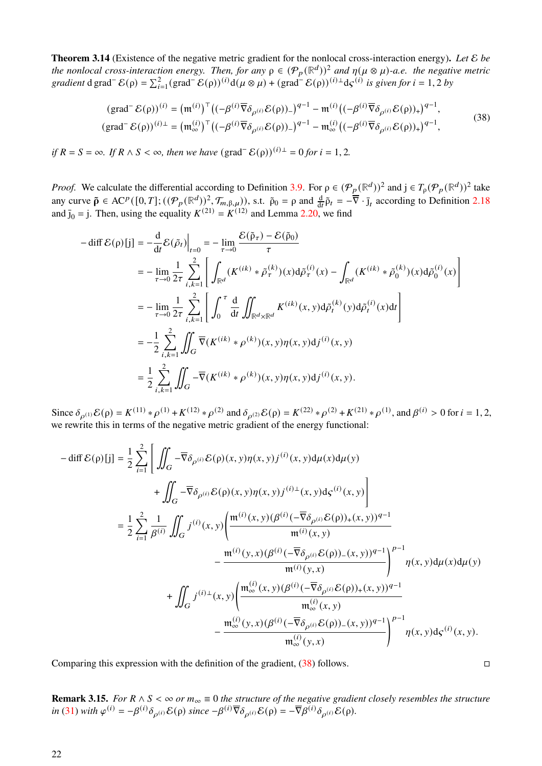**Theorem 3.14** (Existence of the negative metric gradient for the nonlocal cross-interaction energy)**.** *Let $\mathcal{E}$ be the nonlocal cross-interaction energy. Then, for any $\mathrm{\rho} \in (\mathcal{P}_p(\mathbb{R}^d))^2$ and $\eta(\mu\otimes\mu)$-a.e. the negative metric gradient $\mathrm{d}\,\mathrm{grad}^-\mathcal{E}(\mathrm{\rho}) = \sum_{i=1}^2 (\mathrm{grad}^-\mathcal{E}(\mathrm{\rho}))^{(i)}\mathrm{d}(\mu\otimes\mu) + (\mathrm{grad}^-\mathcal{E}(\mathrm{\rho}))^{(i)\perp}\mathrm{d}\varsigma^{(i)}$ is given for $i=1,2$ by*

$$
\begin{aligned}
(\mathrm{grad}^-\mathcal{E}(\mathrm{\rho}))^{(i)} &= \left(\mathfrak{m}^{(i)}\right)^\top\left((-\beta^{(i)}\overline{\nabla}\delta_{\rho^{(i)}}\mathcal{E}(\mathrm{\rho}))_-\right)^{q-1} - \mathfrak{m}^{(i)}\left((-\beta^{(i)}\overline{\nabla}\delta_{\rho^{(i)}}\mathcal{E}(\mathrm{\rho}))_+\right)^{q-1},\\
(\mathrm{grad}^-\mathcal{E}(\mathrm{\rho}))^{(i)\perp} &= \left(\mathfrak{m}^{(i)}_\infty\right)^\top\left((-\beta^{(i)}\overline{\nabla}\delta_{\rho^{(i)}}\mathcal{E}(\mathrm{\rho}))_-\right)^{q-1} - \mathfrak{m}^{(i)}_\infty\left((-\beta^{(i)}\overline{\nabla}\delta_{\rho^{(i)}}\mathcal{E}(\mathrm{\rho}))_+\right)^{q-1},
\end{aligned}
\tag{38}
$$

*if $R=S=\infty$. If $R\wedge S<\infty$, then we have $(\mathrm{grad}^-\mathcal{E}(\mathrm{\rho}))^{(i)\perp} = 0$ for $i=1,2$.*

*Proof.* We calculate the differential according to Definition 3.9. For $\mathrm{\rho}\in(\mathcal{P}_p(\mathbb{R}^d))^2$ and $\mathrm{j}\in T_{\mathrm{\rho}}(\mathcal{P}_p(\mathbb{R}^d))^2$ take any curve $\tilde{\boldsymbol{\rho}} \in \mathrm{AC}^p([0,T];((\mathcal{P}_p(\mathbb{R}^d))^2,\mathcal{T}_{m,\beta,\mu}))$, s.t. $\tilde{\mathrm{\rho}}_0 = \mathrm{\rho}$ and $\frac{\mathrm{d}}{\mathrm{d}t}\tilde{\mathrm{\rho}}_t = -\overline{\nabla}\cdot\bar{\mathrm{j}}_t$ according to Definition 2.18 and $\bar{\mathrm{j}}_0 = \mathrm{j}$. Then, using the equality $K^{(21)} = K^{(12)}$ and Lemma 2.20, we find

$$
\begin{aligned}
-\,\mathrm{diff}\,\mathcal{E}(\mathrm{\rho})[\mathrm{j}] &= -\frac{\mathrm{d}}{\mathrm{d}t}\mathcal{E}(\tilde{\rho}_t)\Big|_{t=0} = -\lim_{\tau\to0}\frac{\mathcal{E}(\tilde{\mathrm{\rho}}_\tau)-\mathcal{E}(\tilde{\mathrm{\rho}}_0)}{\tau}\\
&= -\lim_{\tau\to0}\frac{1}{2\tau}\sum_{i,k=1}^2\left[\int_{\mathbb{R}^d}(K^{(ik)}*\tilde{\rho}^{(k)}_\tau)(x)\mathrm{d}\tilde{\rho}^{(i)}_\tau(x) - \int_{\mathbb{R}^d}(K^{(ik)}*\tilde{\rho}^{(k)}_0)(x)\mathrm{d}\tilde{\rho}^{(i)}_0(x)\right]\\
&= -\lim_{\tau\to0}\frac{1}{2\tau}\sum_{i,k=1}^2\left[\int_0^\tau\frac{\mathrm{d}}{\mathrm{d}t}\iint_{\mathbb{R}^d\times\mathbb{R}^d}K^{(ik)}(x,y)\mathrm{d}\tilde{\rho}^{(k)}_t(y)\mathrm{d}\tilde{\rho}^{(i)}_t(x)\mathrm{d}t\right]\\
&= -\frac{1}{2}\sum_{i,k=1}^2\iint_G\overline{\nabla}(K^{(ik)}*\rho^{(k)})(x,y)\eta(x,y)\mathrm{d}j^{(i)}(x,y)\\
&= \frac{1}{2}\sum_{i,k=1}^2\iint_G-\overline{\nabla}(K^{(ik)}*\rho^{(k)})(x,y)\eta(x,y)\mathrm{d}j^{(i)}(x,y).
\end{aligned}
$$

Since $\delta_{\rho^{(1)}}\mathcal{E}(\mathrm{\rho}) = K^{(11)}*\rho^{(1)} + K^{(12)}*\rho^{(2)}$ and $\delta_{\rho^{(2)}}\mathcal{E}(\mathrm{\rho}) = K^{(22)}*\rho^{(2)} + K^{(21)}*\rho^{(1)}$, and $\beta^{(i)}>0$ for $i=1,2$, we rewrite this in terms of the negative metric gradient of the energy functional:

$$
\begin{aligned}
-\,\mathrm{diff}\,\mathcal{E}(\mathrm{\rho})[\mathrm{j}] &= \frac{1}{2}\sum_{i=1}^2\Bigg[\iint_G-\overline{\nabla}\delta_{\rho^{(i)}}\mathcal{E}(\mathrm{\rho})(x,y)\eta(x,y)j^{(i)}(x,y)\mathrm{d}\mu(x)\mathrm{d}\mu(y)\\
&\qquad+\iint_G-\overline{\nabla}\delta_{\rho^{(i)}}\mathcal{E}(\mathrm{\rho})(x,y)\eta(x,y)j^{(i)\perp}(x,y)\mathrm{d}\varsigma^{(i)}(x,y)\Bigg]\\
&= \frac{1}{2}\sum_{i=1}^2\frac{1}{\beta^{(i)}}\iint_G j^{(i)}(x,y)\Bigg(\frac{\mathfrak{m}^{(i)}(x,y)(\beta^{(i)}(-\overline{\nabla}\delta_{\rho^{(i)}}\mathcal{E}(\mathrm{\rho}))_+(x,y))^{q-1}}{\mathfrak{m}^{(i)}(x,y)}\\
&\qquad\qquad-\frac{\mathfrak{m}^{(i)}(y,x)(\beta^{(i)}(-\overline{\nabla}\delta_{\rho^{(i)}}\mathcal{E}(\mathrm{\rho}))_-(x,y))^{q-1}}{\mathfrak{m}^{(i)}(y,x)}\Bigg)^{p-1}\eta(x,y)\mathrm{d}\mu(x)\mathrm{d}\mu(y)\\
&\qquad+\iint_G j^{(i)\perp}(x,y)\Bigg(\frac{\mathfrak{m}^{(i)}_\infty(x,y)(\beta^{(i)}(-\overline{\nabla}\delta_{\rho^{(i)}}\mathcal{E}(\mathrm{\rho}))_+(x,y))^{q-1}}{\mathfrak{m}^{(i)}_\infty(x,y)}\\
&\qquad\qquad-\frac{\mathfrak{m}^{(i)}_\infty(y,x)(\beta^{(i)}(-\overline{\nabla}\delta_{\rho^{(i)}}\mathcal{E}(\mathrm{\rho}))_-(x,y))^{q-1}}{\mathfrak{m}^{(i)}_\infty(y,x)}\Bigg)^{p-1}\eta(x,y)\mathrm{d}\varsigma^{(i)}(x,y).
\end{aligned}
$$

Comparing this expression with the definition of the gradient, (38) follows. ◻

**Remark 3.15.** *For $R\wedge S<\infty$ or $m_\infty\equiv0$ the structure of the negative gradient closely resembles the structure in (31) with $\varphi^{(i)} = -\beta^{(i)}\delta_{\rho^{(i)}}\mathcal{E}(\mathrm{\rho})$ since $-\beta^{(i)}\overline{\nabla}\delta_{\rho^{(i)}}\mathcal{E}(\mathrm{\rho}) = -\overline{\nabla}\beta^{(i)}\delta_{\rho^{(i)}}\mathcal{E}(\mathrm{\rho})$.*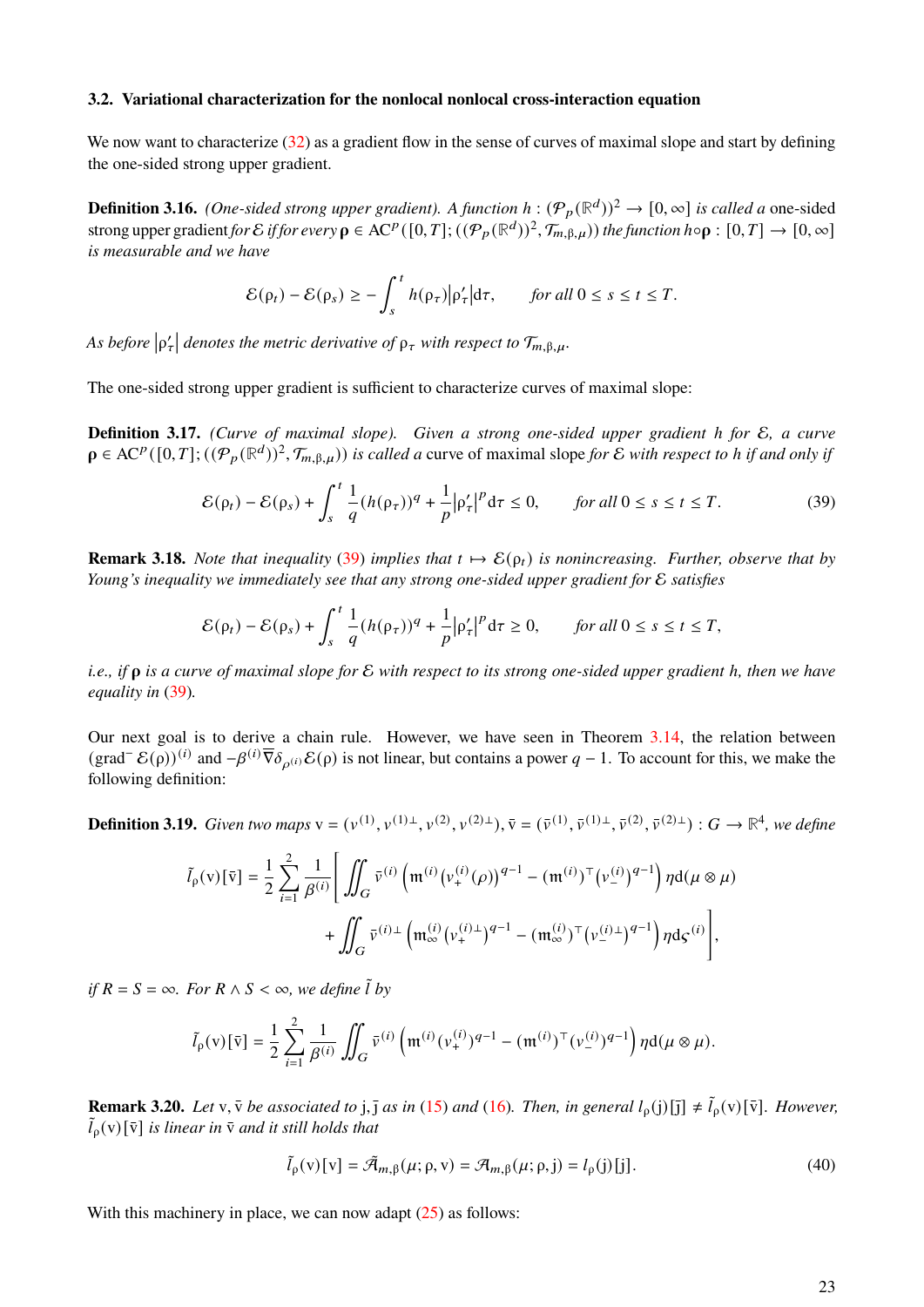### 3.2. Variational characterization for the nonlocal nonlocal cross-interaction equation

We now want to characterize (32) as a gradient flow in the sense of curves of maximal slope and start by defining the one-sided strong upper gradient.

**Definition 3.16.** *(One-sided strong upper gradient). A function $h : (\mathcal{P}_p(\mathbb{R}^d))^2 \to [0,\infty]$ is called a* one-sided strong upper gradient *for $\mathcal{E}$ if for every $\boldsymbol{\rho} \in \mathrm{AC}^p([0,T]; ((\mathcal{P}_p(\mathbb{R}^d))^2, \mathcal{T}_{m,\beta,\mu}))$ the function $h \circ \boldsymbol{\rho} : [0,T] \to [0,\infty]$ is measurable and we have*

$$\mathcal{E}(\boldsymbol{\rho}_t) - \mathcal{E}(\boldsymbol{\rho}_s) \geq -\int_s^t h(\boldsymbol{\rho}_\tau)\left|\boldsymbol{\rho}'_\tau\right|\mathrm{d}\tau, \qquad \text{for all } 0 \leq s \leq t \leq T.$$

*As before $\left|\boldsymbol{\rho}'_\tau\right|$ denotes the metric derivative of $\boldsymbol{\rho}_\tau$ with respect to $\mathcal{T}_{m,\beta,\mu}$.*

The one-sided strong upper gradient is sufficient to characterize curves of maximal slope:

**Definition 3.17.** *(Curve of maximal slope). Given a strong one-sided upper gradient $h$ for $\mathcal{E}$, a curve $\boldsymbol{\rho} \in \mathrm{AC}^p([0,T]; ((\mathcal{P}_p(\mathbb{R}^d))^2, \mathcal{T}_{m,\beta,\mu}))$ is called a* curve of maximal slope *for $\mathcal{E}$ with respect to $h$ if and only if*

$$\mathcal{E}(\boldsymbol{\rho}_t) - \mathcal{E}(\boldsymbol{\rho}_s) + \int_s^t \frac{1}{q}(h(\boldsymbol{\rho}_\tau))^q + \frac{1}{p}\left|\boldsymbol{\rho}'_\tau\right|^p \mathrm{d}\tau \leq 0, \qquad \text{for all } 0 \leq s \leq t \leq T. \tag{39}$$

**Remark 3.18.** *Note that inequality (39) implies that $t \mapsto \mathcal{E}(\boldsymbol{\rho}_t)$ is nonincreasing. Further, observe that by Young's inequality we immediately see that any strong one-sided upper gradient for $\mathcal{E}$ satisfies*

$$\mathcal{E}(\boldsymbol{\rho}_t) - \mathcal{E}(\boldsymbol{\rho}_s) + \int_s^t \frac{1}{q}(h(\boldsymbol{\rho}_\tau))^q + \frac{1}{p}\left|\boldsymbol{\rho}'_\tau\right|^p \mathrm{d}\tau \geq 0, \qquad \text{for all } 0 \leq s \leq t \leq T,$$

*i.e., if $\boldsymbol{\rho}$ is a curve of maximal slope for $\mathcal{E}$ with respect to its strong one-sided upper gradient $h$, then we have equality in (39).*

Our next goal is to derive a chain rule. However, we have seen in Theorem 3.14, the relation between $(\mathrm{grad}^- \mathcal{E}(\boldsymbol{\rho}))^{(i)}$ and $-\beta^{(i)}\overline{\nabla}\delta_{\rho^{(i)}}\mathcal{E}(\boldsymbol{\rho})$ is not linear, but contains a power $q-1$. To account for this, we make the following definition:

**Definition 3.19.** *Given two maps $\mathrm{v} = (v^{(1)}, v^{(1)\perp}, v^{(2)}, v^{(2)\perp}), \bar{\mathrm{v}} = (\bar{v}^{(1)}, \bar{v}^{(1)\perp}, \bar{v}^{(2)}, \bar{v}^{(2)\perp}) : G \to \mathbb{R}^4$, we define*

$$\begin{aligned}\tilde{l}_{\boldsymbol{\rho}}(\mathrm{v})[\bar{\mathrm{v}}] = \frac{1}{2}\sum_{i=1}^{2}\frac{1}{\beta^{(i)}}\Bigg[&\iint_G \bar{v}^{(i)}\left(\mathfrak{m}^{(i)}\left(v_+^{(i)}(\rho)\right)^{q-1} - (\mathfrak{m}^{(i)})^\top\left(v_-^{(i)}\right)^{q-1}\right)\eta\mathrm{d}(\mu\otimes\mu)\\ &+ \iint_G \bar{v}^{(i)\perp}\left(\mathfrak{m}_\infty^{(i)}\left(v_+^{(i)\perp}\right)^{q-1} - (\mathfrak{m}_\infty^{(i)})^\top\left(v_-^{(i)\perp}\right)^{q-1}\right)\eta\mathrm{d}\varsigma^{(i)}\Bigg],\end{aligned}$$

*if $R = S = \infty$. For $R \wedge S < \infty$, we define $\tilde{l}$ by*

$$\tilde{l}_{\boldsymbol{\rho}}(\mathrm{v})[\bar{\mathrm{v}}] = \frac{1}{2}\sum_{i=1}^{2}\frac{1}{\beta^{(i)}}\iint_G \bar{v}^{(i)}\left(\mathfrak{m}^{(i)}(v_+^{(i)})^{q-1} - (\mathfrak{m}^{(i)})^\top(v_-^{(i)})^{q-1}\right)\eta\mathrm{d}(\mu\otimes\mu).$$

**Remark 3.20.** *Let $\mathrm{v}, \bar{\mathrm{v}}$ be associated to $\mathrm{j}, \bar{\mathrm{j}}$ as in (15) and (16). Then, in general $l_{\boldsymbol{\rho}}(\mathrm{j})[\bar{\mathrm{j}}] \neq \tilde{l}_{\boldsymbol{\rho}}(\mathrm{v})[\bar{\mathrm{v}}]$. However, $\tilde{l}_{\boldsymbol{\rho}}(\mathrm{v})[\bar{\mathrm{v}}]$ is linear in $\bar{\mathrm{v}}$ and it still holds that*

$$\tilde{l}_{\boldsymbol{\rho}}(\mathrm{v})[\mathrm{v}] = \tilde{\mathcal{A}}_{m,\beta}(\mu;\boldsymbol{\rho},\mathrm{v}) = \mathcal{A}_{m,\beta}(\mu;\boldsymbol{\rho},\mathrm{j}) = l_{\boldsymbol{\rho}}(\mathrm{j})[\mathrm{j}]. \tag{40}$$

With this machinery in place, we can now adapt (25) as follows: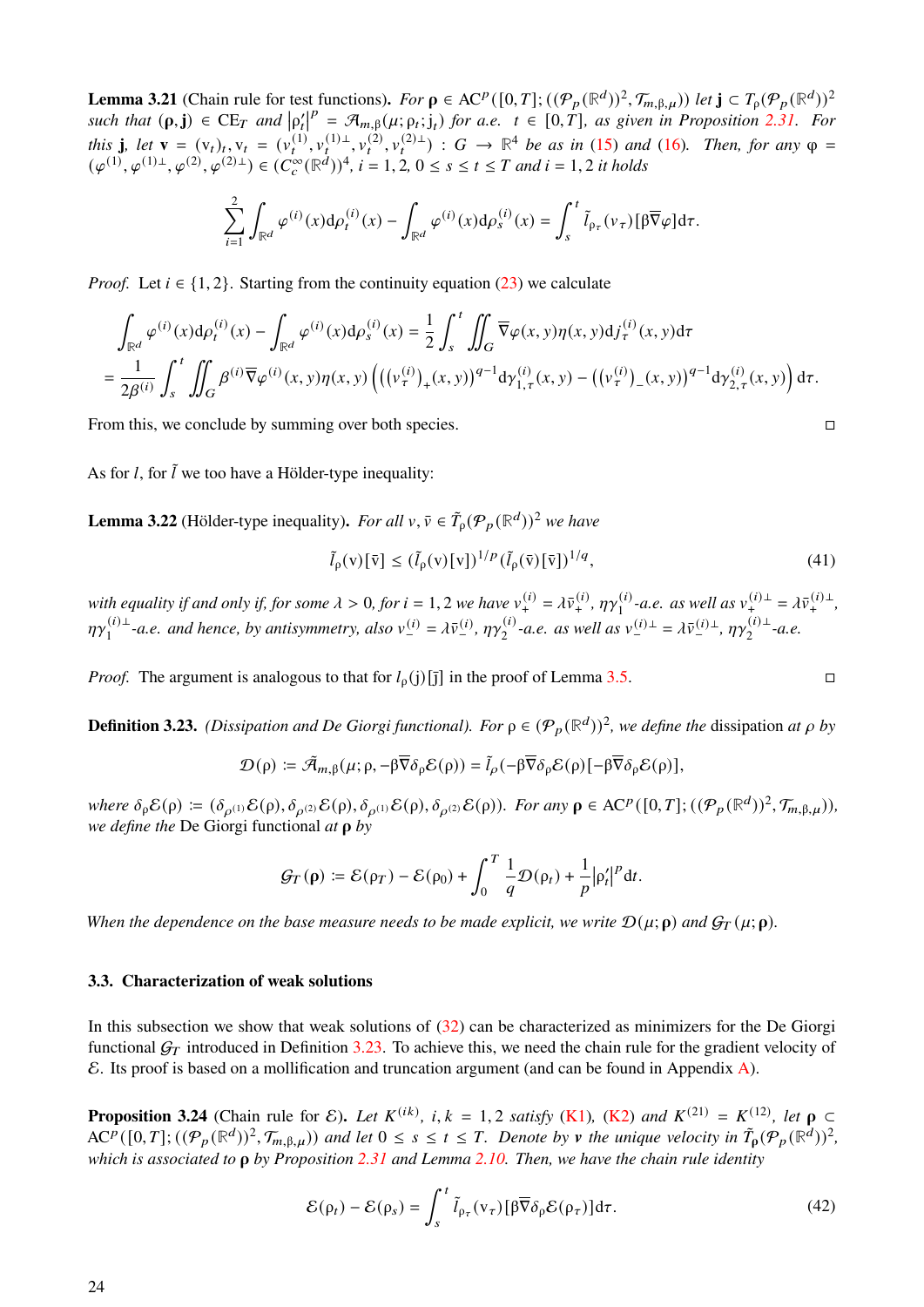**Lemma 3.21** (Chain rule for test functions). *For $\boldsymbol{\rho} \in \mathrm{AC}^p([0,T];((\mathcal{P}_p(\mathbb{R}^d))^2, \mathcal{T}_{m,\beta,\mu}))$ let $\mathbf{j} \subset T_\rho(\mathcal{P}_p(\mathbb{R}^d))^2$ such that $(\boldsymbol{\rho}, \mathbf{j}) \in \mathrm{CE}_T$ and $|\rho_t'|^p = \mathcal{A}_{m,\beta}(\mu; \rho_t; \mathrm{j}_t)$ for a.e. $t \in [0,T]$, as given in Proposition 2.31. For this $\mathbf{j}$, let $\mathbf{v} = (\mathrm{v}_t)_t, \mathrm{v}_t = (v_t^{(1)}, v_t^{(1)\perp}, v_t^{(2)}, v_t^{(2)\perp}) : G \to \mathbb{R}^4$ be as in (15) and (16). Then, for any $\varphi = (\varphi^{(1)}, \varphi^{(1)\perp}, \varphi^{(2)}, \varphi^{(2)\perp}) \in (C_c^\infty(\mathbb{R}^d))^4$, $i = 1,2$, $0 \le s \le t \le T$ and $i = 1,2$ it holds*

$$\sum_{i=1}^{2} \int_{\mathbb{R}^d} \varphi^{(i)}(x) \mathrm{d}\rho_t^{(i)}(x) - \int_{\mathbb{R}^d} \varphi^{(i)}(x) \mathrm{d}\rho_s^{(i)}(x) = \int_s^t \tilde{l}_{\rho_\tau}(v_\tau)[\beta \overline{\nabla} \varphi] \mathrm{d}\tau.$$

*Proof.* Let $i \in \{1,2\}$. Starting from the continuity equation (23) we calculate

$$\begin{aligned}
&\int_{\mathbb{R}^d} \varphi^{(i)}(x) \mathrm{d}\rho_t^{(i)}(x) - \int_{\mathbb{R}^d} \varphi^{(i)}(x) \mathrm{d}\rho_s^{(i)}(x) = \frac{1}{2} \int_s^t \iint_G \overline{\nabla} \varphi(x,y) \eta(x,y) \mathrm{d}j_\tau^{(i)}(x,y) \mathrm{d}\tau \\
&= \frac{1}{2\beta^{(i)}} \int_s^t \iint_G \beta^{(i)} \overline{\nabla} \varphi^{(i)}(x,y) \eta(x,y) \left( \left( (v_\tau^{(i)})_+(x,y) \right)^{q-1} \mathrm{d}\gamma_{1,\tau}^{(i)}(x,y) - \left( (v_\tau^{(i)})_-(x,y) \right)^{q-1} \mathrm{d}\gamma_{2,\tau}^{(i)}(x,y) \right) \mathrm{d}\tau.
\end{aligned}$$

From this, we conclude by summing over both species. □

As for $l$, for $\tilde{l}$ we too have a Hölder-type inequality:

**Lemma 3.22** (Hölder-type inequality). *For all $v, \bar{v} \in \tilde{T}_\rho(\mathcal{P}_p(\mathbb{R}^d))^2$ we have*

$$\tilde{l}_\rho(\mathrm{v})[\bar{\mathrm{v}}] \le (\tilde{l}_\rho(\mathrm{v})[\mathrm{v}])^{1/p} (\tilde{l}_\rho(\bar{\mathrm{v}})[\bar{\mathrm{v}}])^{1/q}, \tag{41}$$

*with equality if and only if, for some $\lambda > 0$, for $i = 1,2$ we have $v_+^{(i)} = \lambda \bar{v}_+^{(i)}$, $\eta\gamma_1^{(i)}$-a.e. as well as $v_+^{(i)\perp} = \lambda \bar{v}_+^{(i)\perp}$, $\eta\gamma_1^{(i)\perp}$-a.e. and hence, by antisymmetry, also $v_-^{(i)} = \lambda \bar{v}_-^{(i)}$, $\eta\gamma_2^{(i)}$-a.e. as well as $v_-^{(i)\perp} = \lambda \bar{v}_-^{(i)\perp}$, $\eta\gamma_2^{(i)\perp}$-a.e.*

*Proof.* The argument is analogous to that for $l_\rho(\mathrm{j})[\bar{\mathrm{j}}]$ in the proof of Lemma 3.5. □

**Definition 3.23.** *(Dissipation and De Giorgi functional). For $\rho \in (\mathcal{P}_p(\mathbb{R}^d))^2$, we define the* dissipation *at $\rho$ by*

$$\mathcal{D}(\rho) := \tilde{\mathcal{A}}_{m,\beta}(\mu; \rho, -\beta \overline{\nabla} \delta_\rho \mathcal{E}(\rho)) = \tilde{l}_\rho(-\beta \overline{\nabla} \delta_\rho \mathcal{E}(\rho)[-\beta \overline{\nabla} \delta_\rho \mathcal{E}(\rho)],$$

*where $\delta_\rho \mathcal{E}(\rho) := (\delta_{\rho^{(1)}} \mathcal{E}(\rho), \delta_{\rho^{(2)}} \mathcal{E}(\rho), \delta_{\rho^{(1)}} \mathcal{E}(\rho), \delta_{\rho^{(2)}} \mathcal{E}(\rho))$. For any $\boldsymbol{\rho} \in \mathrm{AC}^p([0,T];((\mathcal{P}_p(\mathbb{R}^d))^2, \mathcal{T}_{m,\beta,\mu}))$, we define the* De Giorgi functional *at $\boldsymbol{\rho}$ by*

$$\mathcal{G}_T(\boldsymbol{\rho}) := \mathcal{E}(\rho_T) - \mathcal{E}(\rho_0) + \int_0^T \frac{1}{q} \mathcal{D}(\rho_t) + \frac{1}{p} |\rho_t'|^p \mathrm{d}t.$$

*When the dependence on the base measure needs to be made explicit, we write $\mathcal{D}(\mu; \boldsymbol{\rho})$ and $\mathcal{G}_T(\mu; \boldsymbol{\rho})$.*

### 3.3. Characterization of weak solutions

In this subsection we show that weak solutions of (32) can be characterized as minimizers for the De Giorgi functional $\mathcal{G}_T$ introduced in Definition 3.23. To achieve this, we need the chain rule for the gradient velocity of $\mathcal{E}$. Its proof is based on a mollification and truncation argument (and can be found in Appendix A).

**Proposition 3.24** (Chain rule for $\mathcal{E}$). *Let $K^{(ik)}$, $i,k = 1,2$ satisfy (K1), (K2) and $K^{(21)} = K^{(12)}$, let $\boldsymbol{\rho} \subset \mathrm{AC}^p([0,T];((\mathcal{P}_p(\mathbb{R}^d))^2, \mathcal{T}_{m,\beta,\mu}))$ and let $0 \le s \le t \le T$. Denote by $\boldsymbol{v}$ the unique velocity in $\tilde{T}_\rho(\mathcal{P}_p(\mathbb{R}^d))^2$, which is associated to $\boldsymbol{\rho}$ by Proposition 2.31 and Lemma 2.10. Then, we have the chain rule identity*

$$\mathcal{E}(\rho_t) - \mathcal{E}(\rho_s) = \int_s^t \tilde{l}_{\rho_\tau}(\mathrm{v}_\tau)[\beta \overline{\nabla} \delta_\rho \mathcal{E}(\rho_\tau)] \mathrm{d}\tau. \tag{42}$$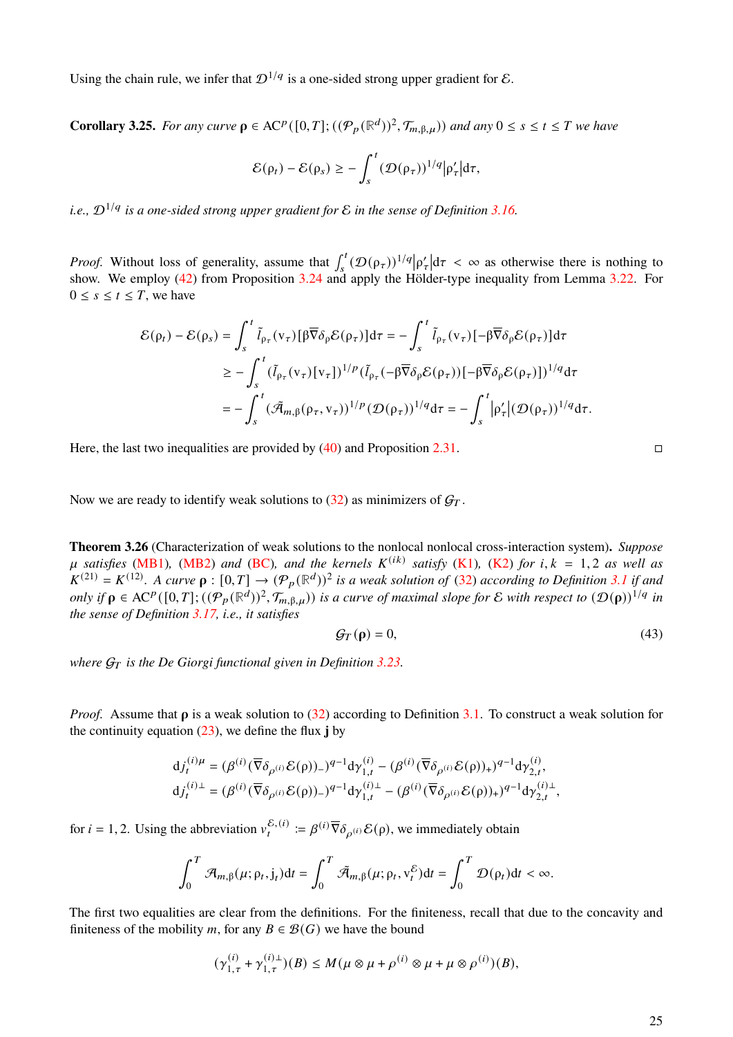Using the chain rule, we infer that $\mathcal{D}^{1/q}$ is a one-sided strong upper gradient for $\mathcal{E}$.

**Corollary 3.25.** *For any curve $\boldsymbol{\rho} \in \mathrm{AC}^p([0,T];((\mathcal{P}_p(\mathbb{R}^d))^2, \mathcal{T}_{m,\beta,\mu}))$ and any $0 \le s \le t \le T$ we have*

$$\mathcal{E}(\rho_t) - \mathcal{E}(\rho_s) \ge - \int_s^t (\mathcal{D}(\rho_\tau))^{1/q} |\rho'_\tau| \mathrm{d}\tau,$$

*i.e., $\mathcal{D}^{1/q}$ is a one-sided strong upper gradient for $\mathcal{E}$ in the sense of Definition 3.16.*

*Proof.* Without loss of generality, assume that $\int_s^t (\mathcal{D}(\rho_\tau))^{1/q} |\rho'_\tau| \mathrm{d}\tau < \infty$ as otherwise there is nothing to show. We employ (42) from Proposition 3.24 and apply the Hölder-type inequality from Lemma 3.22. For $0 \le s \le t \le T$, we have

$$\begin{aligned}
\mathcal{E}(\rho_t) - \mathcal{E}(\rho_s) &= \int_s^t \tilde{l}_{\rho_\tau}(\mathrm{v}_\tau)[\beta \overline{\nabla} \delta_\rho \mathcal{E}(\rho_\tau)] \mathrm{d}\tau = - \int_s^t \tilde{l}_{\rho_\tau}(\mathrm{v}_\tau)[-\beta \overline{\nabla} \delta_\rho \mathcal{E}(\rho_\tau)] \mathrm{d}\tau \\
&\ge - \int_s^t (\tilde{l}_{\rho_\tau}(\mathrm{v}_\tau)[\mathrm{v}_\tau])^{1/p} (\tilde{l}_{\rho_\tau}(-\beta \overline{\nabla} \delta_\rho \mathcal{E}(\rho_\tau))[-\beta \overline{\nabla} \delta_\rho \mathcal{E}(\rho_\tau)])^{1/q} \mathrm{d}\tau \\
&= - \int_s^t (\tilde{\mathcal{A}}_{m,\beta}(\rho_\tau, \mathrm{v}_\tau))^{1/p} (\mathcal{D}(\rho_\tau))^{1/q} \mathrm{d}\tau = - \int_s^t |\rho'_\tau| (\mathcal{D}(\rho_\tau))^{1/q} \mathrm{d}\tau.
\end{aligned}$$

Here, the last two inequalities are provided by (40) and Proposition 2.31. $\square$

Now we are ready to identify weak solutions to (32) as minimizers of $\mathcal{G}_T$.

**Theorem 3.26** (Characterization of weak solutions to the nonlocal nonlocal cross-interaction system)**.** *Suppose $\mu$ satisfies (MB1), (MB2) and (BC), and the kernels $K^{(ik)}$ satisfy (K1), (K2) for $i,k = 1,2$ as well as $K^{(21)} = K^{(12)}$. A curve $\boldsymbol{\rho} : [0,T] \to (\mathcal{P}_p(\mathbb{R}^d))^2$ is a weak solution of (32) according to Definition 3.1 if and only if $\boldsymbol{\rho} \in \mathrm{AC}^p([0,T];((\mathcal{P}_p(\mathbb{R}^d))^2, \mathcal{T}_{m,\beta,\mu}))$ is a curve of maximal slope for $\mathcal{E}$ with respect to $(\mathcal{D}(\boldsymbol{\rho}))^{1/q}$ in the sense of Definition 3.17, i.e., it satisfies*

$$\mathcal{G}_T(\boldsymbol{\rho}) = 0, \tag{43}$$

*where $\mathcal{G}_T$ is the De Giorgi functional given in Definition 3.23.*

*Proof.* Assume that $\boldsymbol{\rho}$ is a weak solution to (32) according to Definition 3.1. To construct a weak solution for the continuity equation (23), we define the flux $\mathbf{j}$ by

$$\begin{aligned}
\mathrm{d}j_t^{(i)\mu} &= (\beta^{(i)}(\overline{\nabla} \delta_{\rho^{(i)}} \mathcal{E}(\rho))_-)^{q-1} \mathrm{d}\gamma_{1,t}^{(i)} - (\beta^{(i)}(\overline{\nabla} \delta_{\rho^{(i)}} \mathcal{E}(\rho))_+)^{q-1} \mathrm{d}\gamma_{2,t}^{(i)}, \\
\mathrm{d}j_t^{(i)\perp} &= (\beta^{(i)}(\overline{\nabla} \delta_{\rho^{(i)}} \mathcal{E}(\rho))_-)^{q-1} \mathrm{d}\gamma_{1,t}^{(i)\perp} - (\beta^{(i)}(\overline{\nabla} \delta_{\rho^{(i)}} \mathcal{E}(\rho))_+)^{q-1} \mathrm{d}\gamma_{2,t}^{(i)\perp},
\end{aligned}$$

for $i = 1,2$. Using the abbreviation $v_t^{\mathcal{E},(i)} := \beta^{(i)} \overline{\nabla} \delta_{\rho^{(i)}} \mathcal{E}(\rho)$, we immediately obtain

$$\int_0^T \mathcal{A}_{m,\beta}(\mu; \rho_t, \mathrm{j}_t) \mathrm{d}t = \int_0^T \tilde{\mathcal{A}}_{m,\beta}(\mu; \rho_t, \mathrm{v}_t^{\mathcal{E}}) \mathrm{d}t = \int_0^T \mathcal{D}(\rho_t) \mathrm{d}t < \infty.$$

The first two equalities are clear from the definitions. For the finiteness, recall that due to the concavity and finiteness of the mobility $m$, for any $B \in \mathcal{B}(G)$ we have the bound

$$(\gamma_{1,\tau}^{(i)} + \gamma_{1,\tau}^{(i)\perp})(B) \le M(\mu \otimes \mu + \rho^{(i)} \otimes \mu + \mu \otimes \rho^{(i)})(B),$$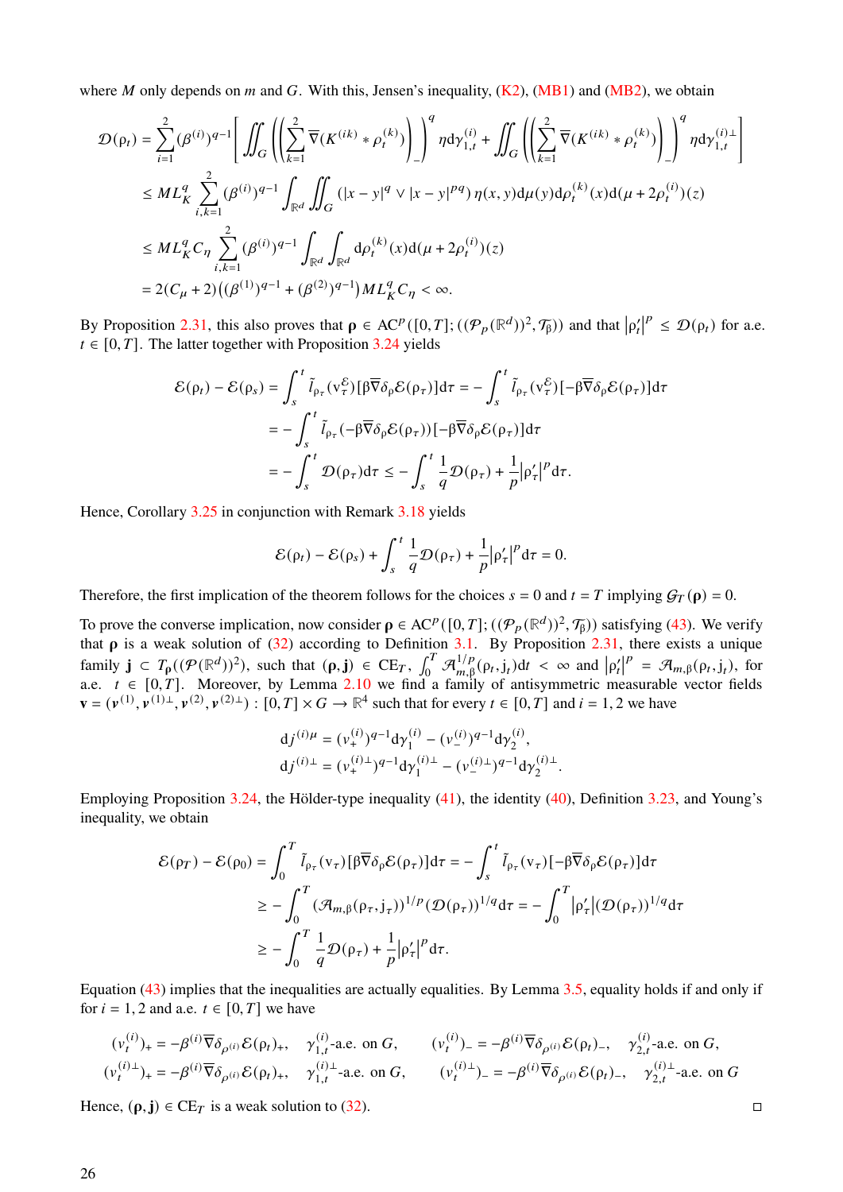where $M$ only depends on $m$ and $G$. With this, Jensen's inequality, (K2), (MB1) and (MB2), we obtain

$$
\begin{aligned}
\mathcal{D}(\rho_t) &= \sum_{i=1}^{2} (\beta^{(i)})^{q-1} \left[ \iint_G \left( \left( \sum_{k=1}^{2} \overline{\nabla}(K^{(ik)} * \rho_t^{(k)}) \right)_- \right)^q \eta \mathrm{d}\gamma_{1,t}^{(i)} + \iint_G \left( \left( \sum_{k=1}^{2} \overline{\nabla}(K^{(ik)} * \rho_t^{(k)}) \right)_- \right)^q \eta \mathrm{d}\gamma_{1,t}^{(i)\perp} \right] \\
&\le M L_K^q \sum_{i,k=1}^{2} (\beta^{(i)})^{q-1} \int_{\mathbb{R}^d} \iint_G (|x-y|^q \vee |x-y|^{pq}) \, \eta(x,y) \mathrm{d}\mu(y) \mathrm{d}\rho_t^{(k)}(x) \mathrm{d}(\mu + 2\rho_t^{(i)})(z) \\
&\le M L_K^q C_\eta \sum_{i,k=1}^{2} (\beta^{(i)})^{q-1} \int_{\mathbb{R}^d} \int_{\mathbb{R}^d} \mathrm{d}\rho_t^{(k)}(x) \mathrm{d}(\mu + 2\rho_t^{(i)})(z) \\
&= 2(C_\mu + 2)\big((\beta^{(1)})^{q-1} + (\beta^{(2)})^{q-1}\big) M L_K^q C_\eta < \infty.
\end{aligned}
$$

By Proposition 2.31, this also proves that $\boldsymbol{\rho} \in \mathrm{AC}^p([0,T]; ((\mathcal{P}_p(\mathbb{R}^d))^2, \mathcal{T}_\beta))$ and that $|\rho_t'|^p \le \mathcal{D}(\rho_t)$ for a.e. $t \in [0,T]$. The latter together with Proposition 3.24 yields

$$
\begin{aligned}
\mathcal{E}(\rho_t) - \mathcal{E}(\rho_s) &= \int_s^t \tilde{l}_{\rho_\tau}(\mathrm{v}_\tau^{\mathcal{E}})[\beta\overline{\nabla}\delta_\rho\mathcal{E}(\rho_\tau)]\mathrm{d}\tau = -\int_s^t \tilde{l}_{\rho_\tau}(\mathrm{v}_\tau^{\mathcal{E}})[-\beta\overline{\nabla}\delta_\rho\mathcal{E}(\rho_\tau)]\mathrm{d}\tau \\
&= -\int_s^t \tilde{l}_{\rho_\tau}(-\beta\overline{\nabla}\delta_\rho\mathcal{E}(\rho_\tau))[-\beta\overline{\nabla}\delta_\rho\mathcal{E}(\rho_\tau)]\mathrm{d}\tau \\
&= -\int_s^t \mathcal{D}(\rho_\tau)\mathrm{d}\tau \le -\int_s^t \frac{1}{q}\mathcal{D}(\rho_\tau) + \frac{1}{p}|\rho_\tau'|^p \mathrm{d}\tau.
\end{aligned}
$$

Hence, Corollary 3.25 in conjunction with Remark 3.18 yields

$$
\mathcal{E}(\rho_t) - \mathcal{E}(\rho_s) + \int_s^t \frac{1}{q}\mathcal{D}(\rho_\tau) + \frac{1}{p}|\rho_\tau'|^p \mathrm{d}\tau = 0.
$$

Therefore, the first implication of the theorem follows for the choices $s = 0$ and $t = T$ implying $\mathcal{G}_T(\boldsymbol{\rho}) = 0$.

To prove the converse implication, now consider $\boldsymbol{\rho} \in \mathrm{AC}^p([0,T]; ((\mathcal{P}_p(\mathbb{R}^d))^2, \mathcal{T}_\beta))$ satisfying (43). We verify that $\boldsymbol{\rho}$ is a weak solution of (32) according to Definition 3.1. By Proposition 2.31, there exists a unique family $\mathbf{j} \subset T_\rho((\mathcal{P}(\mathbb{R}^d))^2)$, such that $(\boldsymbol{\rho}, \mathbf{j}) \in \mathrm{CE}_T$, $\int_0^T \mathcal{A}_{m,\beta}^{1/p}(\rho_t, \mathrm{j}_t)\mathrm{d}t < \infty$ and $|\rho_t'|^p = \mathcal{A}_{m,\beta}(\rho_t, \mathrm{j}_t)$, for a.e. $t \in [0,T]$. Moreover, by Lemma 2.10 we find a family of antisymmetric measurable vector fields $\mathbf{v} = (\boldsymbol{v}^{(1)}, \boldsymbol{v}^{(1)\perp}, \boldsymbol{v}^{(2)}, \boldsymbol{v}^{(2)\perp}) : [0,T] \times G \to \mathbb{R}^4$ such that for every $t \in [0,T]$ and $i = 1,2$ we have

$$
\begin{aligned}
\mathrm{d}j^{(i)\mu} &= (v_+^{(i)})^{q-1}\mathrm{d}\gamma_1^{(i)} - (v_-^{(i)})^{q-1}\mathrm{d}\gamma_2^{(i)}, \\
\mathrm{d}j^{(i)\perp} &= (v_+^{(i)\perp})^{q-1}\mathrm{d}\gamma_1^{(i)\perp} - (v_-^{(i)\perp})^{q-1}\mathrm{d}\gamma_2^{(i)\perp}.
\end{aligned}
$$

Employing Proposition 3.24, the Hölder-type inequality (41), the identity (40), Definition 3.23, and Young's inequality, we obtain

$$
\begin{aligned}
\mathcal{E}(\rho_T) - \mathcal{E}(\rho_0) &= \int_0^T \tilde{l}_{\rho_\tau}(\mathrm{v}_\tau)[\beta\overline{\nabla}\delta_\rho\mathcal{E}(\rho_\tau)]\mathrm{d}\tau = -\int_s^t \tilde{l}_{\rho_\tau}(\mathrm{v}_\tau)[-\beta\overline{\nabla}\delta_\rho\mathcal{E}(\rho_\tau)]\mathrm{d}\tau \\
&\ge -\int_0^T (\mathcal{A}_{m,\beta}(\rho_\tau, \mathrm{j}_\tau))^{1/p}(\mathcal{D}(\rho_\tau))^{1/q}\mathrm{d}\tau = -\int_0^T |\rho_\tau'|(\mathcal{D}(\rho_\tau))^{1/q}\mathrm{d}\tau \\
&\ge -\int_0^T \frac{1}{q}\mathcal{D}(\rho_\tau) + \frac{1}{p}|\rho_\tau'|^p \mathrm{d}\tau.
\end{aligned}
$$

Equation (43) implies that the inequalities are actually equalities. By Lemma 3.5, equality holds if and only if for $i = 1,2$ and a.e. $t \in [0,T]$ we have

$$
\begin{aligned}
(v_t^{(i)})_+ &= -\beta^{(i)}\overline{\nabla}\delta_{\rho^{(i)}}\mathcal{E}(\rho_t)_+, \quad \gamma_{1,t}^{(i)}\text{-a.e. on } G, \qquad (v_t^{(i)})_- = -\beta^{(i)}\overline{\nabla}\delta_{\rho^{(i)}}\mathcal{E}(\rho_t)_-, \quad \gamma_{2,t}^{(i)}\text{-a.e. on } G, \\
(v_t^{(i)\perp})_+ &= -\beta^{(i)}\overline{\nabla}\delta_{\rho^{(i)}}\mathcal{E}(\rho_t)_+, \quad \gamma_{1,t}^{(i)\perp}\text{-a.e. on } G, \qquad (v_t^{(i)\perp})_- = -\beta^{(i)}\overline{\nabla}\delta_{\rho^{(i)}}\mathcal{E}(\rho_t)_-, \quad \gamma_{2,t}^{(i)\perp}\text{-a.e. on } G
\end{aligned}
$$

Hence, $(\boldsymbol{\rho}, \mathbf{j}) \in \mathrm{CE}_T$ is a weak solution to (32). ◻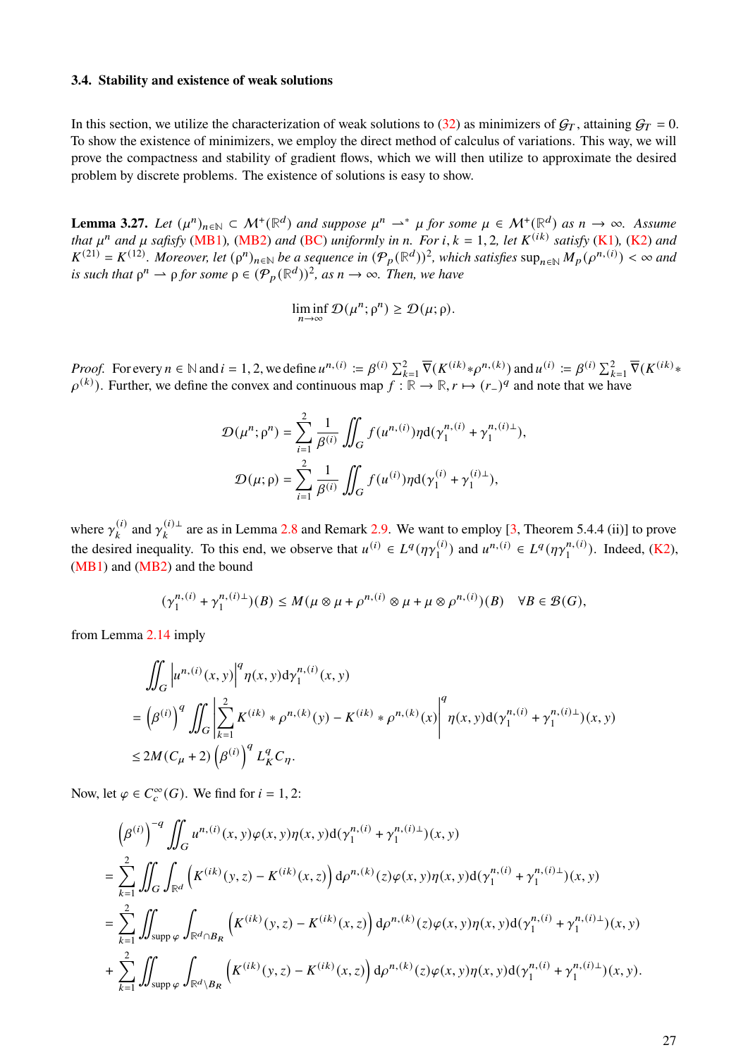### 3.4. Stability and existence of weak solutions

In this section, we utilize the characterization of weak solutions to (32) as minimizers of $\mathcal{G}_T$, attaining $\mathcal{G}_T = 0$. To show the existence of minimizers, we employ the direct method of calculus of variations. This way, we will prove the compactness and stability of gradient flows, which we will then utilize to approximate the desired problem by discrete problems. The existence of solutions is easy to show.

**Lemma 3.27.** *Let $(\mu^n)_{n\in\mathbb{N}} \subset \mathcal{M}^+(\mathbb{R}^d)$ and suppose $\mu^n \rightharpoonup^* \mu$ for some $\mu \in \mathcal{M}^+(\mathbb{R}^d)$ as $n \to \infty$. Assume that $\mu^n$ and $\mu$ safisfy (MB1), (MB2) and (BC) uniformly in $n$. For $i, k = 1, 2$, let $K^{(ik)}$ satisfy (K1), (K2) and $K^{(21)} = K^{(12)}$. Moreover, let $(\rho^n)_{n\in\mathbb{N}}$ be a sequence in $(\mathcal{P}_p(\mathbb{R}^d))^2$, which satisfies $\sup_{n\in\mathbb{N}} M_p(\rho^{n,(i)}) < \infty$ and is such that $\rho^n \rightharpoonup \rho$ for some $\rho \in (\mathcal{P}_p(\mathbb{R}^d))^2$, as $n \to \infty$. Then, we have*

$$
\liminf_{n\to\infty} \mathcal{D}(\mu^n; \rho^n) \geq \mathcal{D}(\mu; \rho).
$$

*Proof.* For every $n \in \mathbb{N}$ and $i = 1, 2$, we define $u^{n,(i)} := \beta^{(i)} \sum_{k=1}^2 \overline{\nabla}(K^{(ik)} * \rho^{n,(k)})$ and $u^{(i)} := \beta^{(i)} \sum_{k=1}^2 \overline{\nabla}(K^{(ik)} * \rho^{(k)})$. Further, we define the convex and continuous map $f : \mathbb{R} \to \mathbb{R}, r \mapsto (r_-)^q$ and note that we have

$$
\mathcal{D}(\mu^n; \rho^n) = \sum_{i=1}^2 \frac{1}{\beta^{(i)}} \iint_G f(u^{n,(i)}) \eta \,\mathrm{d}(\gamma_1^{n,(i)} + \gamma_1^{n,(i)\perp}),
$$

$$
\mathcal{D}(\mu; \rho) = \sum_{i=1}^2 \frac{1}{\beta^{(i)}} \iint_G f(u^{(i)}) \eta \,\mathrm{d}(\gamma_1^{(i)} + \gamma_1^{(i)\perp}),
$$

where $\gamma_k^{(i)}$ and $\gamma_k^{(i)\perp}$ are as in Lemma 2.8 and Remark 2.9. We want to employ [3, Theorem 5.4.4 (ii)] to prove the desired inequality. To this end, we observe that $u^{(i)} \in L^q(\eta\gamma_1^{(i)})$ and $u^{n,(i)} \in L^q(\eta\gamma_1^{n,(i)})$. Indeed, (K2), (MB1) and (MB2) and the bound

$$
(\gamma_1^{n,(i)} + \gamma_1^{n,(i)\perp})(B) \leq M(\mu \otimes \mu + \rho^{n,(i)} \otimes \mu + \mu \otimes \rho^{n,(i)})(B) \quad \forall B \in \mathcal{B}(G),
$$

from Lemma 2.14 imply

$$
\begin{aligned}
&\iint_G \left| u^{n,(i)}(x,y) \right|^q \eta(x,y) \,\mathrm{d}\gamma_1^{n,(i)}(x,y) \\
&= \left(\beta^{(i)}\right)^q \iint_G \left| \sum_{k=1}^2 K^{(ik)} * \rho^{n,(k)}(y) - K^{(ik)} * \rho^{n,(k)}(x) \right|^q \eta(x,y) \,\mathrm{d}(\gamma_1^{n,(i)} + \gamma_1^{n,(i)\perp})(x,y) \\
&\leq 2M(C_\mu + 2) \left(\beta^{(i)}\right)^q L_K^q C_\eta.
\end{aligned}
$$

Now, let $\varphi \in C_c^\infty(G)$. We find for $i = 1, 2$:

$$
\begin{aligned}
&\left(\beta^{(i)}\right)^{-q} \iint_G u^{n,(i)}(x,y)\varphi(x,y)\eta(x,y) \,\mathrm{d}(\gamma_1^{n,(i)} + \gamma_1^{n,(i)\perp})(x,y) \\
&= \sum_{k=1}^2 \iint_G \int_{\mathbb{R}^d} \left(K^{(ik)}(y,z) - K^{(ik)}(x,z)\right) \mathrm{d}\rho^{n,(k)}(z)\varphi(x,y)\eta(x,y) \,\mathrm{d}(\gamma_1^{n,(i)} + \gamma_1^{n,(i)\perp})(x,y) \\
&= \sum_{k=1}^2 \iint_{\operatorname{supp}\varphi} \int_{\mathbb{R}^d \cap B_R} \left(K^{(ik)}(y,z) - K^{(ik)}(x,z)\right) \mathrm{d}\rho^{n,(k)}(z)\varphi(x,y)\eta(x,y) \,\mathrm{d}(\gamma_1^{n,(i)} + \gamma_1^{n,(i)\perp})(x,y) \\
&+ \sum_{k=1}^2 \iint_{\operatorname{supp}\varphi} \int_{\mathbb{R}^d \setminus B_R} \left(K^{(ik)}(y,z) - K^{(ik)}(x,z)\right) \mathrm{d}\rho^{n,(k)}(z)\varphi(x,y)\eta(x,y) \,\mathrm{d}(\gamma_1^{n,(i)} + \gamma_1^{n,(i)\perp})(x,y).
\end{aligned}
$$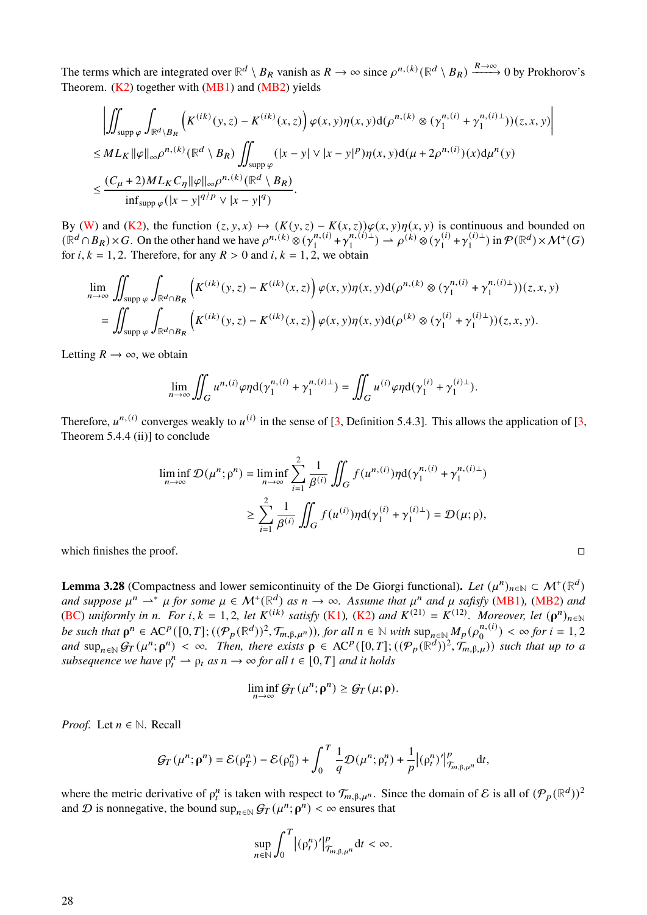The terms which are integrated over $\mathbb{R}^d \setminus B_R$ vanish as $R \to \infty$ since $\rho^{n,(k)}(\mathbb{R}^d \setminus B_R) \xrightarrow{R\to\infty} 0$ by Prokhorov's Theorem. (K2) together with (MB1) and (MB2) yields

$$
\begin{aligned}
&\left| \iint_{\operatorname{supp}\varphi} \int_{\mathbb{R}^d \setminus B_R} \left(K^{(ik)}(y,z) - K^{(ik)}(x,z)\right) \varphi(x,y)\eta(x,y) \mathrm{d}(\rho^{n,(k)} \otimes (\gamma_1^{n,(i)} + \gamma_1^{n,(i)\perp}))(z,x,y) \right| \\
&\leq M L_K \|\varphi\|_\infty \rho^{n,(k)}(\mathbb{R}^d \setminus B_R) \iint_{\operatorname{supp}\varphi} (|x-y| \vee |x-y|^p)\eta(x,y) \mathrm{d}(\mu + 2\rho^{n,(i)})(x) \mathrm{d}\mu^n(y) \\
&\leq \frac{(C_\mu + 2) M L_K C_\eta \|\varphi\|_\infty \rho^{n,(k)}(\mathbb{R}^d \setminus B_R)}{\inf_{\operatorname{supp}\varphi}(|x-y|^{q/p} \vee |x-y|^q)}.
\end{aligned}
$$

By (W) and (K2), the function $(z,y,x) \mapsto (K(y,z) - K(x,z))\varphi(x,y)\eta(x,y)$ is continuous and bounded on $(\mathbb{R}^d \cap B_R) \times G$. On the other hand we have $\rho^{n,(k)} \otimes (\gamma_1^{n,(i)} + \gamma_1^{n,(i)\perp}) \rightharpoonup \rho^{(k)} \otimes (\gamma_1^{(i)} + \gamma_1^{(i)\perp})$ in $\mathcal{P}(\mathbb{R}^d) \times \mathcal{M}^+(G)$ for $i, k = 1, 2$. Therefore, for any $R > 0$ and $i, k = 1, 2$, we obtain

$$
\begin{aligned}
&\lim_{n\to\infty} \iint_{\operatorname{supp}\varphi} \int_{\mathbb{R}^d \cap B_R} \left(K^{(ik)}(y,z) - K^{(ik)}(x,z)\right) \varphi(x,y)\eta(x,y) \mathrm{d}(\rho^{n,(k)} \otimes (\gamma_1^{n,(i)} + \gamma_1^{n,(i)\perp}))(z,x,y) \\
&= \iint_{\operatorname{supp}\varphi} \int_{\mathbb{R}^d \cap B_R} \left(K^{(ik)}(y,z) - K^{(ik)}(x,z)\right) \varphi(x,y)\eta(x,y) \mathrm{d}(\rho^{(k)} \otimes (\gamma_1^{(i)} + \gamma_1^{(i)\perp}))(z,x,y).
\end{aligned}
$$

Letting $R \to \infty$, we obtain

$$
\lim_{n\to\infty} \iint_G u^{n,(i)} \varphi\eta \mathrm{d}(\gamma_1^{n,(i)} + \gamma_1^{n,(i)\perp}) = \iint_G u^{(i)} \varphi\eta \mathrm{d}(\gamma_1^{(i)} + \gamma_1^{(i)\perp}).
$$

Therefore, $u^{n,(i)}$ converges weakly to $u^{(i)}$ in the sense of [3, Definition 5.4.3]. This allows the application of [3, Theorem 5.4.4 (ii)] to conclude

$$
\begin{aligned}
\liminf_{n\to\infty} \mathcal{D}(\mu^n; \rho^n) &= \liminf_{n\to\infty} \sum_{i=1}^2 \frac{1}{\beta^{(i)}} \iint_G f(u^{n,(i)})\eta \mathrm{d}(\gamma_1^{n,(i)} + \gamma_1^{n,(i)\perp}) \\
&\geq \sum_{i=1}^2 \frac{1}{\beta^{(i)}} \iint_G f(u^{(i)})\eta \mathrm{d}(\gamma_1^{(i)} + \gamma_1^{(i)\perp}) = \mathcal{D}(\mu; \rho),
\end{aligned}
$$

which finishes the proof. ◻

**Lemma 3.28** (Compactness and lower semicontinuity of the De Giorgi functional)**.** *Let $(\mu^n)_{n\in\mathbb{N}} \subset \mathcal{M}^+(\mathbb{R}^d)$ and suppose $\mu^n \rightharpoonup^* \mu$ for some $\mu \in \mathcal{M}^+(\mathbb{R}^d)$ as $n \to \infty$. Assume that $\mu^n$ and $\mu$ safisfy (MB1), (MB2) and (BC) uniformly in $n$. For $i, k = 1, 2$, let $K^{(ik)}$ satisfy (K1), (K2) and $K^{(21)} = K^{(12)}$. Moreover, let $(\boldsymbol{\rho}^n)_{n\in\mathbb{N}}$ be such that $\boldsymbol{\rho}^n \in \mathrm{AC}^p([0,T]; ((\mathcal{P}_p(\mathbb{R}^d))^2, \mathcal{T}_{m,\beta,\mu^n}))$, for all $n \in \mathbb{N}$ with $\sup_{n\in\mathbb{N}} M_p(\rho_0^{n,(i)}) < \infty$ for $i = 1, 2$ and $\sup_{n\in\mathbb{N}} \mathcal{G}_T(\mu^n; \boldsymbol{\rho}^n) < \infty$. Then, there exists $\boldsymbol{\rho} \in \mathrm{AC}^p([0,T]; ((\mathcal{P}_p(\mathbb{R}^d))^2, \mathcal{T}_{m,\beta,\mu}))$ such that up to a subsequence we have $\rho_t^n \rightharpoonup \rho_t$ as $n \to \infty$ for all $t \in [0,T]$ and it holds*

$$
\liminf_{n\to\infty} \mathcal{G}_T(\mu^n; \boldsymbol{\rho}^n) \geq \mathcal{G}_T(\mu; \boldsymbol{\rho}).
$$

*Proof.* Let $n \in \mathbb{N}$. Recall

$$
\mathcal{G}_T(\mu^n; \boldsymbol{\rho}^n) = \mathcal{E}(\rho_T^n) - \mathcal{E}(\rho_0^n) + \int_0^T \frac{1}{q}\mathcal{D}(\mu^n; \rho_t^n) + \frac{1}{p}\left|(\rho_t^n)'\right|^p_{\mathcal{T}_{m,\beta,\mu^n}} \mathrm{d}t,
$$

where the metric derivative of $\rho_t^n$ is taken with respect to $\mathcal{T}_{m,\beta,\mu^n}$. Since the domain of $\mathcal{E}$ is all of $(\mathcal{P}_p(\mathbb{R}^d))^2$ and $\mathcal{D}$ is nonnegative, the bound $\sup_{n\in\mathbb{N}} \mathcal{G}_T(\mu^n; \boldsymbol{\rho}^n) < \infty$ ensures that

$$
\sup_{n\in\mathbb{N}} \int_0^T \left|(\rho_t^n)'\right|^p_{\mathcal{T}_{m,\beta,\mu^n}} \mathrm{d}t < \infty.
$$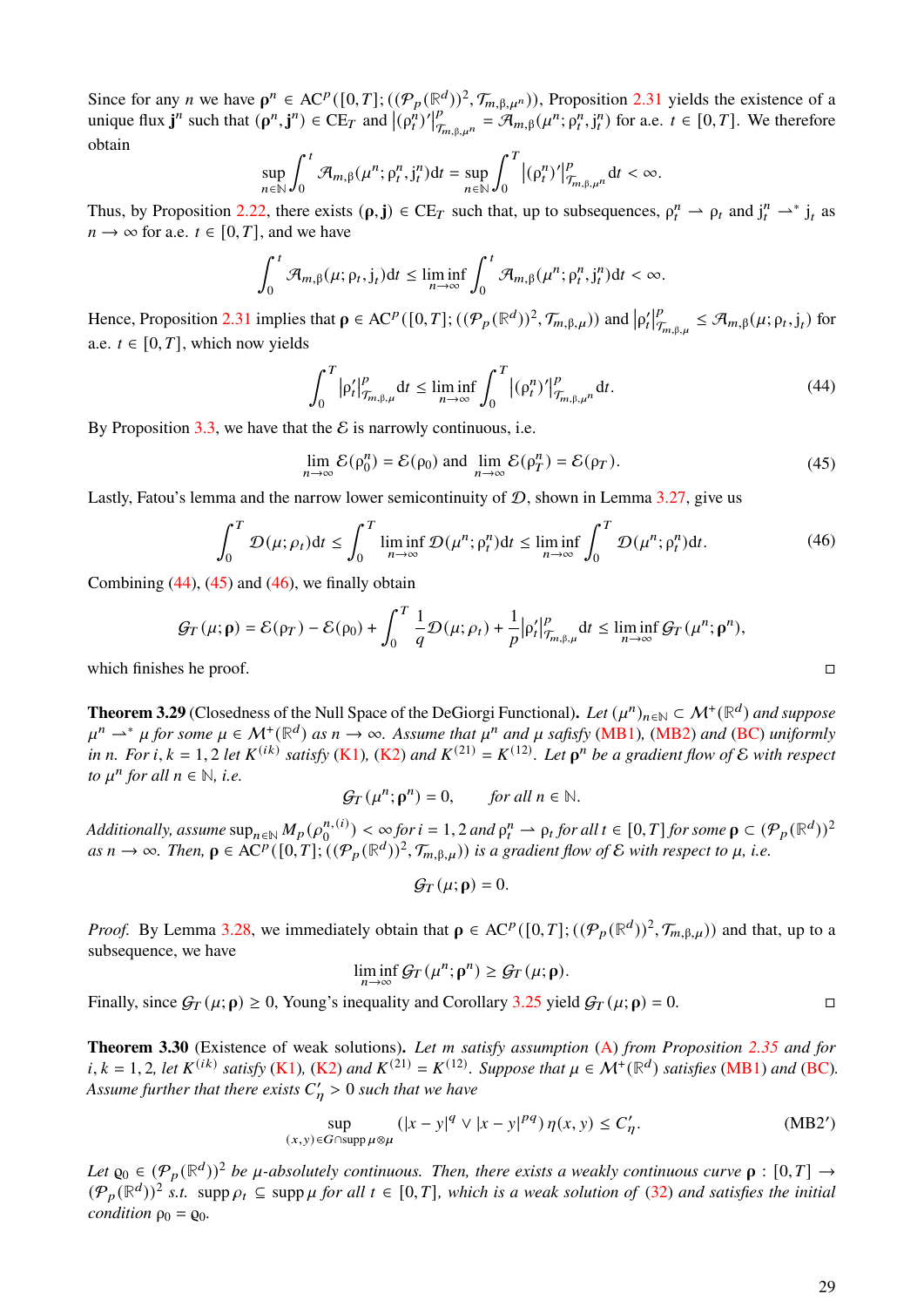Since for any $n$ we have $\boldsymbol{\rho}^n \in \mathrm{AC}^p([0,T];((\mathcal{P}_p(\mathbb{R}^d))^2, \mathcal{T}_{m,\beta,\mu^n}))$, Proposition 2.31 yields the existence of a unique flux $\mathbf{j}^n$ such that $(\boldsymbol{\rho}^n, \mathbf{j}^n) \in \mathrm{CE}_T$ and $\left|(\boldsymbol{\rho}^n_t)'\right|^p_{\mathcal{T}_{m,\beta,\mu^n}} = \mathcal{A}_{m,\beta}(\mu^n; \boldsymbol{\rho}^n_t, \mathbf{j}^n_t)$ for a.e. $t \in [0,T]$. We therefore obtain

$$\sup_{n\in\mathbb{N}} \int_0^t \mathcal{A}_{m,\beta}(\mu^n; \boldsymbol{\rho}^n_t, \mathbf{j}^n_t)\mathrm{d}t = \sup_{n\in\mathbb{N}} \int_0^T \left|(\boldsymbol{\rho}^n_t)'\right|^p_{\mathcal{T}_{m,\beta,\mu^n}} \mathrm{d}t < \infty.$$

Thus, by Proposition 2.22, there exists $(\boldsymbol{\rho}, \mathbf{j}) \in \mathrm{CE}_T$ such that, up to subsequences, $\boldsymbol{\rho}^n_t \rightharpoonup \boldsymbol{\rho}_t$ and $\mathbf{j}^n_t \rightharpoonup^* \mathbf{j}_t$ as $n \to \infty$ for a.e. $t \in [0,T]$, and we have

$$\int_0^t \mathcal{A}_{m,\beta}(\mu; \boldsymbol{\rho}_t, \mathbf{j}_t)\mathrm{d}t \le \liminf_{n\to\infty} \int_0^t \mathcal{A}_{m,\beta}(\mu^n; \boldsymbol{\rho}^n_t, \mathbf{j}^n_t)\mathrm{d}t < \infty.$$

Hence, Proposition 2.31 implies that $\boldsymbol{\rho} \in \mathrm{AC}^p([0,T];((\mathcal{P}_p(\mathbb{R}^d))^2, \mathcal{T}_{m,\beta,\mu}))$ and $\left|\boldsymbol{\rho}'_t\right|^p_{\mathcal{T}_{m,\beta,\mu}} \le \mathcal{A}_{m,\beta}(\mu; \boldsymbol{\rho}_t, \mathbf{j}_t)$ for a.e. $t \in [0,T]$, which now yields

$$\int_0^T \left|\boldsymbol{\rho}'_t\right|^p_{\mathcal{T}_{m,\beta,\mu}} \mathrm{d}t \le \liminf_{n\to\infty} \int_0^T \left|(\boldsymbol{\rho}^n_t)'\right|^p_{\mathcal{T}_{m,\beta,\mu^n}} \mathrm{d}t. \tag{44}$$

By Proposition 3.3, we have that the $\mathcal{E}$ is narrowly continuous, i.e.

$$\lim_{n\to\infty} \mathcal{E}(\boldsymbol{\rho}^n_0) = \mathcal{E}(\boldsymbol{\rho}_0) \text{ and } \lim_{n\to\infty} \mathcal{E}(\boldsymbol{\rho}^n_T) = \mathcal{E}(\boldsymbol{\rho}_T). \tag{45}$$

Lastly, Fatou's lemma and the narrow lower semicontinuity of $\mathcal{D}$, shown in Lemma 3.27, give us

$$\int_0^T \mathcal{D}(\mu; \boldsymbol{\rho}_t)\mathrm{d}t \le \int_0^T \liminf_{n\to\infty} \mathcal{D}(\mu^n; \boldsymbol{\rho}^n_t)\mathrm{d}t \le \liminf_{n\to\infty} \int_0^T \mathcal{D}(\mu^n; \boldsymbol{\rho}^n_t)\mathrm{d}t. \tag{46}$$

Combining (44), (45) and (46), we finally obtain

$$\mathcal{G}_T(\mu; \boldsymbol{\rho}) = \mathcal{E}(\boldsymbol{\rho}_T) - \mathcal{E}(\boldsymbol{\rho}_0) + \int_0^T \frac{1}{q}\mathcal{D}(\mu; \boldsymbol{\rho}_t) + \frac{1}{p}\left|\boldsymbol{\rho}'_t\right|^p_{\mathcal{T}_{m,\beta,\mu}} \mathrm{d}t \le \liminf_{n\to\infty} \mathcal{G}_T(\mu^n; \boldsymbol{\rho}^n),$$

which finishes he proof. ◻

**Theorem 3.29** (Closedness of the Null Space of the DeGiorgi Functional)**.** *Let $(\mu^n)_{n\in\mathbb{N}} \subset \mathcal{M}^+(\mathbb{R}^d)$ and suppose $\mu^n \rightharpoonup^* \mu$ for some $\mu \in \mathcal{M}^+(\mathbb{R}^d)$ as $n \to \infty$. Assume that $\mu^n$ and $\mu$ safisfy (MB1), (MB2) and (BC) uniformly in $n$. For $i,k = 1,2$ let $K^{(ik)}$ satisfy (K1), (K2) and $K^{(21)} = K^{(12)}$. Let $\boldsymbol{\rho}^n$ be a gradient flow of $\mathcal{E}$ with respect to $\mu^n$ for all $n \in \mathbb{N}$, i.e.*

$$\mathcal{G}_T(\mu^n; \boldsymbol{\rho}^n) = 0, \qquad \textit{for all } n \in \mathbb{N}.$$

*Additionally, assume $\sup_{n\in\mathbb{N}} M_p(\rho_0^{n,(i)}) < \infty$ for $i = 1,2$ and $\rho^n_t \rightharpoonup \rho_t$ for all $t \in [0,T]$ for some $\boldsymbol{\rho} \subset (\mathcal{P}_p(\mathbb{R}^d))^2$ as $n \to \infty$. Then, $\boldsymbol{\rho} \in \mathrm{AC}^p([0,T];((\mathcal{P}_p(\mathbb{R}^d))^2, \mathcal{T}_{m,\beta,\mu}))$ is a gradient flow of $\mathcal{E}$ with respect to $\mu$, i.e.*

$$\mathcal{G}_T(\mu; \boldsymbol{\rho}) = 0.$$

*Proof.* By Lemma 3.28, we immediately obtain that $\boldsymbol{\rho} \in \mathrm{AC}^p([0,T];((\mathcal{P}_p(\mathbb{R}^d))^2, \mathcal{T}_{m,\beta,\mu}))$ and that, up to a subsequence, we have

$$\liminf_{n\to\infty} \mathcal{G}_T(\mu^n; \boldsymbol{\rho}^n) \ge \mathcal{G}_T(\mu; \boldsymbol{\rho}).$$

Finally, since $\mathcal{G}_T(\mu; \boldsymbol{\rho}) \ge 0$, Young's inequality and Corollary 3.25 yield $\mathcal{G}_T(\mu; \boldsymbol{\rho}) = 0$. ◻

**Theorem 3.30** (Existence of weak solutions)**.** *Let $m$ satisfy assumption (A) from Proposition 2.35 and for $i,k = 1,2$, let $K^{(ik)}$ satisfy (K1), (K2) and $K^{(21)} = K^{(12)}$. Suppose that $\mu \in \mathcal{M}^+(\mathbb{R}^d)$ satisfies (MB1) and (BC). Assume further that there exists $C'_\eta > 0$ such that we have*

$$\sup_{(x,y)\in G\cap \operatorname{supp}\mu\otimes\mu} (|x-y|^q \vee |x-y|^{pq})\,\eta(x,y) \le C'_\eta. \tag{MB2$'$}$$

*Let $\varrho_0 \in (\mathcal{P}_p(\mathbb{R}^d))^2$ be $\mu$-absolutely continuous. Then, there exists a weakly continuous curve $\boldsymbol{\rho} : [0,T] \to (\mathcal{P}_p(\mathbb{R}^d))^2$ s.t. $\operatorname{supp}\rho_t \subseteq \operatorname{supp}\mu$ for all $t \in [0,T]$, which is a weak solution of (32) and satisfies the initial condition $\rho_0 = \varrho_0$.*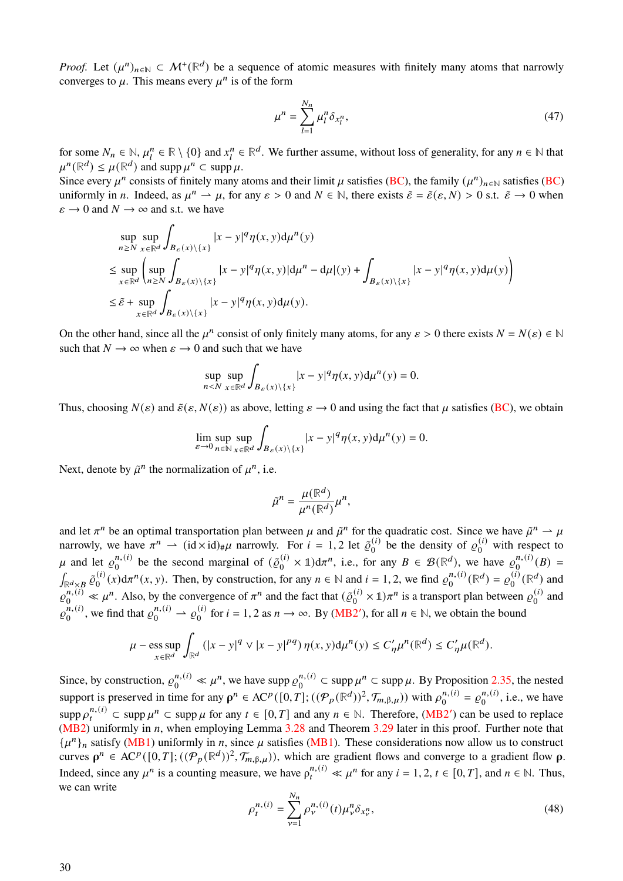*Proof.* Let $(\mu^n)_{n\in\mathbb{N}} \subset \mathcal{M}^+(\mathbb{R}^d)$ be a sequence of atomic measures with finitely many atoms that narrowly converges to $\mu$. This means every $\mu^n$ is of the form

$$\mu^n = \sum_{l=1}^{N_n} \mu_l^n \delta_{x_l^n}, \tag{47}$$

for some $N_n \in \mathbb{N}$, $\mu_l^n \in \mathbb{R}\setminus\{0\}$ and $x_l^n \in \mathbb{R}^d$. We further assume, without loss of generality, for any $n\in\mathbb{N}$ that $\mu^n(\mathbb{R}^d) \le \mu(\mathbb{R}^d)$ and $\operatorname{supp}\mu^n \subset \operatorname{supp}\mu$.
Since every $\mu^n$ consists of finitely many atoms and their limit $\mu$ satisfies (BC), the family $(\mu^n)_{n\in\mathbb{N}}$ satisfies (BC) uniformly in $n$. Indeed, as $\mu^n \rightharpoonup \mu$, for any $\varepsilon > 0$ and $N\in\mathbb{N}$, there exists $\tilde\varepsilon = \tilde\varepsilon(\varepsilon, N) > 0$ s.t. $\tilde\varepsilon \to 0$ when $\varepsilon \to 0$ and $N\to\infty$ and s.t. we have

$$\begin{aligned}
&\sup_{n\ge N}\sup_{x\in\mathbb{R}^d}\int_{B_\varepsilon(x)\setminus\{x\}} |x-y|^q \eta(x,y)\mathrm{d}\mu^n(y)\\
&\le \sup_{x\in\mathbb{R}^d}\left(\sup_{n\ge N}\int_{B_\varepsilon(x)\setminus\{x\}} |x-y|^q\eta(x,y)|\mathrm{d}\mu^n - \mathrm{d}\mu|(y) + \int_{B_\varepsilon(x)\setminus\{x\}} |x-y|^q\eta(x,y)\mathrm{d}\mu(y)\right)\\
&\le \tilde\varepsilon + \sup_{x\in\mathbb{R}^d}\int_{B_\varepsilon(x)\setminus\{x\}} |x-y|^q\eta(x,y)\mathrm{d}\mu(y).
\end{aligned}$$

On the other hand, since all the $\mu^n$ consist of only finitely many atoms, for any $\varepsilon > 0$ there exists $N = N(\varepsilon)\in\mathbb{N}$ such that $N\to\infty$ when $\varepsilon\to 0$ and such that we have

$$\sup_{n<N}\sup_{x\in\mathbb{R}^d}\int_{B_\varepsilon(x)\setminus\{x\}} |x-y|^q\eta(x,y)\mathrm{d}\mu^n(y) = 0.$$

Thus, choosing $N(\varepsilon)$ and $\tilde\varepsilon(\varepsilon, N(\varepsilon))$ as above, letting $\varepsilon\to 0$ and using the fact that $\mu$ satisfies (BC), we obtain

$$\lim_{\varepsilon\to 0}\sup_{n\in\mathbb{N}}\sup_{x\in\mathbb{R}^d}\int_{B_\varepsilon(x)\setminus\{x\}} |x-y|^q\eta(x,y)\mathrm{d}\mu^n(y) = 0.$$

Next, denote by $\tilde\mu^n$ the normalization of $\mu^n$, i.e.

$$\tilde\mu^n = \frac{\mu(\mathbb{R}^d)}{\mu^n(\mathbb{R}^d)}\mu^n,$$

and let $\pi^n$ be an optimal transportation plan between $\mu$ and $\tilde\mu^n$ for the quadratic cost. Since we have $\tilde\mu^n \rightharpoonup \mu$ narrowly, we have $\pi^n \rightharpoonup (\mathrm{id}\times\mathrm{id})_{\#}\mu$ narrowly. For $i = 1,2$ let $\tilde\varrho_0^{(i)}$ be the density of $\varrho_0^{(i)}$ with respect to $\mu$ and let $\varrho_0^{n,(i)}$ be the second marginal of $(\tilde\varrho_0^{(i)}\times\mathbb{1})\mathrm{d}\pi^n$, i.e., for any $B\in\mathcal{B}(\mathbb{R}^d)$, we have $\varrho_0^{n,(i)}(B) = \int_{\mathbb{R}^d\times B}\tilde\varrho_0^{(i)}(x)\mathrm{d}\pi^n(x,y)$. Then, by construction, for any $n\in\mathbb{N}$ and $i=1,2$, we find $\varrho_0^{n,(i)}(\mathbb{R}^d) = \varrho_0^{(i)}(\mathbb{R}^d)$ and $\varrho_0^{n,(i)} \ll \mu^n$. Also, by the convergence of $\pi^n$ and the fact that $(\tilde\varrho_0^{(i)}\times\mathbb{1})\pi^n$ is a transport plan between $\varrho_0^{(i)}$ and $\varrho_0^{n,(i)}$, we find that $\varrho_0^{n,(i)} \rightharpoonup \varrho_0^{(i)}$ for $i=1,2$ as $n\to\infty$. By (MB2′), for all $n\in\mathbb{N}$, we obtain the bound

$$\mu-\operatorname*{ess\,sup}_{x\in\mathbb{R}^d}\int_{\mathbb{R}^d}\left(|x-y|^q \vee |x-y|^{pq}\right)\eta(x,y)\mathrm{d}\mu^n(y) \le C'_\eta\mu^n(\mathbb{R}^d) \le C'_\eta\mu(\mathbb{R}^d).$$

Since, by construction, $\varrho_0^{n,(i)} \ll \mu^n$, we have $\operatorname{supp}\varrho_0^{n,(i)} \subset \operatorname{supp}\mu^n \subset \operatorname{supp}\mu$. By Proposition 2.35, the nested support is preserved in time for any $\boldsymbol{\rho}^n \in \mathrm{AC}^p([0,T];((\mathcal{P}_p(\mathbb{R}^d))^2, \mathcal{T}_{m,\beta,\mu}))$ with $\rho_0^{n,(i)} = \varrho_0^{n,(i)}$, i.e., we have $\operatorname{supp}\rho_t^{n,(i)} \subset \operatorname{supp}\mu^n \subset \operatorname{supp}\mu$ for any $t\in[0,T]$ and any $n\in\mathbb{N}$. Therefore, (MB2′) can be used to replace (MB2) uniformly in $n$, when employing Lemma 3.28 and Theorem 3.29 later in this proof. Further note that $\{\mu^n\}_n$ satisfy (MB1) uniformly in $n$, since $\mu$ satisfies (MB1). These considerations now allow us to construct curves $\boldsymbol{\rho}^n \in \mathrm{AC}^p([0,T];((\mathcal{P}_p(\mathbb{R}^d))^2, \mathcal{T}_{m,\beta,\mu}))$, which are gradient flows and converge to a gradient flow $\boldsymbol{\rho}$. Indeed, since any $\mu^n$ is a counting measure, we have $\rho_t^{n,(i)} \ll \mu^n$ for any $i=1,2$, $t\in[0,T]$, and $n\in\mathbb{N}$. Thus, we can write

$$\rho_t^{n,(i)} = \sum_{\nu=1}^{N_n}\rho_\nu^{n,(i)}(t)\mu_\nu^n\delta_{x_\nu^n}, \tag{48}$$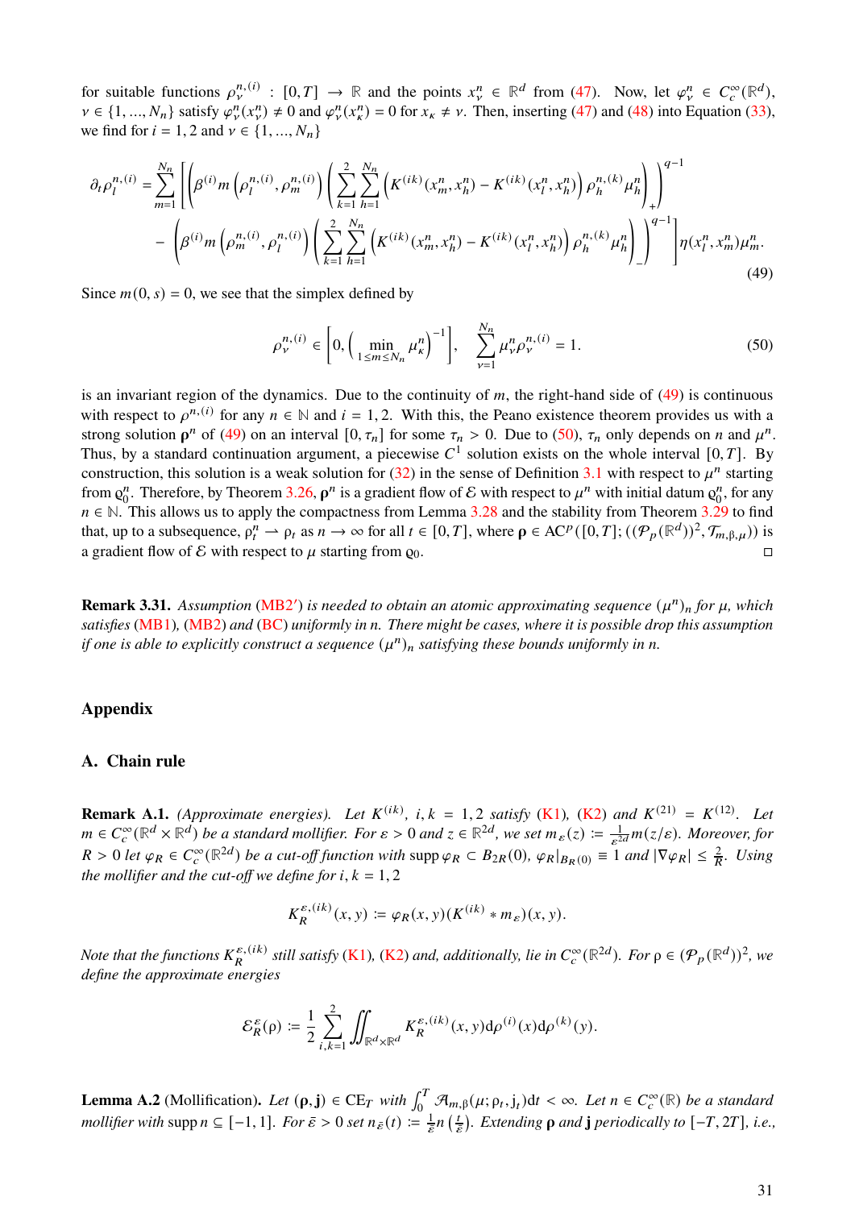for suitable functions $\rho_\nu^{n,(i)} : [0,T] \to \mathbb{R}$ and the points $x_\nu^n \in \mathbb{R}^d$ from (47). Now, let $\varphi_\nu^n \in C_c^\infty(\mathbb{R}^d)$, $\nu \in \{1,...,N_n\}$ satisfy $\varphi_\nu^n(x_\nu^n) \neq 0$ and $\varphi_\nu^n(x_\kappa^n) = 0$ for $x_\kappa \neq \nu$. Then, inserting (47) and (48) into Equation (33), we find for $i = 1,2$ and $\nu \in \{1,...,N_n\}$

$$
\begin{aligned}
\partial_t \rho_l^{n,(i)} = \sum_{m=1}^{N_n} \Bigg[ &\left( \beta^{(i)} m\left(\rho_l^{n,(i)}, \rho_m^{n,(i)}\right) \left( \sum_{k=1}^{2} \sum_{h=1}^{N_n} \left( K^{(ik)}(x_m^n, x_h^n) - K^{(ik)}(x_l^n, x_h^n) \right) \rho_h^{n,(k)} \mu_h^n \right)_+ \right)^{q-1} \\
&- \left( \beta^{(i)} m\left(\rho_m^{n,(i)}, \rho_l^{n,(i)}\right) \left( \sum_{k=1}^{2} \sum_{h=1}^{N_n} \left( K^{(ik)}(x_m^n, x_h^n) - K^{(ik)}(x_l^n, x_h^n) \right) \rho_h^{n,(k)} \mu_h^n \right)_- \right)^{q-1} \Bigg] \eta(x_l^n, x_m^n) \mu_m^n.
\end{aligned} \tag{49}
$$

Since $m(0,s) = 0$, we see that the simplex defined by

$$
\rho_\nu^{n,(i)} \in \left[0, \left(\min_{1 \le m \le N_n} \mu_\kappa^n\right)^{-1}\right], \quad \sum_{\nu=1}^{N_n} \mu_\nu^n \rho_\nu^{n,(i)} = 1. \tag{50}
$$

is an invariant region of the dynamics. Due to the continuity of $m$, the right-hand side of (49) is continuous with respect to $\rho^{n,(i)}$ for any $n \in \mathbb{N}$ and $i = 1,2$. With this, the Peano existence theorem provides us with a strong solution $\boldsymbol{\rho}^n$ of (49) on an interval $[0, \tau_n]$ for some $\tau_n > 0$. Due to (50), $\tau_n$ only depends on $n$ and $\mu^n$. Thus, by a standard continuation argument, a piecewise $C^1$ solution exists on the whole interval $[0,T]$. By construction, this solution is a weak solution for (32) in the sense of Definition 3.1 with respect to $\mu^n$ starting from $\varrho_0^n$. Therefore, by Theorem 3.26, $\boldsymbol{\rho}^n$ is a gradient flow of $\mathcal{E}$ with respect to $\mu^n$ with initial datum $\varrho_0^n$, for any $n \in \mathbb{N}$. This allows us to apply the compactness from Lemma 3.28 and the stability from Theorem 3.29 to find that, up to a subsequence, $\rho_t^n \rightharpoonup \rho_t$ as $n \to \infty$ for all $t \in [0,T]$, where $\boldsymbol{\rho} \in \mathrm{AC}^p([0,T]; ((\mathcal{P}_p(\mathbb{R}^d))^2, \mathcal{T}_{m,\beta,\mu}))$ is a gradient flow of $\mathcal{E}$ with respect to $\mu$ starting from $\varrho_0$. ◻

**Remark 3.31.** *Assumption (MB2′) is needed to obtain an atomic approximating sequence $(\mu^n)_n$ for $\mu$, which satisfies (MB1), (MB2) and (BC) uniformly in $n$. There might be cases, where it is possible drop this assumption if one is able to explicitly construct a sequence $(\mu^n)_n$ satisfying these bounds uniformly in $n$.*

## Appendix

## A. Chain rule

**Remark A.1.** *(Approximate energies). Let $K^{(ik)}$, $i,k = 1,2$ satisfy (K1), (K2) and $K^{(21)} = K^{(12)}$. Let $m \in C_c^\infty(\mathbb{R}^d \times \mathbb{R}^d)$ be a standard mollifier. For $\varepsilon > 0$ and $z \in \mathbb{R}^{2d}$, we set $m_\varepsilon(z) := \frac{1}{\varepsilon^{2d}} m(z/\varepsilon)$. Moreover, for $R > 0$ let $\varphi_R \in C_c^\infty(\mathbb{R}^{2d})$ be a cut-off function with $\operatorname{supp}\varphi_R \subset B_{2R}(0)$, $\varphi_R|_{B_R(0)} \equiv 1$ and $|\nabla \varphi_R| \le \frac{2}{R}$. Using the mollifier and the cut-off we define for $i,k = 1,2$*

$$
K_R^{\varepsilon,(ik)}(x,y) := \varphi_R(x,y)(K^{(ik)} * m_\varepsilon)(x,y).
$$

*Note that the functions $K_R^{\varepsilon,(ik)}$ still satisfy (K1), (K2) and, additionally, lie in $C_c^\infty(\mathbb{R}^{2d})$. For $\rho \in (\mathcal{P}_p(\mathbb{R}^d))^2$, we define the approximate energies*

$$
\mathcal{E}_R^\varepsilon(\rho) := \frac{1}{2} \sum_{i,k=1}^{2} \iint_{\mathbb{R}^d \times \mathbb{R}^d} K_R^{\varepsilon,(ik)}(x,y) \mathrm{d}\rho^{(i)}(x) \mathrm{d}\rho^{(k)}(y).
$$

**Lemma A.2** (Mollification)**.** *Let $(\boldsymbol{\rho}, \mathbf{j}) \in \mathrm{CE}_T$ with $\int_0^T \mathcal{A}_{m,\beta}(\mu; \rho_t, j_t) \mathrm{d}t < \infty$. Let $n \in C_c^\infty(\mathbb{R})$ be a standard mollifier with $\operatorname{supp} n \subseteq [-1,1]$. For $\bar{\varepsilon} > 0$ set $n_{\bar{\varepsilon}}(t) := \frac{1}{\bar{\varepsilon}} n\left(\frac{t}{\bar{\varepsilon}}\right)$. Extending $\boldsymbol{\rho}$ and $\mathbf{j}$ periodically to $[-T, 2T]$, i.e.,*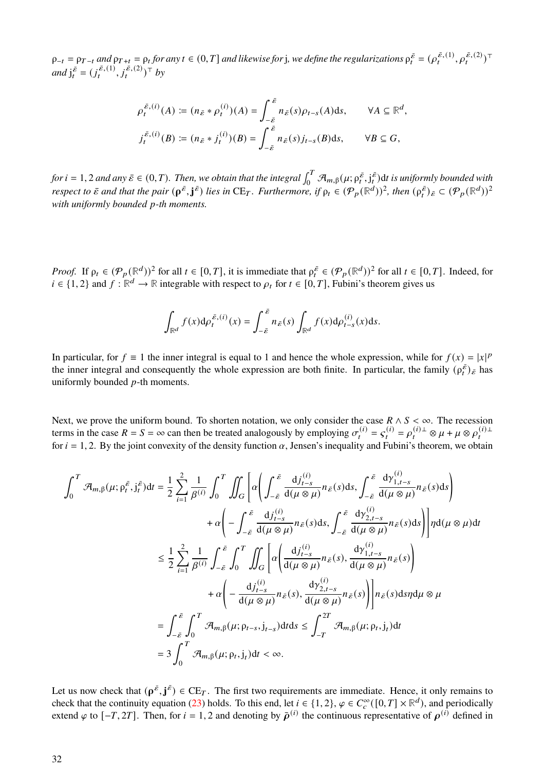$\rho_{-t} = \rho_{T-t}$ *and* $\rho_{T+t} = \rho_t$ *for any* $t \in (0,T]$ *and likewise for* $\mathrm{j}$*, we define the regularizations* $\rho_t^{\bar\varepsilon} = (\rho_t^{\bar\varepsilon,(1)}, \rho_t^{\bar\varepsilon,(2)})^\top$ *and* $\mathrm{j}_t^{\bar\varepsilon} = (j_t^{\bar\varepsilon,(1)}, j_t^{\bar\varepsilon,(2)})^\top$ *by*

$$
\rho_t^{\bar\varepsilon,(i)}(A) := (n_{\bar\varepsilon} * \rho_t^{(i)})(A) = \int_{-\bar\varepsilon}^{\bar\varepsilon} n_{\bar\varepsilon}(s)\rho_{t-s}(A)\mathrm{d}s, \qquad \forall A \subseteq \mathbb{R}^d,
$$

$$
j_t^{\bar\varepsilon,(i)}(B) := (n_{\bar\varepsilon} * j_t^{(i)})(B) = \int_{-\bar\varepsilon}^{\bar\varepsilon} n_{\bar\varepsilon}(s) j_{t-s}(B)\mathrm{d}s, \qquad \forall B \subseteq G,
$$

*for* $i = 1,2$ *and any* $\bar\varepsilon \in (0,T)$*. Then, we obtain that the integral* $\int_0^T \mathcal{A}_{m,\beta}(\mu; \rho_t^{\bar\varepsilon}, \mathrm{j}_t^{\bar\varepsilon})\mathrm{d}t$ *is uniformly bounded with respect to* $\bar\varepsilon$ *and that the pair* $(\boldsymbol{\rho}^{\bar\varepsilon}, \mathbf{j}^{\bar\varepsilon})$ *lies in* $\mathrm{CE}_T$*. Furthermore, if* $\rho_t \in (\mathcal{P}_p(\mathbb{R}^d))^2$*, then* $(\rho_t^{\bar\varepsilon})_{\bar\varepsilon} \subset (\mathcal{P}_p(\mathbb{R}^d))^2$ *with uniformly bounded* $p$*-th moments.*

*Proof.* If $\rho_t \in (\mathcal{P}_p(\mathbb{R}^d))^2$ for all $t \in [0,T]$, it is immediate that $\rho_t^{\bar\varepsilon} \in (\mathcal{P}_p(\mathbb{R}^d))^2$ for all $t \in [0,T]$. Indeed, for $i \in \{1,2\}$ and $f : \mathbb{R}^d \to \mathbb{R}$ integrable with respect to $\rho_t$ for $t \in [0,T]$, Fubini's theorem gives us

$$
\int_{\mathbb{R}^d} f(x)\mathrm{d}\rho_t^{\bar\varepsilon,(i)}(x) = \int_{-\bar\varepsilon}^{\bar\varepsilon} n_{\bar\varepsilon}(s) \int_{\mathbb{R}^d} f(x)\mathrm{d}\rho_{t-s}^{(i)}(x)\mathrm{d}s.
$$

In particular, for $f \equiv 1$ the inner integral is equal to 1 and hence the whole expression, while for $f(x) = |x|^p$ the inner integral and consequently the whole expression are both finite. In particular, the family $(\rho_t^{\bar\varepsilon})_{\bar\varepsilon}$ has uniformly bounded $p$-th moments.

Next, we prove the uniform bound. To shorten notation, we only consider the case $R \wedge S < \infty$. The recession terms in the case $R = S = \infty$ can then be treated analogously by employing $\sigma_t^{(i)} = \varsigma_t^{(i)} = \rho_t^{(i)\perp} \otimes \mu + \mu \otimes \rho_t^{(i)\perp}$ for $i = 1,2$. By the joint convexity of the density function $\alpha$, Jensen's inequality and Fubini's theorem, we obtain

$$
\begin{aligned}
\int_0^T \mathcal{A}_{m,\beta}(\mu; \rho_t^{\bar\varepsilon}, \mathrm{j}_t^{\bar\varepsilon})\mathrm{d}t &= \frac{1}{2}\sum_{i=1}^2 \frac{1}{\beta^{(i)}} \int_0^T \iint_G \Bigg[ \alpha\Bigg( \int_{-\bar\varepsilon}^{\bar\varepsilon} \frac{\mathrm{d}j_{t-s}^{(i)}}{\mathrm{d}(\mu\otimes\mu)} n_{\bar\varepsilon}(s)\mathrm{d}s, \int_{-\bar\varepsilon}^{\bar\varepsilon} \frac{\mathrm{d}\gamma_{1,t-s}^{(i)}}{\mathrm{d}(\mu\otimes\mu)} n_{\bar\varepsilon}(s)\mathrm{d}s \Bigg) \\
&\qquad + \alpha\Bigg( -\int_{-\bar\varepsilon}^{\bar\varepsilon} \frac{\mathrm{d}j_{t-s}^{(i)}}{\mathrm{d}(\mu\otimes\mu)} n_{\bar\varepsilon}(s)\mathrm{d}s, \int_{-\bar\varepsilon}^{\bar\varepsilon} \frac{\mathrm{d}\gamma_{2,t-s}^{(i)}}{\mathrm{d}(\mu\otimes\mu)} n_{\bar\varepsilon}(s)\mathrm{d}s \Bigg) \Bigg] \eta \mathrm{d}(\mu\otimes\mu)\mathrm{d}t \\
&\le \frac{1}{2}\sum_{i=1}^2 \frac{1}{\beta^{(i)}} \int_{-\bar\varepsilon}^{\bar\varepsilon} \int_0^T \iint_G \Bigg[ \alpha\Bigg( \frac{\mathrm{d}j_{t-s}^{(i)}}{\mathrm{d}(\mu\otimes\mu)} n_{\bar\varepsilon}(s), \frac{\mathrm{d}\gamma_{1,t-s}^{(i)}}{\mathrm{d}(\mu\otimes\mu)} n_{\bar\varepsilon}(s) \Bigg) \\
&\qquad + \alpha\Bigg( -\frac{\mathrm{d}j_{t-s}^{(i)}}{\mathrm{d}(\mu\otimes\mu)} n_{\bar\varepsilon}(s), \frac{\mathrm{d}\gamma_{2,t-s}^{(i)}}{\mathrm{d}(\mu\otimes\mu)} n_{\bar\varepsilon}(s) \Bigg) \Bigg] n_{\bar\varepsilon}(s)\mathrm{d}s\,\eta \mathrm{d}\mu\otimes\mu \\
&= \int_{-\bar\varepsilon}^{\bar\varepsilon} \int_0^T \mathcal{A}_{m,\beta}(\mu; \rho_{t-s}, \mathrm{j}_{t-s})\mathrm{d}t\mathrm{d}s \le \int_{-T}^{2T} \mathcal{A}_{m,\beta}(\mu; \rho_t, \mathrm{j}_t)\mathrm{d}t \\
&= 3\int_0^T \mathcal{A}_{m,\beta}(\mu; \rho_t, \mathrm{j}_t)\mathrm{d}t < \infty.
\end{aligned}
$$

Let us now check that $(\boldsymbol{\rho}^{\bar\varepsilon}, \mathbf{j}^{\bar\varepsilon}) \in \mathrm{CE}_T$. The first two requirements are immediate. Hence, it only remains to check that the continuity equation (23) holds. To this end, let $i \in \{1,2\}$, $\varphi \in C_c^\infty([0,T]\times\mathbb{R}^d)$, and periodically extend $\varphi$ to $[-T, 2T]$. Then, for $i = 1,2$ and denoting by $\bar{\boldsymbol{\rho}}^{(i)}$ the continuous representative of $\boldsymbol{\rho}^{(i)}$ defined in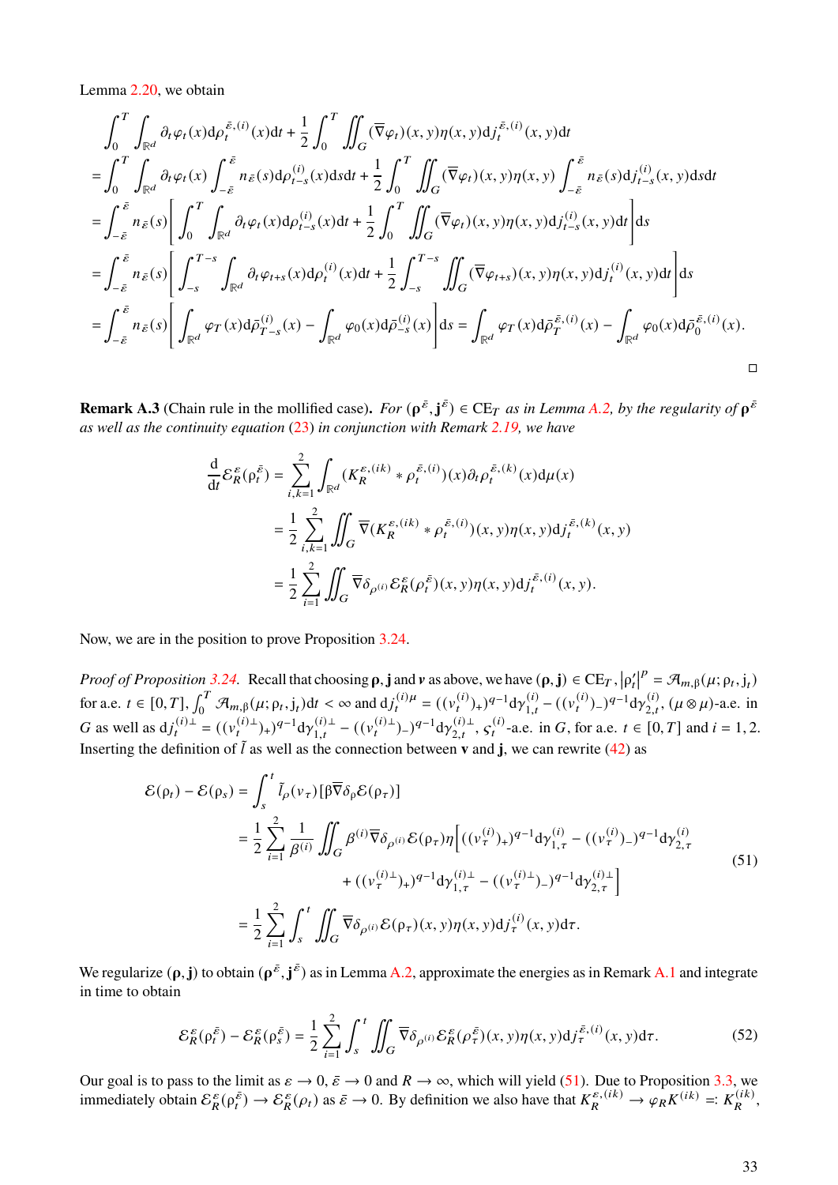Lemma 2.20, we obtain

$$
\begin{aligned}
&\int_0^T \int_{\mathbb{R}^d} \partial_t \varphi_t(x) \mathrm{d}\rho_t^{\bar{\varepsilon},(i)}(x)\mathrm{d}t + \frac{1}{2}\int_0^T \iint_G (\overline{\nabla}\varphi_t)(x,y)\eta(x,y)\mathrm{d}j_t^{\bar{\varepsilon},(i)}(x,y)\mathrm{d}t \\
&= \int_0^T \int_{\mathbb{R}^d} \partial_t \varphi_t(x) \int_{-\bar{\varepsilon}}^{\bar{\varepsilon}} n_{\bar{\varepsilon}}(s) \mathrm{d}\rho_{t-s}^{(i)}(x)\mathrm{d}s\mathrm{d}t + \frac{1}{2}\int_0^T \iint_G (\overline{\nabla}\varphi_t)(x,y)\eta(x,y) \int_{-\bar{\varepsilon}}^{\bar{\varepsilon}} n_{\bar{\varepsilon}}(s)\mathrm{d}j_{t-s}^{(i)}(x,y)\mathrm{d}s\mathrm{d}t \\
&= \int_{-\bar{\varepsilon}}^{\bar{\varepsilon}} n_{\bar{\varepsilon}}(s)\Bigg[\int_0^T \int_{\mathbb{R}^d} \partial_t \varphi_t(x)\mathrm{d}\rho_{t-s}^{(i)}(x)\mathrm{d}t + \frac{1}{2}\int_0^T \iint_G (\overline{\nabla}\varphi_t)(x,y)\eta(x,y)\mathrm{d}j_{t-s}^{(i)}(x,y)\mathrm{d}t\Bigg]\mathrm{d}s \\
&= \int_{-\bar{\varepsilon}}^{\bar{\varepsilon}} n_{\bar{\varepsilon}}(s)\Bigg[\int_{-s}^{T-s} \int_{\mathbb{R}^d} \partial_t \varphi_{t+s}(x)\mathrm{d}\rho_{t}^{(i)}(x)\mathrm{d}t + \frac{1}{2}\int_{-s}^{T-s} \iint_G (\overline{\nabla}\varphi_{t+s})(x,y)\eta(x,y)\mathrm{d}j_{t}^{(i)}(x,y)\mathrm{d}t\Bigg]\mathrm{d}s \\
&= \int_{-\bar{\varepsilon}}^{\bar{\varepsilon}} n_{\bar{\varepsilon}}(s)\Bigg[\int_{\mathbb{R}^d} \varphi_T(x)\mathrm{d}\bar{\rho}_{T-s}^{(i)}(x) - \int_{\mathbb{R}^d}\varphi_0(x)\mathrm{d}\bar{\rho}_{-s}^{(i)}(x)\Bigg]\mathrm{d}s = \int_{\mathbb{R}^d}\varphi_T(x)\mathrm{d}\bar{\rho}_T^{\bar{\varepsilon},(i)}(x) - \int_{\mathbb{R}^d}\varphi_0(x)\mathrm{d}\bar{\rho}_0^{\bar{\varepsilon},(i)}(x).
\end{aligned}
$$

□

**Remark A.3** (Chain rule in the mollified case). *For $(\boldsymbol{\rho}^{\bar{\varepsilon}}, \mathbf{j}^{\bar{\varepsilon}}) \in \mathrm{CE}_T$ as in Lemma A.2, by the regularity of $\boldsymbol{\rho}^{\bar{\varepsilon}}$ as well as the continuity equation (23) in conjunction with Remark 2.19, we have*

$$
\begin{aligned}
\frac{\mathrm{d}}{\mathrm{d}t}\mathcal{E}_R^{\varepsilon}(\rho_t^{\bar{\varepsilon}}) &= \sum_{i,k=1}^2 \int_{\mathbb{R}^d} (K_R^{\varepsilon,(ik)} * \rho_t^{\bar{\varepsilon},(i)})(x)\partial_t\rho_t^{\bar{\varepsilon},(k)}(x)\mathrm{d}\mu(x) \\
&= \frac{1}{2}\sum_{i,k=1}^2 \iint_G \overline{\nabla}(K_R^{\varepsilon,(ik)} * \rho_t^{\bar{\varepsilon},(i)})(x,y)\eta(x,y)\mathrm{d}j_t^{\bar{\varepsilon},(k)}(x,y) \\
&= \frac{1}{2}\sum_{i=1}^2 \iint_G \overline{\nabla}\delta_{\rho^{(i)}}\mathcal{E}_R^{\varepsilon}(\rho_t^{\bar{\varepsilon}})(x,y)\eta(x,y)\mathrm{d}j_t^{\bar{\varepsilon},(i)}(x,y).
\end{aligned}
$$

Now, we are in the position to prove Proposition 3.24.

*Proof of Proposition 3.24.* Recall that choosing $\boldsymbol{\rho}$, $\mathbf{j}$ and $\boldsymbol{v}$ as above, we have $(\boldsymbol{\rho},\mathbf{j}) \in \mathrm{CE}_T$, $|\rho_t'|^p = \mathcal{A}_{m,\beta}(\mu;\rho_t,j_t)$ for a.e. $t\in[0,T]$, $\int_0^T \mathcal{A}_{m,\beta}(\mu;\rho_t,j_t)\mathrm{d}t < \infty$ and $\mathrm{d}j_t^{(i)\mu} = ((v_t^{(i)})_+)^{q-1}\mathrm{d}\gamma_{1,t}^{(i)} - ((v_t^{(i)})_-)^{q-1}\mathrm{d}\gamma_{2,t}^{(i)}$, $(\mu\otimes\mu)$-a.e. in $G$ as well as $\mathrm{d}j_t^{(i)\perp} = ((v_t^{(i)\perp})_+)^{q-1}\mathrm{d}\gamma_{1,t}^{(i)\perp} - ((v_t^{(i)\perp})_-)^{q-1}\mathrm{d}\gamma_{2,t}^{(i)\perp}$, $\varsigma_t^{(i)}$-a.e. in $G$, for a.e. $t\in[0,T]$ and $i=1,2$. Inserting the definition of $\tilde{l}$ as well as the connection between $\mathbf{v}$ and $\mathbf{j}$, we can rewrite (42) as

$$
\begin{aligned}
\mathcal{E}(\rho_t) - \mathcal{E}(\rho_s) &= \int_s^t \tilde{l}_\rho(v_\tau)[\beta\overline{\nabla}\delta_\rho\mathcal{E}(\rho_\tau)] \\
&= \frac{1}{2}\sum_{i=1}^2 \frac{1}{\beta^{(i)}}\iint_G \beta^{(i)}\overline{\nabla}\delta_{\rho^{(i)}}\mathcal{E}(\rho_\tau)\eta\Big[((v_\tau^{(i)})_+)^{q-1}\mathrm{d}\gamma_{1,\tau}^{(i)} - ((v_\tau^{(i)})_-)^{q-1}\mathrm{d}\gamma_{2,\tau}^{(i)} \\
&\qquad\qquad + ((v_\tau^{(i)\perp})_+)^{q-1}\mathrm{d}\gamma_{1,\tau}^{(i)\perp} - ((v_\tau^{(i)\perp})_-)^{q-1}\mathrm{d}\gamma_{2,\tau}^{(i)\perp}\Big] \\
&= \frac{1}{2}\sum_{i=1}^2 \int_s^t \iint_G \overline{\nabla}\delta_{\rho^{(i)}}\mathcal{E}(\rho_\tau)(x,y)\eta(x,y)\mathrm{d}j_\tau^{(i)}(x,y)\mathrm{d}\tau.
\end{aligned}
\tag{51}
$$

We regularize $(\boldsymbol{\rho},\mathbf{j})$ to obtain $(\boldsymbol{\rho}^{\bar{\varepsilon}},\mathbf{j}^{\bar{\varepsilon}})$ as in Lemma A.2, approximate the energies as in Remark A.1 and integrate in time to obtain

$$
\mathcal{E}_R^{\varepsilon}(\rho_t^{\bar{\varepsilon}}) - \mathcal{E}_R^{\varepsilon}(\rho_s^{\bar{\varepsilon}}) = \frac{1}{2}\sum_{i=1}^2 \int_s^t \iint_G \overline{\nabla}\delta_{\rho^{(i)}}\mathcal{E}_R^{\varepsilon}(\rho_\tau^{\bar{\varepsilon}})(x,y)\eta(x,y)\mathrm{d}j_\tau^{\bar{\varepsilon},(i)}(x,y)\mathrm{d}\tau. \tag{52}
$$

Our goal is to pass to the limit as $\varepsilon\to 0$, $\bar{\varepsilon}\to 0$ and $R\to\infty$, which will yield (51). Due to Proposition 3.3, we immediately obtain $\mathcal{E}_R^{\varepsilon}(\rho_t^{\bar{\varepsilon}}) \to \mathcal{E}_R^{\varepsilon}(\rho_t)$ as $\bar{\varepsilon}\to 0$. By definition we also have that $K_R^{\varepsilon,(ik)} \to \varphi_R K^{(ik)} =: K_R^{(ik)}$,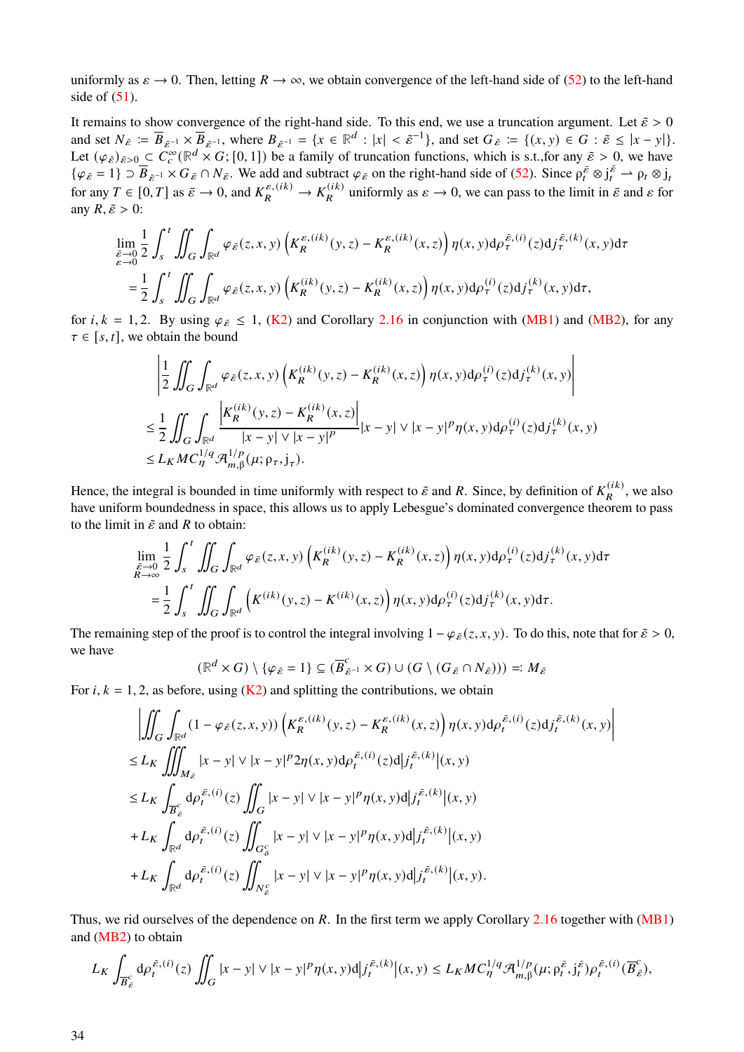uniformly as $\varepsilon \to 0$. Then, letting $R \to \infty$, we obtain convergence of the left-hand side of (52) to the left-hand side of (51).

It remains to show convergence of the right-hand side. To this end, we use a truncation argument. Let $\tilde{\varepsilon} > 0$ and set $N_{\tilde{\varepsilon}} := \overline{B}_{\tilde{\varepsilon}^{-1}} \times \overline{B}_{\tilde{\varepsilon}^{-1}}$, where $B_{\tilde{\varepsilon}^{-1}} = \{x \in \mathbb{R}^d : |x| < \tilde{\varepsilon}^{-1}\}$, and set $G_{\tilde{\varepsilon}} := \{(x,y) \in G : \tilde{\varepsilon} \leq |x-y|\}$. Let $(\varphi_{\tilde{\varepsilon}})_{\tilde{\varepsilon}>0} \subset C_c^\infty(\mathbb{R}^d \times G; [0,1])$ be a family of truncation functions, which is s.t.,for any $\tilde{\varepsilon} > 0$, we have $\{\varphi_{\tilde{\varepsilon}} = 1\} \supset \overline{B}_{\tilde{\varepsilon}^{-1}} \times G_{\tilde{\varepsilon}} \cap N_{\tilde{\varepsilon}}$. We add and subtract $\varphi_{\tilde{\varepsilon}}$ on the right-hand side of (52). Since $\rho_t^{\tilde{\varepsilon}} \otimes j_t^{\tilde{\varepsilon}} \rightharpoonup \rho_t \otimes j_t$ for any $T \in [0,T]$ as $\tilde{\varepsilon} \to 0$, and $K_R^{\varepsilon,(ik)} \to K_R^{(ik)}$ uniformly as $\varepsilon \to 0$, we can pass to the limit in $\tilde{\varepsilon}$ and $\varepsilon$ for any $R, \tilde{\varepsilon} > 0$:

$$
\begin{aligned}
&\lim_{\substack{\tilde{\varepsilon}\to 0\\ \varepsilon\to 0}} \frac{1}{2}\int_s^t \iint_G \int_{\mathbb{R}^d} \varphi_{\tilde{\varepsilon}}(z,x,y)\left(K_R^{\varepsilon,(ik)}(y,z) - K_R^{\varepsilon,(ik)}(x,z)\right)\eta(x,y)\mathrm{d}\rho_\tau^{\tilde{\varepsilon},(i)}(z)\mathrm{d}j_\tau^{\tilde{\varepsilon},(k)}(x,y)\mathrm{d}\tau \\
&\quad = \frac{1}{2}\int_s^t \iint_G \int_{\mathbb{R}^d} \varphi_{\tilde{\varepsilon}}(z,x,y)\left(K_R^{(ik)}(y,z) - K_R^{(ik)}(x,z)\right)\eta(x,y)\mathrm{d}\rho_\tau^{(i)}(z)\mathrm{d}j_\tau^{(k)}(x,y)\mathrm{d}\tau,
\end{aligned}
$$

for $i,k = 1,2$. By using $\varphi_{\tilde{\varepsilon}} \leq 1$, (K2) and Corollary 2.16 in conjunction with (MB1) and (MB2), for any $\tau \in [s,t]$, we obtain the bound

$$
\begin{aligned}
&\left|\frac{1}{2}\iint_G \int_{\mathbb{R}^d} \varphi_{\tilde{\varepsilon}}(z,x,y)\left(K_R^{(ik)}(y,z) - K_R^{(ik)}(x,z)\right)\eta(x,y)\mathrm{d}\rho_\tau^{(i)}(z)\mathrm{d}j_\tau^{(k)}(x,y)\right| \\
&\leq \frac{1}{2}\iint_G \int_{\mathbb{R}^d} \frac{\left|K_R^{(ik)}(y,z) - K_R^{(ik)}(x,z)\right|}{|x-y| \vee |x-y|^p}|x-y| \vee |x-y|^p \eta(x,y)\mathrm{d}\rho_\tau^{(i)}(z)\mathrm{d}j_\tau^{(k)}(x,y) \\
&\leq L_K M C_\eta^{1/q} \mathcal{A}_{m,\beta}^{1/p}(\mu; \rho_\tau, j_\tau).
\end{aligned}
$$

Hence, the integral is bounded in time uniformly with respect to $\tilde{\varepsilon}$ and $R$. Since, by definition of $K_R^{(ik)}$, we also have uniform boundedness in space, this allows us to apply Lebesgue's dominated convergence theorem to pass to the limit in $\tilde{\varepsilon}$ and $R$ to obtain:

$$
\begin{aligned}
&\lim_{\substack{\tilde{\varepsilon}\to 0\\ R\to \infty}} \frac{1}{2}\int_s^t \iint_G \int_{\mathbb{R}^d} \varphi_{\tilde{\varepsilon}}(z,x,y)\left(K_R^{(ik)}(y,z) - K_R^{(ik)}(x,z)\right)\eta(x,y)\mathrm{d}\rho_\tau^{(i)}(z)\mathrm{d}j_\tau^{(k)}(x,y)\mathrm{d}\tau \\
&\quad = \frac{1}{2}\int_s^t \iint_G \int_{\mathbb{R}^d} \left(K^{(ik)}(y,z) - K^{(ik)}(x,z)\right)\eta(x,y)\mathrm{d}\rho_\tau^{(i)}(z)\mathrm{d}j_\tau^{(k)}(x,y)\mathrm{d}\tau.
\end{aligned}
$$

The remaining step of the proof is to control the integral involving $1 - \varphi_{\tilde{\varepsilon}}(z,x,y)$. To do this, note that for $\tilde{\varepsilon} > 0$, we have

$$
(\mathbb{R}^d \times G) \setminus \{\varphi_{\tilde{\varepsilon}} = 1\} \subseteq (\overline{B}^c_{\tilde{\varepsilon}^{-1}} \times G) \cup (G \setminus (G_{\tilde{\varepsilon}} \cap N_{\tilde{\varepsilon}})) =: M_{\tilde{\varepsilon}}
$$

For $i,k = 1,2$, as before, using (K2) and splitting the contributions, we obtain

$$
\begin{aligned}
&\left|\iint_G \int_{\mathbb{R}^d} (1 - \varphi_{\tilde{\varepsilon}}(z,x,y))\left(K_R^{\varepsilon,(ik)}(y,z) - K_R^{\varepsilon,(ik)}(x,z)\right)\eta(x,y)\mathrm{d}\rho_t^{\tilde{\varepsilon},(i)}(z)\mathrm{d}j_t^{\tilde{\varepsilon},(k)}(x,y)\right| \\
&\leq L_K \iiint_{M_{\tilde{\varepsilon}}} |x-y| \vee |x-y|^p 2\eta(x,y)\mathrm{d}\rho_t^{\tilde{\varepsilon},(i)}(z)\mathrm{d}\left|j_t^{\tilde{\varepsilon},(k)}\right|(x,y) \\
&\leq L_K \int_{\overline{B}^c_{\tilde{\varepsilon}}} \mathrm{d}\rho_t^{\tilde{\varepsilon},(i)}(z) \iint_G |x-y| \vee |x-y|^p \eta(x,y)\mathrm{d}\left|j_t^{\tilde{\varepsilon},(k)}\right|(x,y) \\
&+ L_K \int_{\mathbb{R}^d} \mathrm{d}\rho_t^{\tilde{\varepsilon},(i)}(z) \iint_{G^c_{\tilde{\delta}}} |x-y| \vee |x-y|^p \eta(x,y)\mathrm{d}\left|j_t^{\tilde{\varepsilon},(k)}\right|(x,y) \\
&+ L_K \int_{\mathbb{R}^d} \mathrm{d}\rho_t^{\tilde{\varepsilon},(i)}(z) \iint_{N^c_{\tilde{\varepsilon}}} |x-y| \vee |x-y|^p \eta(x,y)\mathrm{d}\left|j_t^{\tilde{\varepsilon},(k)}\right|(x,y).
\end{aligned}
$$

Thus, we rid ourselves of the dependence on $R$. In the first term we apply Corollary 2.16 together with (MB1) and (MB2) to obtain

$$
L_K \int_{\overline{B}^c_{\tilde{\varepsilon}}} \mathrm{d}\rho_t^{\tilde{\varepsilon},(i)}(z) \iint_G |x-y| \vee |x-y|^p \eta(x,y)\mathrm{d}\left|j_t^{\tilde{\varepsilon},(k)}\right|(x,y) \leq L_K M C_\eta^{1/q} \mathcal{A}_{m,\beta}^{1/p}(\mu; \rho_t^{\tilde{\varepsilon}}, j_t^{\tilde{\varepsilon}}) \rho_t^{\tilde{\varepsilon},(i)}(\overline{B}^c_{\tilde{\varepsilon}}),
$$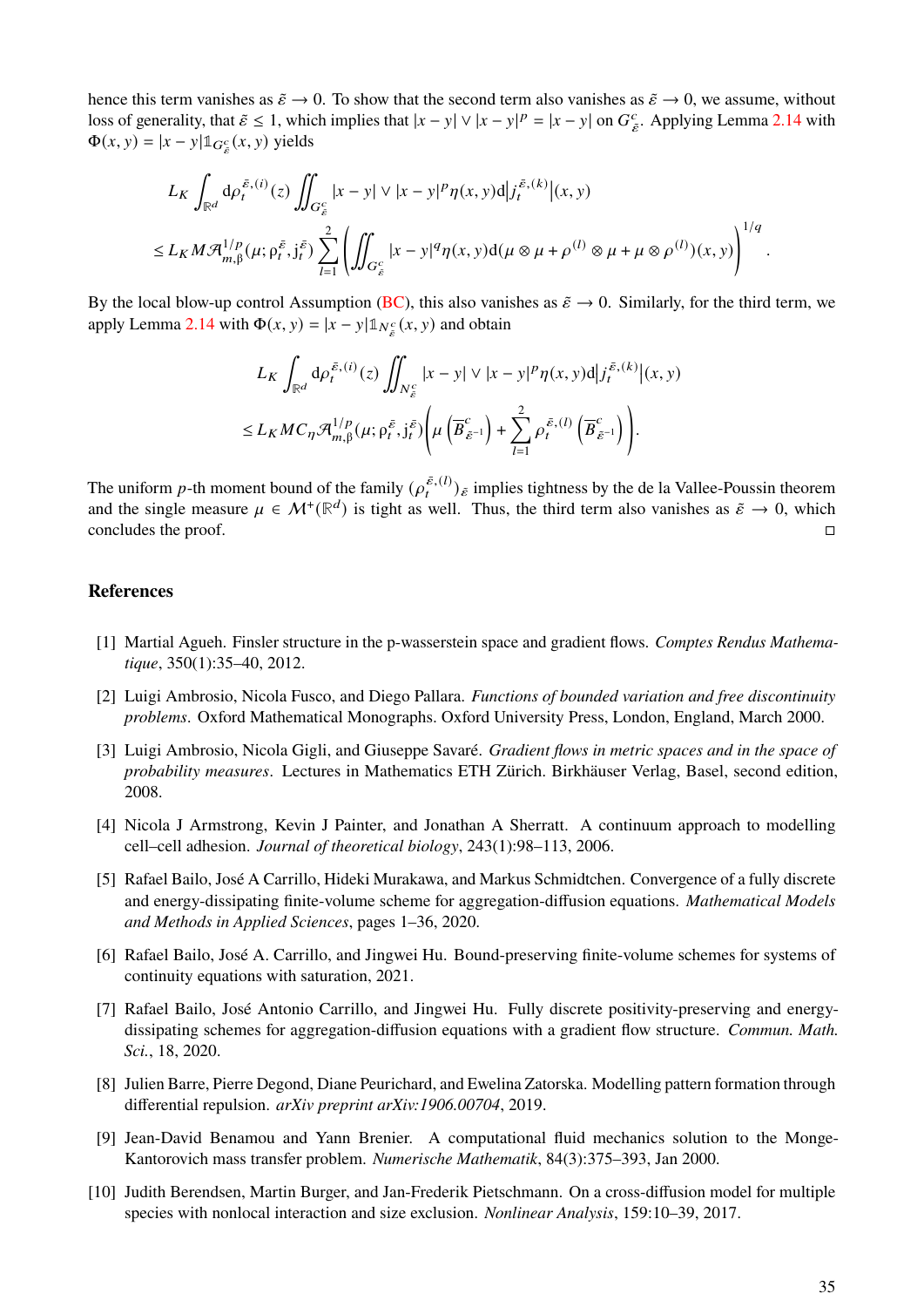hence this term vanishes as $\tilde{\varepsilon} \to 0$. To show that the second term also vanishes as $\tilde{\varepsilon} \to 0$, we assume, without loss of generality, that $\tilde{\varepsilon} \le 1$, which implies that $|x-y| \vee |x-y|^p = |x-y|$ on $G^c_{\tilde{\varepsilon}}$. Applying Lemma 2.14 with $\Phi(x,y) = |x-y|\mathbb{1}_{G^c_{\tilde{\varepsilon}}}(x,y)$ yields

$$
\begin{aligned}
&L_K \int_{\mathbb{R}^d} \mathrm{d}\rho_t^{\tilde{\varepsilon},(i)}(z) \iint_{G^c_{\tilde{\varepsilon}}} |x-y| \vee |x-y|^p \eta(x,y) \mathrm{d}\big|j_t^{\tilde{\varepsilon},(k)}\big|(x,y) \\
&\le L_K M \mathcal{A}^{1/p}_{m,\beta}(\mu; \rho_t^{\tilde{\varepsilon}}, \mathrm{j}_t^{\tilde{\varepsilon}}) \sum_{l=1}^{2} \left( \iint_{G^c_{\tilde{\varepsilon}}} |x-y|^q \eta(x,y) \mathrm{d}(\mu \otimes \mu + \rho^{(l)} \otimes \mu + \mu \otimes \rho^{(l)})(x,y) \right)^{1/q}.
\end{aligned}
$$

By the local blow-up control Assumption (BC), this also vanishes as $\tilde{\varepsilon} \to 0$. Similarly, for the third term, we apply Lemma 2.14 with $\Phi(x,y) = |x-y|\mathbb{1}_{N^c_{\tilde{\varepsilon}}}(x,y)$ and obtain

$$
\begin{aligned}
&L_K \int_{\mathbb{R}^d} \mathrm{d}\rho_t^{\tilde{\varepsilon},(i)}(z) \iint_{N^c_{\tilde{\varepsilon}}} |x-y| \vee |x-y|^p \eta(x,y) \mathrm{d}\big|j_t^{\tilde{\varepsilon},(k)}\big|(x,y) \\
&\le L_K M C_\eta \mathcal{A}^{1/p}_{m,\beta}(\mu; \rho_t^{\tilde{\varepsilon}}, \mathrm{j}_t^{\tilde{\varepsilon}}) \left( \mu\left(\overline{B}^c_{\tilde{\varepsilon}^{-1}}\right) + \sum_{l=1}^{2} \rho_t^{\tilde{\varepsilon},(l)}\left(\overline{B}^c_{\tilde{\varepsilon}^{-1}}\right) \right).
\end{aligned}
$$

The uniform $p$-th moment bound of the family $(\rho_t^{\tilde{\varepsilon},(l)})_{\tilde{\varepsilon}}$ implies tightness by the de la Vallee-Poussin theorem and the single measure $\mu \in \mathcal{M}^+(\mathbb{R}^d)$ is tight as well. Thus, the third term also vanishes as $\tilde{\varepsilon} \to 0$, which concludes the proof. □

## References

[1] Martial Agueh. Finsler structure in the p-wasserstein space and gradient flows. *Comptes Rendus Mathematique*, 350(1):35–40, 2012.

[2] Luigi Ambrosio, Nicola Fusco, and Diego Pallara. *Functions of bounded variation and free discontinuity problems*. Oxford Mathematical Monographs. Oxford University Press, London, England, March 2000.

[3] Luigi Ambrosio, Nicola Gigli, and Giuseppe Savaré. *Gradient flows in metric spaces and in the space of probability measures*. Lectures in Mathematics ETH Zürich. Birkhäuser Verlag, Basel, second edition, 2008.

[4] Nicola J Armstrong, Kevin J Painter, and Jonathan A Sherratt. A continuum approach to modelling cell–cell adhesion. *Journal of theoretical biology*, 243(1):98–113, 2006.

[5] Rafael Bailo, José A Carrillo, Hideki Murakawa, and Markus Schmidtchen. Convergence of a fully discrete and energy-dissipating finite-volume scheme for aggregation-diffusion equations. *Mathematical Models and Methods in Applied Sciences*, pages 1–36, 2020.

[6] Rafael Bailo, José A. Carrillo, and Jingwei Hu. Bound-preserving finite-volume schemes for systems of continuity equations with saturation, 2021.

[7] Rafael Bailo, José Antonio Carrillo, and Jingwei Hu. Fully discrete positivity-preserving and energy-dissipating schemes for aggregation-diffusion equations with a gradient flow structure. *Commun. Math. Sci.*, 18, 2020.

[8] Julien Barre, Pierre Degond, Diane Peurichard, and Ewelina Zatorska. Modelling pattern formation through differential repulsion. *arXiv preprint arXiv:1906.00704*, 2019.

[9] Jean-David Benamou and Yann Brenier. A computational fluid mechanics solution to the Monge-Kantorovich mass transfer problem. *Numerische Mathematik*, 84(3):375–393, Jan 2000.

[10] Judith Berendsen, Martin Burger, and Jan-Frederik Pietschmann. On a cross-diffusion model for multiple species with nonlocal interaction and size exclusion. *Nonlinear Analysis*, 159:10–39, 2017.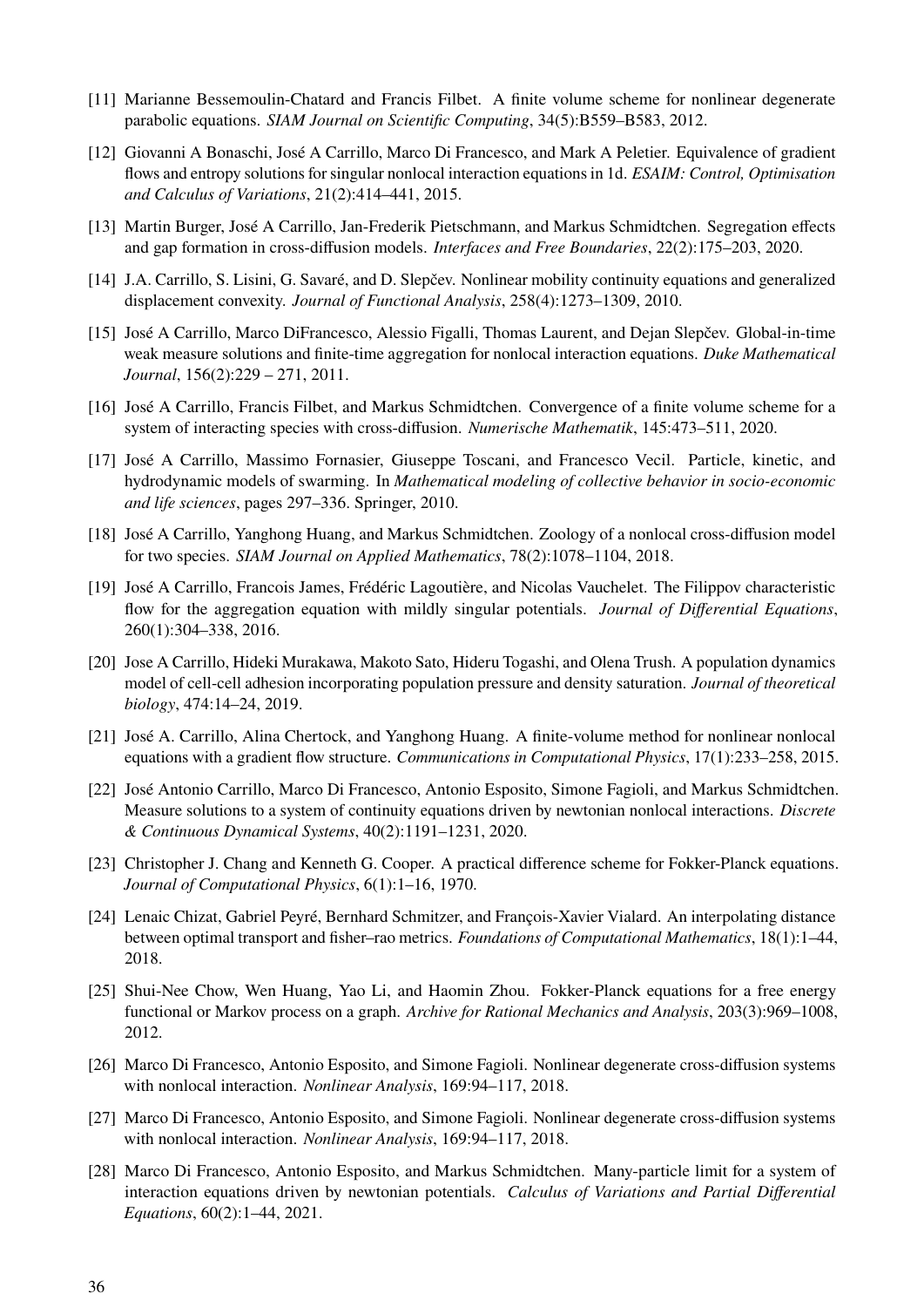[11] Marianne Bessemoulin-Chatard and Francis Filbet. A finite volume scheme for nonlinear degenerate parabolic equations. *SIAM Journal on Scientific Computing*, 34(5):B559–B583, 2012.

[12] Giovanni A Bonaschi, José A Carrillo, Marco Di Francesco, and Mark A Peletier. Equivalence of gradient flows and entropy solutions for singular nonlocal interaction equations in 1d. *ESAIM: Control, Optimisation and Calculus of Variations*, 21(2):414–441, 2015.

[13] Martin Burger, José A Carrillo, Jan-Frederik Pietschmann, and Markus Schmidtchen. Segregation effects and gap formation in cross-diffusion models. *Interfaces and Free Boundaries*, 22(2):175–203, 2020.

[14] J.A. Carrillo, S. Lisini, G. Savaré, and D. Slepčev. Nonlinear mobility continuity equations and generalized displacement convexity. *Journal of Functional Analysis*, 258(4):1273–1309, 2010.

[15] José A Carrillo, Marco DiFrancesco, Alessio Figalli, Thomas Laurent, and Dejan Slepčev. Global-in-time weak measure solutions and finite-time aggregation for nonlocal interaction equations. *Duke Mathematical Journal*, 156(2):229 – 271, 2011.

[16] José A Carrillo, Francis Filbet, and Markus Schmidtchen. Convergence of a finite volume scheme for a system of interacting species with cross-diffusion. *Numerische Mathematik*, 145:473–511, 2020.

[17] José A Carrillo, Massimo Fornasier, Giuseppe Toscani, and Francesco Vecil. Particle, kinetic, and hydrodynamic models of swarming. In *Mathematical modeling of collective behavior in socio-economic and life sciences*, pages 297–336. Springer, 2010.

[18] José A Carrillo, Yanghong Huang, and Markus Schmidtchen. Zoology of a nonlocal cross-diffusion model for two species. *SIAM Journal on Applied Mathematics*, 78(2):1078–1104, 2018.

[19] José A Carrillo, Francois James, Frédéric Lagoutière, and Nicolas Vauchelet. The Filippov characteristic flow for the aggregation equation with mildly singular potentials. *Journal of Differential Equations*, 260(1):304–338, 2016.

[20] Jose A Carrillo, Hideki Murakawa, Makoto Sato, Hideru Togashi, and Olena Trush. A population dynamics model of cell-cell adhesion incorporating population pressure and density saturation. *Journal of theoretical biology*, 474:14–24, 2019.

[21] José A. Carrillo, Alina Chertock, and Yanghong Huang. A finite-volume method for nonlinear nonlocal equations with a gradient flow structure. *Communications in Computational Physics*, 17(1):233–258, 2015.

[22] José Antonio Carrillo, Marco Di Francesco, Antonio Esposito, Simone Fagioli, and Markus Schmidtchen. Measure solutions to a system of continuity equations driven by newtonian nonlocal interactions. *Discrete & Continuous Dynamical Systems*, 40(2):1191–1231, 2020.

[23] Christopher J. Chang and Kenneth G. Cooper. A practical difference scheme for Fokker-Planck equations. *Journal of Computational Physics*, 6(1):1–16, 1970.

[24] Lenaic Chizat, Gabriel Peyré, Bernhard Schmitzer, and François-Xavier Vialard. An interpolating distance between optimal transport and fisher–rao metrics. *Foundations of Computational Mathematics*, 18(1):1–44, 2018.

[25] Shui-Nee Chow, Wen Huang, Yao Li, and Haomin Zhou. Fokker-Planck equations for a free energy functional or Markov process on a graph. *Archive for Rational Mechanics and Analysis*, 203(3):969–1008, 2012.

[26] Marco Di Francesco, Antonio Esposito, and Simone Fagioli. Nonlinear degenerate cross-diffusion systems with nonlocal interaction. *Nonlinear Analysis*, 169:94–117, 2018.

[27] Marco Di Francesco, Antonio Esposito, and Simone Fagioli. Nonlinear degenerate cross-diffusion systems with nonlocal interaction. *Nonlinear Analysis*, 169:94–117, 2018.

[28] Marco Di Francesco, Antonio Esposito, and Markus Schmidtchen. Many-particle limit for a system of interaction equations driven by newtonian potentials. *Calculus of Variations and Partial Differential Equations*, 60(2):1–44, 2021.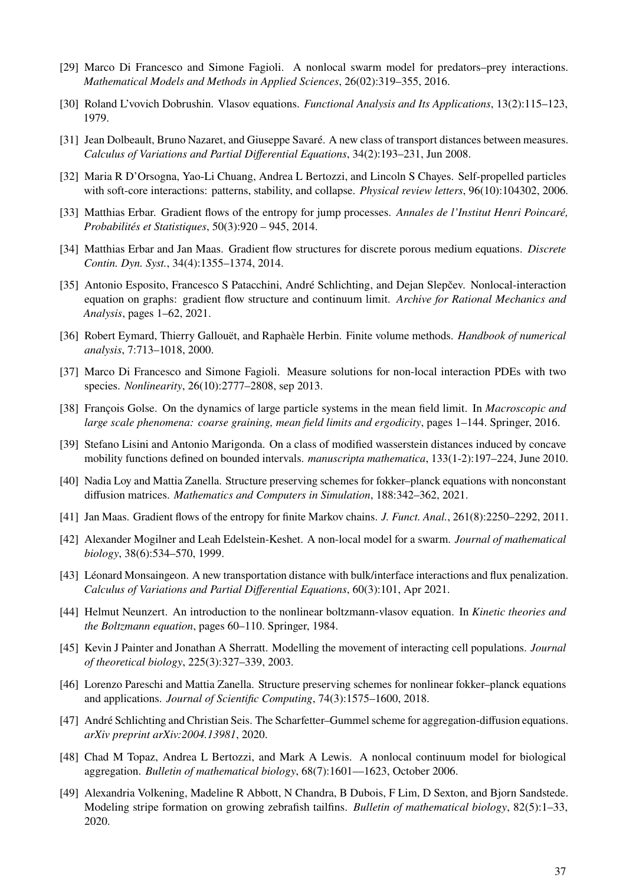[29] Marco Di Francesco and Simone Fagioli. A nonlocal swarm model for predators–prey interactions. *Mathematical Models and Methods in Applied Sciences*, 26(02):319–355, 2016.

[30] Roland L'vovich Dobrushin. Vlasov equations. *Functional Analysis and Its Applications*, 13(2):115–123, 1979.

[31] Jean Dolbeault, Bruno Nazaret, and Giuseppe Savaré. A new class of transport distances between measures. *Calculus of Variations and Partial Differential Equations*, 34(2):193–231, Jun 2008.

[32] Maria R D'Orsogna, Yao-Li Chuang, Andrea L Bertozzi, and Lincoln S Chayes. Self-propelled particles with soft-core interactions: patterns, stability, and collapse. *Physical review letters*, 96(10):104302, 2006.

[33] Matthias Erbar. Gradient flows of the entropy for jump processes. *Annales de l'Institut Henri Poincaré, Probabilités et Statistiques*, 50(3):920 – 945, 2014.

[34] Matthias Erbar and Jan Maas. Gradient flow structures for discrete porous medium equations. *Discrete Contin. Dyn. Syst.*, 34(4):1355–1374, 2014.

[35] Antonio Esposito, Francesco S Patacchini, André Schlichting, and Dejan Slepčev. Nonlocal-interaction equation on graphs: gradient flow structure and continuum limit. *Archive for Rational Mechanics and Analysis*, pages 1–62, 2021.

[36] Robert Eymard, Thierry Gallouët, and Raphaèle Herbin. Finite volume methods. *Handbook of numerical analysis*, 7:713–1018, 2000.

[37] Marco Di Francesco and Simone Fagioli. Measure solutions for non-local interaction PDEs with two species. *Nonlinearity*, 26(10):2777–2808, sep 2013.

[38] François Golse. On the dynamics of large particle systems in the mean field limit. In *Macroscopic and large scale phenomena: coarse graining, mean field limits and ergodicity*, pages 1–144. Springer, 2016.

[39] Stefano Lisini and Antonio Marigonda. On a class of modified wasserstein distances induced by concave mobility functions defined on bounded intervals. *manuscripta mathematica*, 133(1-2):197–224, June 2010.

[40] Nadia Loy and Mattia Zanella. Structure preserving schemes for fokker–planck equations with nonconstant diffusion matrices. *Mathematics and Computers in Simulation*, 188:342–362, 2021.

[41] Jan Maas. Gradient flows of the entropy for finite Markov chains. *J. Funct. Anal.*, 261(8):2250–2292, 2011.

[42] Alexander Mogilner and Leah Edelstein-Keshet. A non-local model for a swarm. *Journal of mathematical biology*, 38(6):534–570, 1999.

[43] Léonard Monsaingeon. A new transportation distance with bulk/interface interactions and flux penalization. *Calculus of Variations and Partial Differential Equations*, 60(3):101, Apr 2021.

[44] Helmut Neunzert. An introduction to the nonlinear boltzmann-vlasov equation. In *Kinetic theories and the Boltzmann equation*, pages 60–110. Springer, 1984.

[45] Kevin J Painter and Jonathan A Sherratt. Modelling the movement of interacting cell populations. *Journal of theoretical biology*, 225(3):327–339, 2003.

[46] Lorenzo Pareschi and Mattia Zanella. Structure preserving schemes for nonlinear fokker–planck equations and applications. *Journal of Scientific Computing*, 74(3):1575–1600, 2018.

[47] André Schlichting and Christian Seis. The Scharfetter–Gummel scheme for aggregation-diffusion equations. *arXiv preprint arXiv:2004.13981*, 2020.

[48] Chad M Topaz, Andrea L Bertozzi, and Mark A Lewis. A nonlocal continuum model for biological aggregation. *Bulletin of mathematical biology*, 68(7):1601—1623, October 2006.

[49] Alexandria Volkening, Madeline R Abbott, N Chandra, B Dubois, F Lim, D Sexton, and Bjorn Sandstede. Modeling stripe formation on growing zebrafish tailfins. *Bulletin of mathematical biology*, 82(5):1–33, 2020.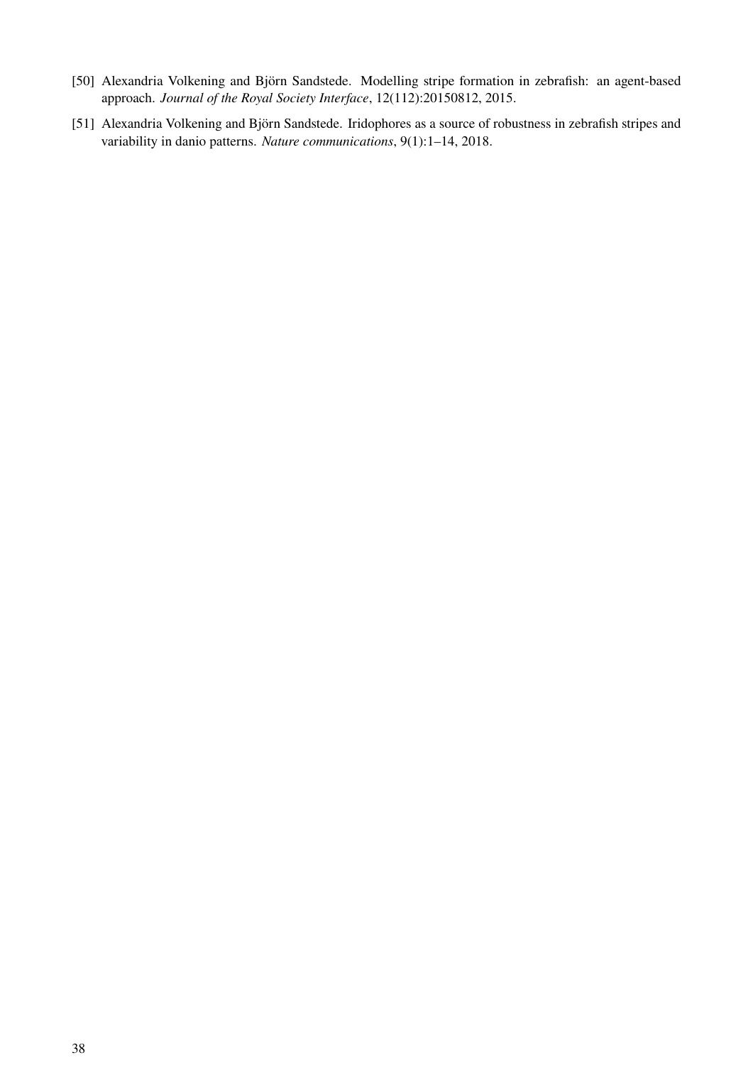[50] Alexandria Volkening and Björn Sandstede. Modelling stripe formation in zebrafish: an agent-based approach. *Journal of the Royal Society Interface*, 12(112):20150812, 2015.

[51] Alexandria Volkening and Björn Sandstede. Iridophores as a source of robustness in zebrafish stripes and variability in danio patterns. *Nature communications*, 9(1):1–14, 2018.